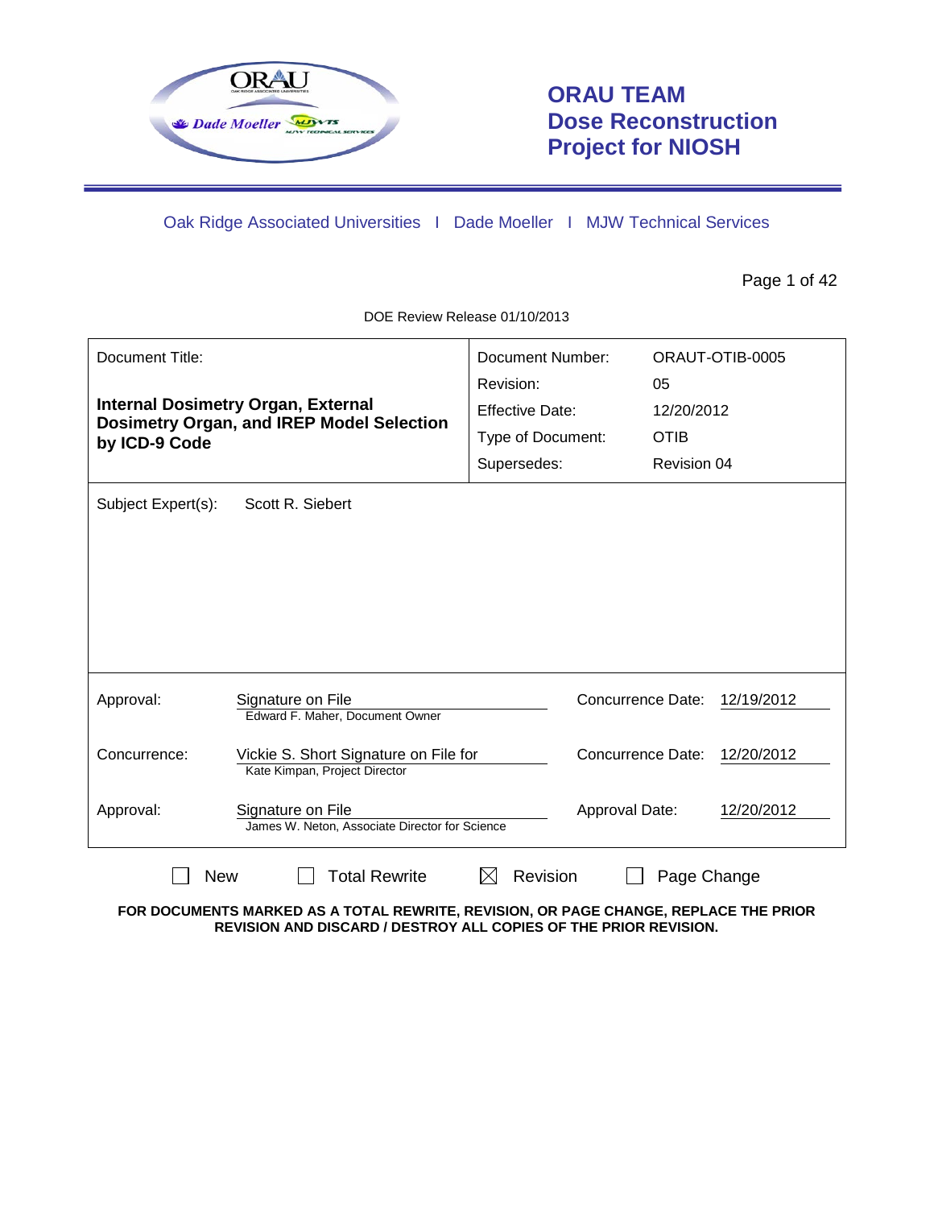# ORAU TEAM Dose Reconstruction Project for NIOSH

Oak Ridge Associated Universities I Dade Moeller I MJW Technical Services

DOE Review Release 01/10/2013

| Document Title: | | Document Number: | ORAUT-OTIB-0005 |
|---|---|---|---|
| **Internal Dosimetry Organ, External Dosimetry Organ, and IREP Model Selection by ICD-9 Code** | | Revision: | 05 |
| | | Effective Date: | 12/20/2012 |
| | | Type of Document: | OTIB |
| | | Supersedes: | Revision 04 |

Subject Expert(s): Scott R. Siebert

| | | | |
|---|---|---|---|
| Approval: | Signature on File<br>Edward F. Maher, Document Owner | Concurrence Date: | 12/19/2012 |
| Concurrence: | Vickie S. Short Signature on File for<br>Kate Kimpan, Project Director | Concurrence Date: | 12/20/2012 |
| Approval: | Signature on File<br>James W. Neton, Associate Director for Science | Approval Date: | 12/20/2012 |

☐ New ☐ Total Rewrite ☒ Revision ☐ Page Change

**FOR DOCUMENTS MARKED AS A TOTAL REWRITE, REVISION, OR PAGE CHANGE, REPLACE THE PRIOR REVISION AND DISCARD / DESTROY ALL COPIES OF THE PRIOR REVISION.**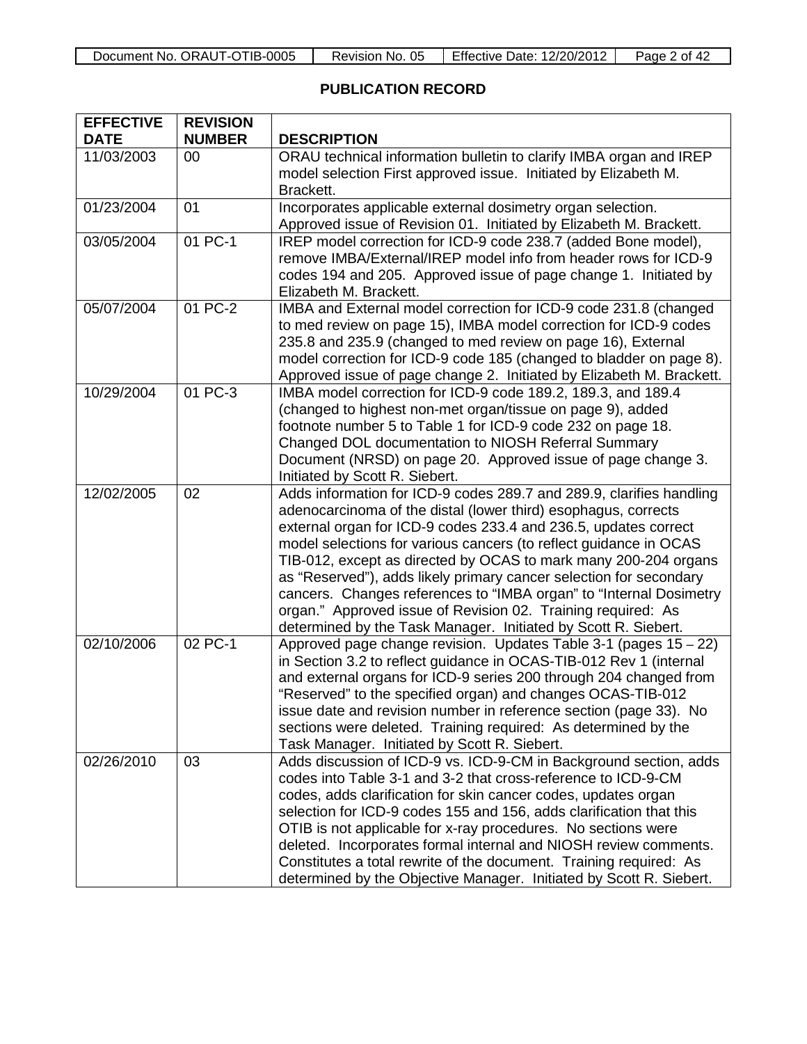## PUBLICATION RECORD

| EFFECTIVE DATE | REVISION NUMBER | DESCRIPTION |
|---|---|---|
| 11/03/2003 | 00 | ORAU technical information bulletin to clarify IMBA organ and IREP model selection First approved issue. Initiated by Elizabeth M. Brackett. |
| 01/23/2004 | 01 | Incorporates applicable external dosimetry organ selection. Approved issue of Revision 01. Initiated by Elizabeth M. Brackett. |
| 03/05/2004 | 01 PC-1 | IREP model correction for ICD-9 code 238.7 (added Bone model), remove IMBA/External/IREP model info from header rows for ICD-9 codes 194 and 205. Approved issue of page change 1. Initiated by Elizabeth M. Brackett. |
| 05/07/2004 | 01 PC-2 | IMBA and External model correction for ICD-9 code 231.8 (changed to med review on page 15), IMBA model correction for ICD-9 codes 235.8 and 235.9 (changed to med review on page 16), External model correction for ICD-9 code 185 (changed to bladder on page 8). Approved issue of page change 2. Initiated by Elizabeth M. Brackett. |
| 10/29/2004 | 01 PC-3 | IMBA model correction for ICD-9 code 189.2, 189.3, and 189.4 (changed to highest non-met organ/tissue on page 9), added footnote number 5 to Table 1 for ICD-9 code 232 on page 18. Changed DOL documentation to NIOSH Referral Summary Document (NRSD) on page 20. Approved issue of page change 3. Initiated by Scott R. Siebert. |
| 12/02/2005 | 02 | Adds information for ICD-9 codes 289.7 and 289.9, clarifies handling adenocarcinoma of the distal (lower third) esophagus, corrects external organ for ICD-9 codes 233.4 and 236.5, updates correct model selections for various cancers (to reflect guidance in OCAS TIB-012, except as directed by OCAS to mark many 200-204 organs as "Reserved"), adds likely primary cancer selection for secondary cancers. Changes references to "IMBA organ" to "Internal Dosimetry organ." Approved issue of Revision 02. Training required: As determined by the Task Manager. Initiated by Scott R. Siebert. |
| 02/10/2006 | 02 PC-1 | Approved page change revision. Updates Table 3-1 (pages 15 – 22) in Section 3.2 to reflect guidance in OCAS-TIB-012 Rev 1 (internal and external organs for ICD-9 series 200 through 204 changed from "Reserved" to the specified organ) and changes OCAS-TIB-012 issue date and revision number in reference section (page 33). No sections were deleted. Training required: As determined by the Task Manager. Initiated by Scott R. Siebert. |
| 02/26/2010 | 03 | Adds discussion of ICD-9 vs. ICD-9-CM in Background section, adds codes into Table 3-1 and 3-2 that cross-reference to ICD-9-CM codes, adds clarification for skin cancer codes, updates organ selection for ICD-9 codes 155 and 156, adds clarification that this OTIB is not applicable for x-ray procedures. No sections were deleted. Incorporates formal internal and NIOSH review comments. Constitutes a total rewrite of the document. Training required: As determined by the Objective Manager. Initiated by Scott R. Siebert. |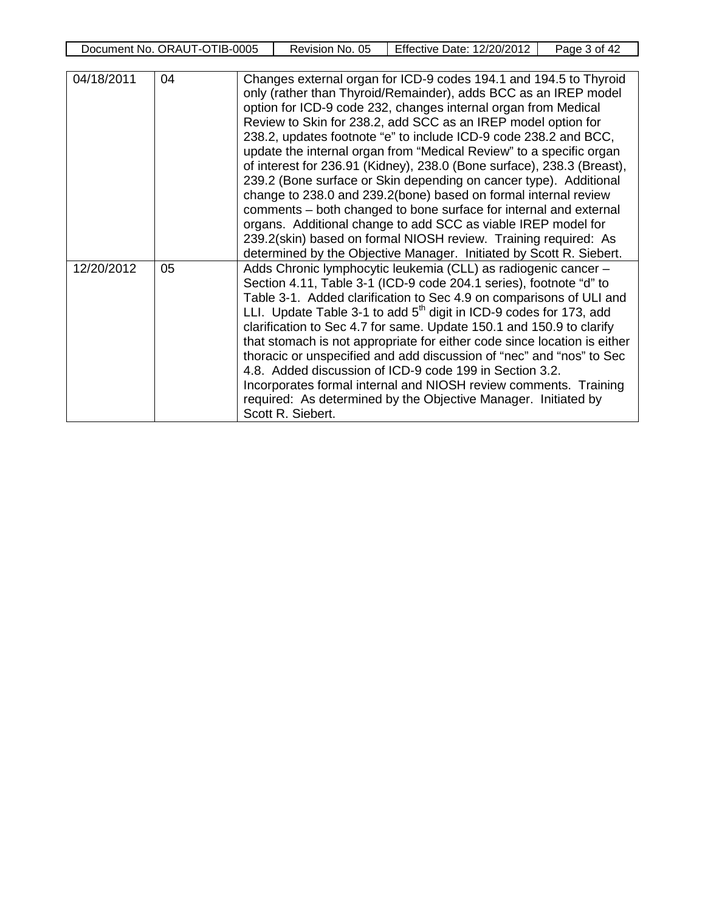| | | |
|---|---|---|
| 04/18/2011 | 04 | Changes external organ for ICD-9 codes 194.1 and 194.5 to Thyroid only (rather than Thyroid/Remainder), adds BCC as an IREP model option for ICD-9 code 232, changes internal organ from Medical Review to Skin for 238.2, add SCC as an IREP model option for 238.2, updates footnote “e” to include ICD-9 code 238.2 and BCC, update the internal organ from “Medical Review” to a specific organ of interest for 236.91 (Kidney), 238.0 (Bone surface), 238.3 (Breast), 239.2 (Bone surface or Skin depending on cancer type). Additional change to 238.0 and 239.2(bone) based on formal internal review comments – both changed to bone surface for internal and external organs. Additional change to add SCC as viable IREP model for 239.2(skin) based on formal NIOSH review. Training required: As determined by the Objective Manager. Initiated by Scott R. Siebert. |
| 12/20/2012 | 05 | Adds Chronic lymphocytic leukemia (CLL) as radiogenic cancer – Section 4.11, Table 3-1 (ICD-9 code 204.1 series), footnote “d” to Table 3-1. Added clarification to Sec 4.9 on comparisons of ULI and LLI. Update Table 3-1 to add 5th digit in ICD-9 codes for 173, add clarification to Sec 4.7 for same. Update 150.1 and 150.9 to clarify that stomach is not appropriate for either code since location is either thoracic or unspecified and add discussion of “nec” and “nos” to Sec 4.8. Added discussion of ICD-9 code 199 in Section 3.2. Incorporates formal internal and NIOSH review comments. Training required: As determined by the Objective Manager. Initiated by Scott R. Siebert. |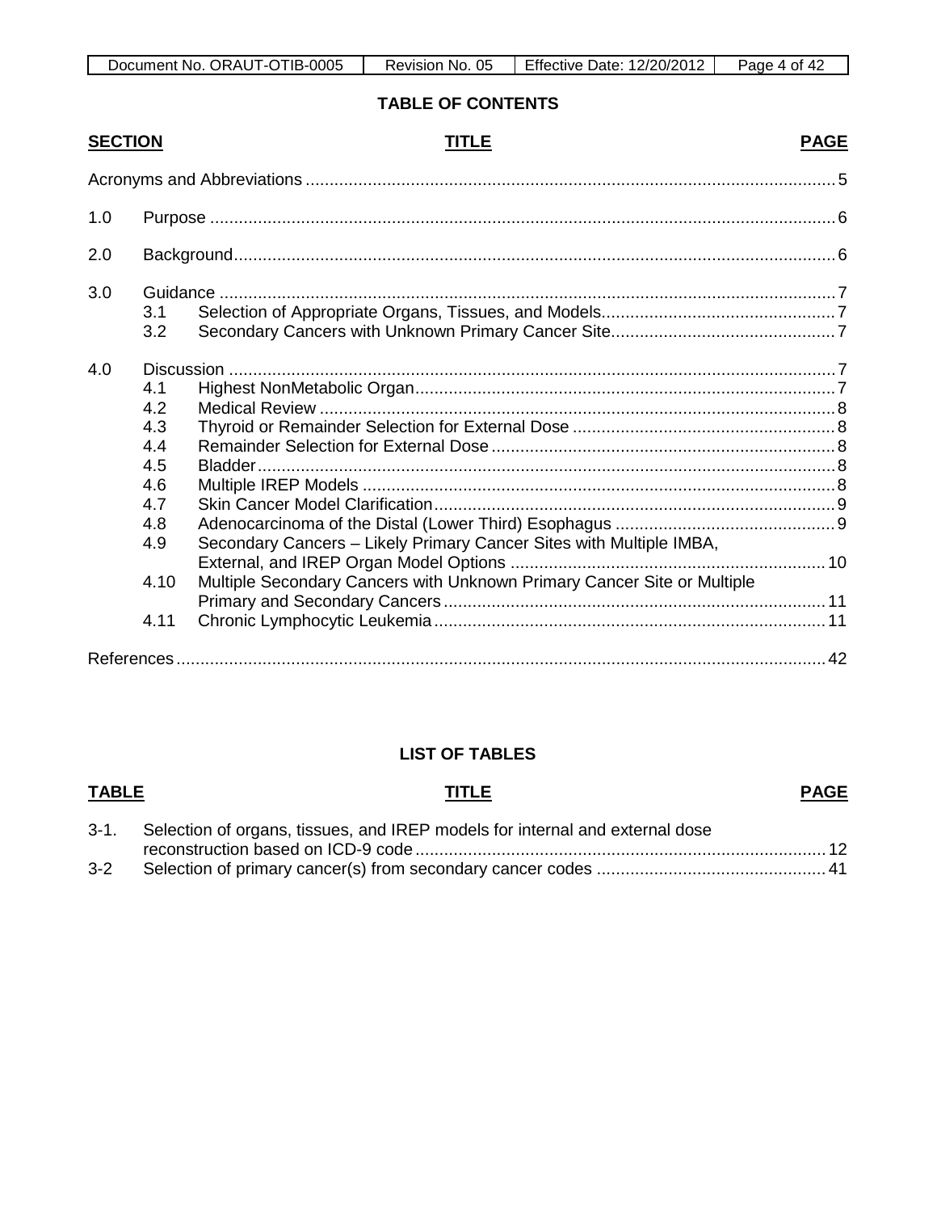## TABLE OF CONTENTS

| SECTION | TITLE | PAGE |
|---|---|---|
| | Acronyms and Abbreviations | 5 |
| 1.0 | Purpose | 6 |
| 2.0 | Background | 6 |
| 3.0 | Guidance | 7 |
| 3.1 | Selection of Appropriate Organs, Tissues, and Models | 7 |
| 3.2 | Secondary Cancers with Unknown Primary Cancer Site | 7 |
| 4.0 | Discussion | 7 |
| 4.1 | Highest NonMetabolic Organ | 7 |
| 4.2 | Medical Review | 8 |
| 4.3 | Thyroid or Remainder Selection for External Dose | 8 |
| 4.4 | Remainder Selection for External Dose | 8 |
| 4.5 | Bladder | 8 |
| 4.6 | Multiple IREP Models | 8 |
| 4.7 | Skin Cancer Model Clarification | 9 |
| 4.8 | Adenocarcinoma of the Distal (Lower Third) Esophagus | 9 |
| 4.9 | Secondary Cancers – Likely Primary Cancer Sites with Multiple IMBA, External, and IREP Organ Model Options | 10 |
| 4.10 | Multiple Secondary Cancers with Unknown Primary Cancer Site or Multiple Primary and Secondary Cancers | 11 |
| 4.11 | Chronic Lymphocytic Leukemia | 11 |
| | References | 42 |

## LIST OF TABLES

| TABLE | TITLE | PAGE |
|---|---|---|
| 3-1. | Selection of organs, tissues, and IREP models for internal and external dose reconstruction based on ICD-9 code | 12 |
| 3-2 | Selection of primary cancer(s) from secondary cancer codes | 41 |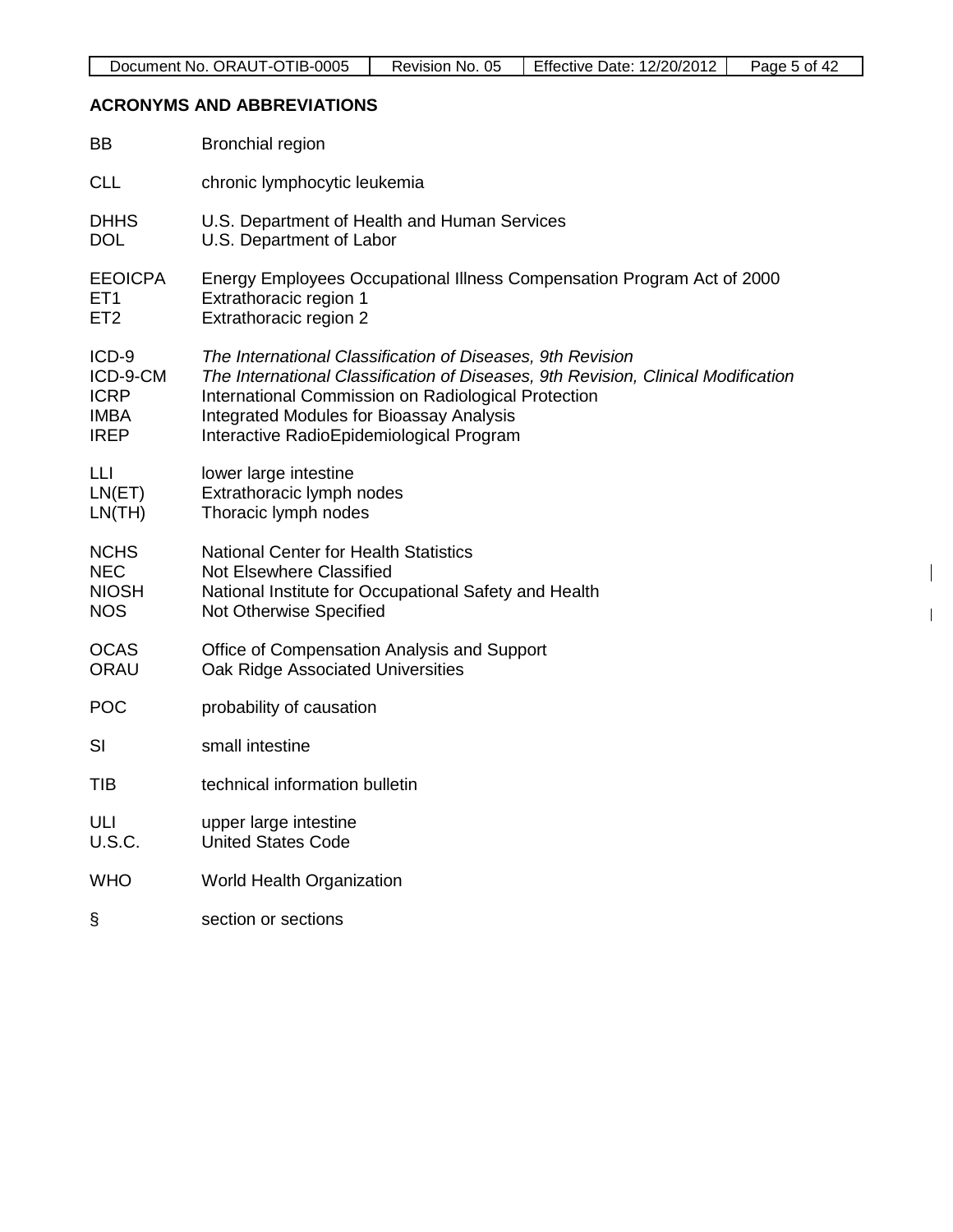## ACRONYMS AND ABBREVIATIONS

| | |
|---|---|
| BB | Bronchial region |
| CLL | chronic lymphocytic leukemia |
| DHHS | U.S. Department of Health and Human Services |
| DOL | U.S. Department of Labor |
| EEOICPA | Energy Employees Occupational Illness Compensation Program Act of 2000 |
| ET1 | Extrathoracic region 1 |
| ET2 | Extrathoracic region 2 |
| ICD-9 | *The International Classification of Diseases, 9th Revision* |
| ICD-9-CM | *The International Classification of Diseases, 9th Revision, Clinical Modification* |
| ICRP | International Commission on Radiological Protection |
| IMBA | Integrated Modules for Bioassay Analysis |
| IREP | Interactive RadioEpidemiological Program |
| LLI | lower large intestine |
| LN(ET) | Extrathoracic lymph nodes |
| LN(TH) | Thoracic lymph nodes |
| NCHS | National Center for Health Statistics |
| NEC | Not Elsewhere Classified |
| NIOSH | National Institute for Occupational Safety and Health |
| NOS | Not Otherwise Specified |
| OCAS | Office of Compensation Analysis and Support |
| ORAU | Oak Ridge Associated Universities |
| POC | probability of causation |
| SI | small intestine |
| TIB | technical information bulletin |
| ULI | upper large intestine |
| U.S.C. | United States Code |
| WHO | World Health Organization |
| § | section or sections |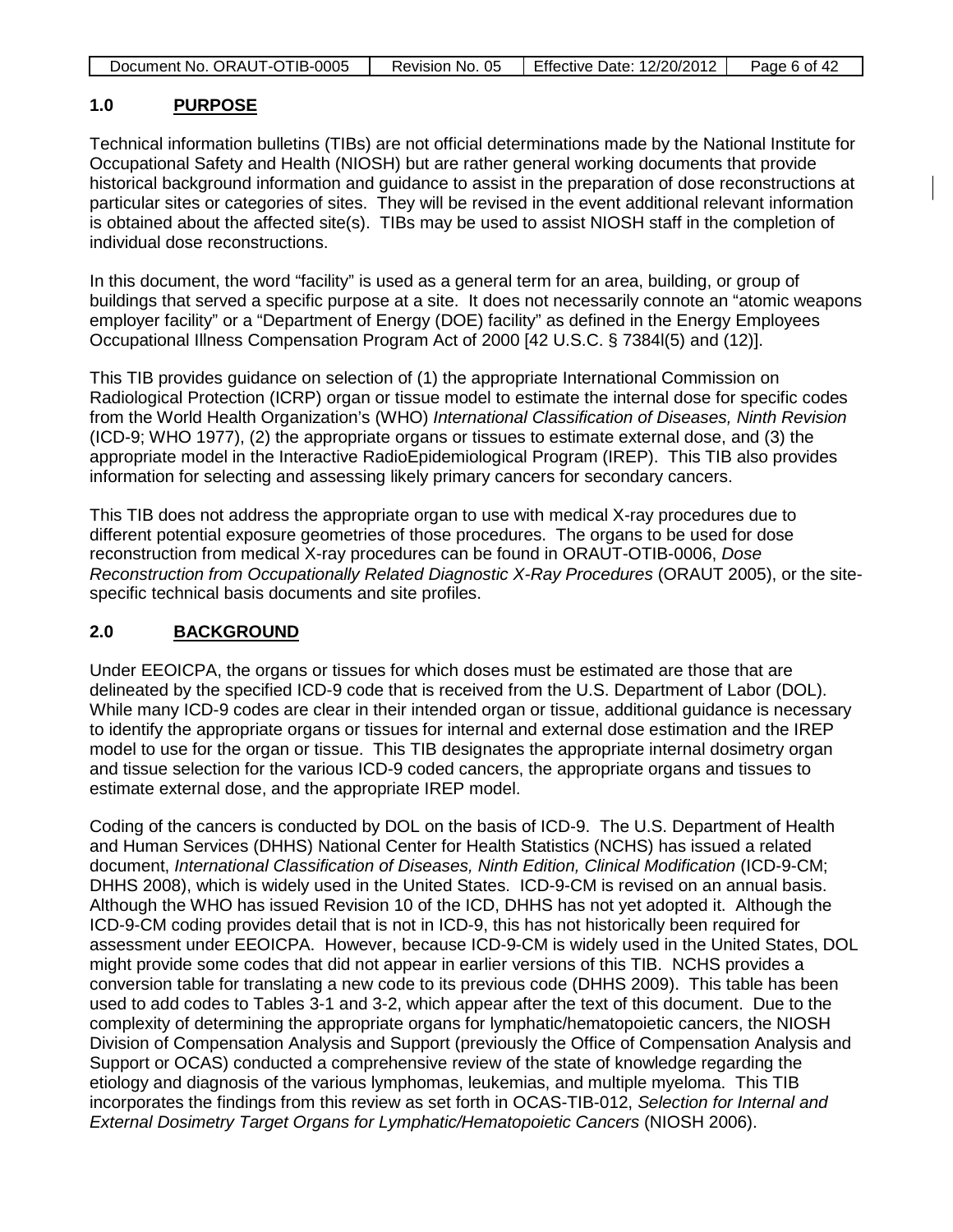## 1.0 PURPOSE

Technical information bulletins (TIBs) are not official determinations made by the National Institute for Occupational Safety and Health (NIOSH) but are rather general working documents that provide historical background information and guidance to assist in the preparation of dose reconstructions at particular sites or categories of sites. They will be revised in the event additional relevant information is obtained about the affected site(s). TIBs may be used to assist NIOSH staff in the completion of individual dose reconstructions.

In this document, the word "facility" is used as a general term for an area, building, or group of buildings that served a specific purpose at a site. It does not necessarily connote an "atomic weapons employer facility" or a "Department of Energy (DOE) facility" as defined in the Energy Employees Occupational Illness Compensation Program Act of 2000 [42 U.S.C. § 7384l(5) and (12)].

This TIB provides guidance on selection of (1) the appropriate International Commission on Radiological Protection (ICRP) organ or tissue model to estimate the internal dose for specific codes from the World Health Organization's (WHO) *International Classification of Diseases, Ninth Revision* (ICD-9; WHO 1977), (2) the appropriate organs or tissues to estimate external dose, and (3) the appropriate model in the Interactive RadioEpidemiological Program (IREP). This TIB also provides information for selecting and assessing likely primary cancers for secondary cancers.

This TIB does not address the appropriate organ to use with medical X-ray procedures due to different potential exposure geometries of those procedures. The organs to be used for dose reconstruction from medical X-ray procedures can be found in ORAUT-OTIB-0006, *Dose Reconstruction from Occupationally Related Diagnostic X-Ray Procedures* (ORAUT 2005), or the site-specific technical basis documents and site profiles.

## 2.0 BACKGROUND

Under EEOICPA, the organs or tissues for which doses must be estimated are those that are delineated by the specified ICD-9 code that is received from the U.S. Department of Labor (DOL). While many ICD-9 codes are clear in their intended organ or tissue, additional guidance is necessary to identify the appropriate organs or tissues for internal and external dose estimation and the IREP model to use for the organ or tissue. This TIB designates the appropriate internal dosimetry organ and tissue selection for the various ICD-9 coded cancers, the appropriate organs and tissues to estimate external dose, and the appropriate IREP model.

Coding of the cancers is conducted by DOL on the basis of ICD-9. The U.S. Department of Health and Human Services (DHHS) National Center for Health Statistics (NCHS) has issued a related document, *International Classification of Diseases, Ninth Edition, Clinical Modification* (ICD-9-CM; DHHS 2008), which is widely used in the United States. ICD-9-CM is revised on an annual basis. Although the WHO has issued Revision 10 of the ICD, DHHS has not yet adopted it. Although the ICD-9-CM coding provides detail that is not in ICD-9, this has not historically been required for assessment under EEOICPA. However, because ICD-9-CM is widely used in the United States, DOL might provide some codes that did not appear in earlier versions of this TIB. NCHS provides a conversion table for translating a new code to its previous code (DHHS 2009). This table has been used to add codes to Tables 3-1 and 3-2, which appear after the text of this document. Due to the complexity of determining the appropriate organs for lymphatic/hematopoietic cancers, the NIOSH Division of Compensation Analysis and Support (previously the Office of Compensation Analysis and Support or OCAS) conducted a comprehensive review of the state of knowledge regarding the etiology and diagnosis of the various lymphomas, leukemias, and multiple myeloma. This TIB incorporates the findings from this review as set forth in OCAS-TIB-012, *Selection for Internal and External Dosimetry Target Organs for Lymphatic/Hematopoietic Cancers* (NIOSH 2006).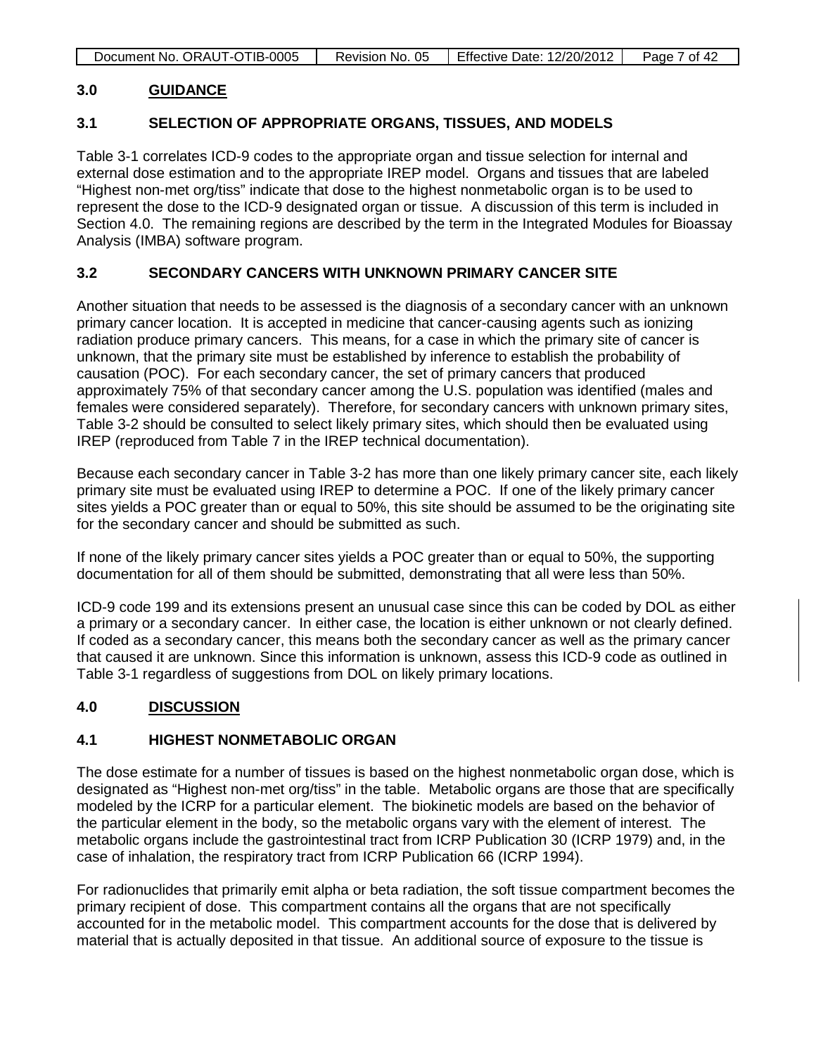## 3.0 GUIDANCE

### 3.1 SELECTION OF APPROPRIATE ORGANS, TISSUES, AND MODELS

Table 3-1 correlates ICD-9 codes to the appropriate organ and tissue selection for internal and external dose estimation and to the appropriate IREP model. Organs and tissues that are labeled "Highest non-met org/tiss" indicate that dose to the highest nonmetabolic organ is to be used to represent the dose to the ICD-9 designated organ or tissue. A discussion of this term is included in Section 4.0. The remaining regions are described by the term in the Integrated Modules for Bioassay Analysis (IMBA) software program.

### 3.2 SECONDARY CANCERS WITH UNKNOWN PRIMARY CANCER SITE

Another situation that needs to be assessed is the diagnosis of a secondary cancer with an unknown primary cancer location. It is accepted in medicine that cancer-causing agents such as ionizing radiation produce primary cancers. This means, for a case in which the primary site of cancer is unknown, that the primary site must be established by inference to establish the probability of causation (POC). For each secondary cancer, the set of primary cancers that produced approximately 75% of that secondary cancer among the U.S. population was identified (males and females were considered separately). Therefore, for secondary cancers with unknown primary sites, Table 3-2 should be consulted to select likely primary sites, which should then be evaluated using IREP (reproduced from Table 7 in the IREP technical documentation).

Because each secondary cancer in Table 3-2 has more than one likely primary cancer site, each likely primary site must be evaluated using IREP to determine a POC. If one of the likely primary cancer sites yields a POC greater than or equal to 50%, this site should be assumed to be the originating site for the secondary cancer and should be submitted as such.

If none of the likely primary cancer sites yields a POC greater than or equal to 50%, the supporting documentation for all of them should be submitted, demonstrating that all were less than 50%.

ICD-9 code 199 and its extensions present an unusual case since this can be coded by DOL as either a primary or a secondary cancer. In either case, the location is either unknown or not clearly defined. If coded as a secondary cancer, this means both the secondary cancer as well as the primary cancer that caused it are unknown. Since this information is unknown, assess this ICD-9 code as outlined in Table 3-1 regardless of suggestions from DOL on likely primary locations.

## 4.0 DISCUSSION

### 4.1 HIGHEST NONMETABOLIC ORGAN

The dose estimate for a number of tissues is based on the highest nonmetabolic organ dose, which is designated as "Highest non-met org/tiss" in the table. Metabolic organs are those that are specifically modeled by the ICRP for a particular element. The biokinetic models are based on the behavior of the particular element in the body, so the metabolic organs vary with the element of interest. The metabolic organs include the gastrointestinal tract from ICRP Publication 30 (ICRP 1979) and, in the case of inhalation, the respiratory tract from ICRP Publication 66 (ICRP 1994).

For radionuclides that primarily emit alpha or beta radiation, the soft tissue compartment becomes the primary recipient of dose. This compartment contains all the organs that are not specifically accounted for in the metabolic model. This compartment accounts for the dose that is delivered by material that is actually deposited in that tissue. An additional source of exposure to the tissue is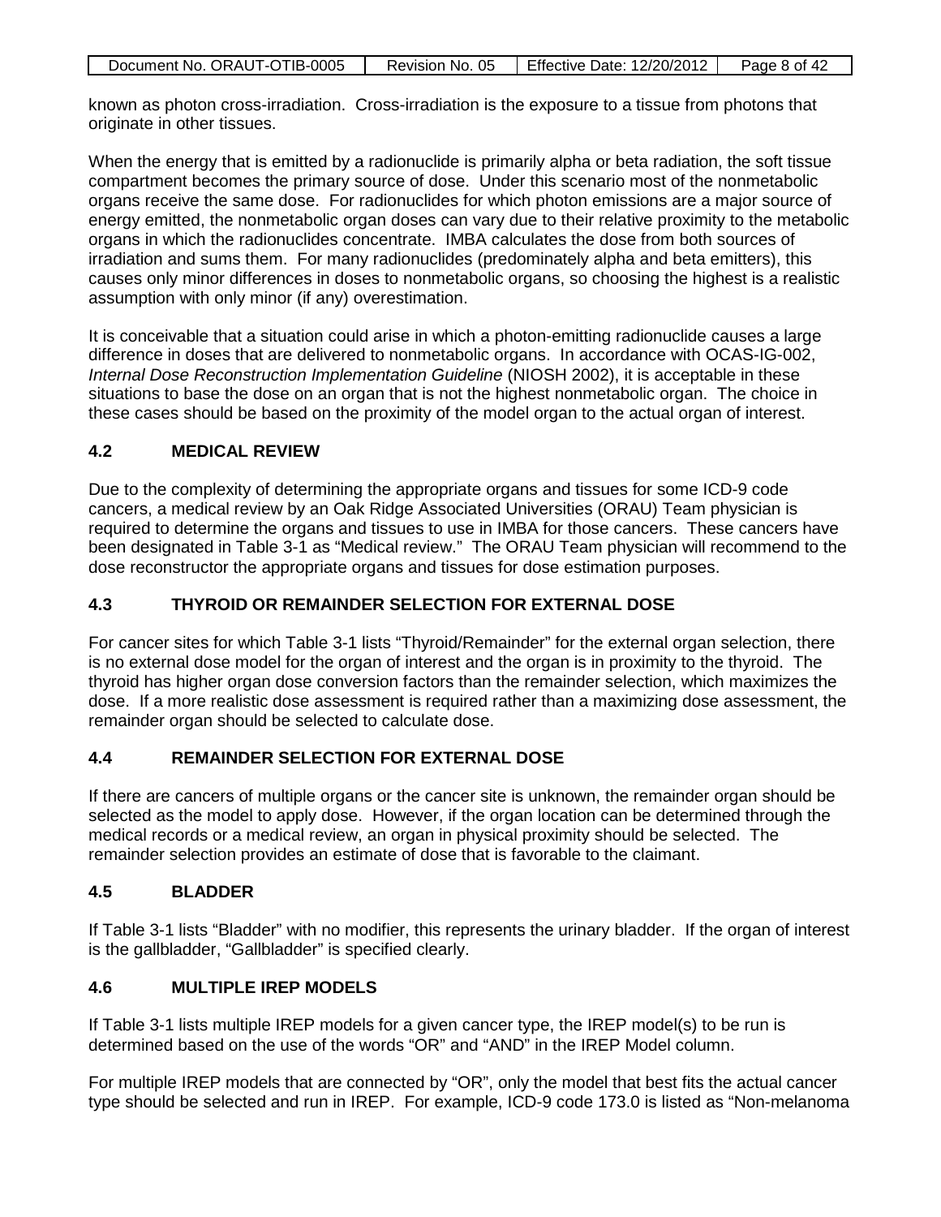known as photon cross-irradiation. Cross-irradiation is the exposure to a tissue from photons that originate in other tissues.

When the energy that is emitted by a radionuclide is primarily alpha or beta radiation, the soft tissue compartment becomes the primary source of dose. Under this scenario most of the nonmetabolic organs receive the same dose. For radionuclides for which photon emissions are a major source of energy emitted, the nonmetabolic organ doses can vary due to their relative proximity to the metabolic organs in which the radionuclides concentrate. IMBA calculates the dose from both sources of irradiation and sums them. For many radionuclides (predominately alpha and beta emitters), this causes only minor differences in doses to nonmetabolic organs, so choosing the highest is a realistic assumption with only minor (if any) overestimation.

It is conceivable that a situation could arise in which a photon-emitting radionuclide causes a large difference in doses that are delivered to nonmetabolic organs. In accordance with OCAS-IG-002, *Internal Dose Reconstruction Implementation Guideline* (NIOSH 2002), it is acceptable in these situations to base the dose on an organ that is not the highest nonmetabolic organ. The choice in these cases should be based on the proximity of the model organ to the actual organ of interest.

## 4.2 MEDICAL REVIEW

Due to the complexity of determining the appropriate organs and tissues for some ICD-9 code cancers, a medical review by an Oak Ridge Associated Universities (ORAU) Team physician is required to determine the organs and tissues to use in IMBA for those cancers. These cancers have been designated in Table 3-1 as "Medical review." The ORAU Team physician will recommend to the dose reconstructor the appropriate organs and tissues for dose estimation purposes.

## 4.3 THYROID OR REMAINDER SELECTION FOR EXTERNAL DOSE

For cancer sites for which Table 3-1 lists "Thyroid/Remainder" for the external organ selection, there is no external dose model for the organ of interest and the organ is in proximity to the thyroid. The thyroid has higher organ dose conversion factors than the remainder selection, which maximizes the dose. If a more realistic dose assessment is required rather than a maximizing dose assessment, the remainder organ should be selected to calculate dose.

## 4.4 REMAINDER SELECTION FOR EXTERNAL DOSE

If there are cancers of multiple organs or the cancer site is unknown, the remainder organ should be selected as the model to apply dose. However, if the organ location can be determined through the medical records or a medical review, an organ in physical proximity should be selected. The remainder selection provides an estimate of dose that is favorable to the claimant.

## 4.5 BLADDER

If Table 3-1 lists "Bladder" with no modifier, this represents the urinary bladder. If the organ of interest is the gallbladder, "Gallbladder" is specified clearly.

## 4.6 MULTIPLE IREP MODELS

If Table 3-1 lists multiple IREP models for a given cancer type, the IREP model(s) to be run is determined based on the use of the words "OR" and "AND" in the IREP Model column.

For multiple IREP models that are connected by "OR", only the model that best fits the actual cancer type should be selected and run in IREP. For example, ICD-9 code 173.0 is listed as "Non-melanoma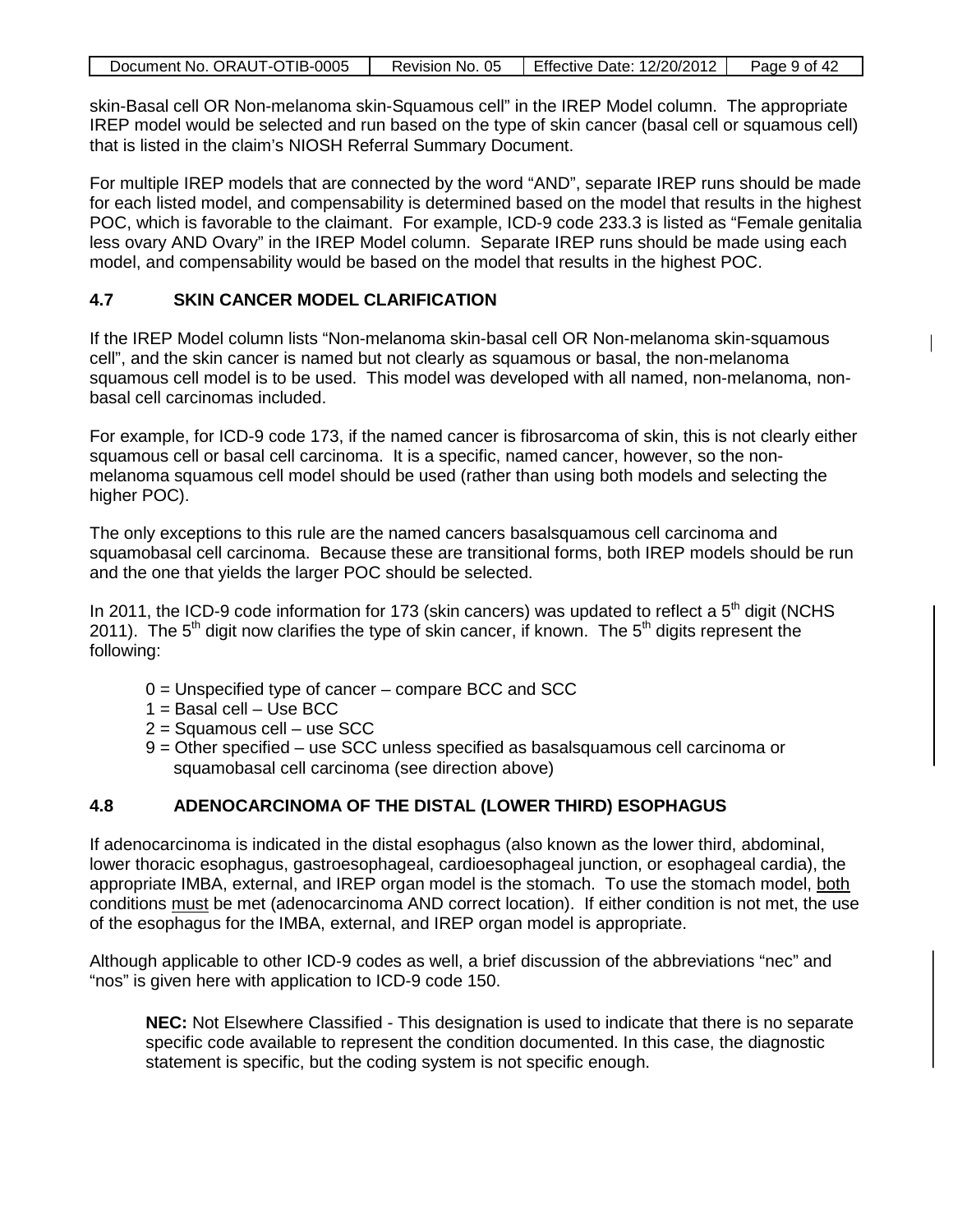skin-Basal cell OR Non-melanoma skin-Squamous cell" in the IREP Model column. The appropriate IREP model would be selected and run based on the type of skin cancer (basal cell or squamous cell) that is listed in the claim's NIOSH Referral Summary Document.

For multiple IREP models that are connected by the word "AND", separate IREP runs should be made for each listed model, and compensability is determined based on the model that results in the highest POC, which is favorable to the claimant. For example, ICD-9 code 233.3 is listed as "Female genitalia less ovary AND Ovary" in the IREP Model column. Separate IREP runs should be made using each model, and compensability would be based on the model that results in the highest POC.

## 4.7 SKIN CANCER MODEL CLARIFICATION

If the IREP Model column lists "Non-melanoma skin-basal cell OR Non-melanoma skin-squamous cell", and the skin cancer is named but not clearly as squamous or basal, the non-melanoma squamous cell model is to be used. This model was developed with all named, non-melanoma, non-basal cell carcinomas included.

For example, for ICD-9 code 173, if the named cancer is fibrosarcoma of skin, this is not clearly either squamous cell or basal cell carcinoma. It is a specific, named cancer, however, so the non-melanoma squamous cell model should be used (rather than using both models and selecting the higher POC).

The only exceptions to this rule are the named cancers basalsquamous cell carcinoma and squamobasal cell carcinoma. Because these are transitional forms, both IREP models should be run and the one that yields the larger POC should be selected.

In 2011, the ICD-9 code information for 173 (skin cancers) was updated to reflect a 5$^{th}$ digit (NCHS 2011). The 5$^{th}$ digit now clarifies the type of skin cancer, if known. The 5$^{th}$ digits represent the following:

- 0 = Unspecified type of cancer – compare BCC and SCC
- 1 = Basal cell – Use BCC
- 2 = Squamous cell – use SCC
- 9 = Other specified – use SCC unless specified as basalsquamous cell carcinoma or squamobasal cell carcinoma (see direction above)

## 4.8 ADENOCARCINOMA OF THE DISTAL (LOWER THIRD) ESOPHAGUS

If adenocarcinoma is indicated in the distal esophagus (also known as the lower third, abdominal, lower thoracic esophagus, gastroesophageal, cardioesophageal junction, or esophageal cardia), the appropriate IMBA, external, and IREP organ model is the stomach. To use the stomach model, both conditions must be met (adenocarcinoma AND correct location). If either condition is not met, the use of the esophagus for the IMBA, external, and IREP organ model is appropriate.

Although applicable to other ICD-9 codes as well, a brief discussion of the abbreviations "nec" and "nos" is given here with application to ICD-9 code 150.

> **NEC:** Not Elsewhere Classified - This designation is used to indicate that there is no separate specific code available to represent the condition documented. In this case, the diagnostic statement is specific, but the coding system is not specific enough.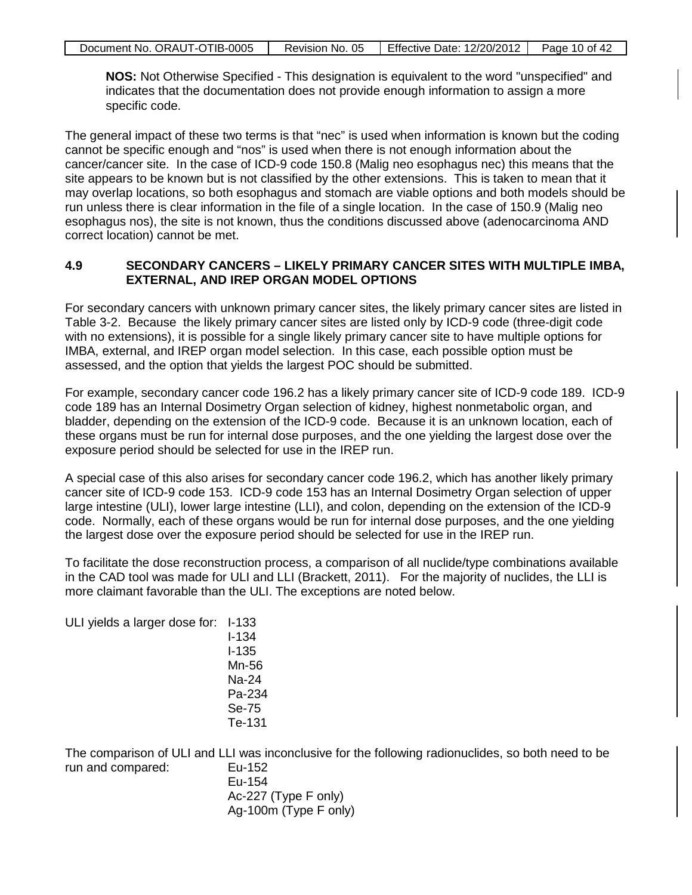**NOS:** Not Otherwise Specified - This designation is equivalent to the word "unspecified" and indicates that the documentation does not provide enough information to assign a more specific code.

The general impact of these two terms is that "nec" is used when information is known but the coding cannot be specific enough and "nos" is used when there is not enough information about the cancer/cancer site. In the case of ICD-9 code 150.8 (Malig neo esophagus nec) this means that the site appears to be known but is not classified by the other extensions. This is taken to mean that it may overlap locations, so both esophagus and stomach are viable options and both models should be run unless there is clear information in the file of a single location. In the case of 150.9 (Malig neo esophagus nos), the site is not known, thus the conditions discussed above (adenocarcinoma AND correct location) cannot be met.

## 4.9 SECONDARY CANCERS – LIKELY PRIMARY CANCER SITES WITH MULTIPLE IMBA, EXTERNAL, AND IREP ORGAN MODEL OPTIONS

For secondary cancers with unknown primary cancer sites, the likely primary cancer sites are listed in Table 3-2. Because the likely primary cancer sites are listed only by ICD-9 code (three-digit code with no extensions), it is possible for a single likely primary cancer site to have multiple options for IMBA, external, and IREP organ model selection. In this case, each possible option must be assessed, and the option that yields the largest POC should be submitted.

For example, secondary cancer code 196.2 has a likely primary cancer site of ICD-9 code 189. ICD-9 code 189 has an Internal Dosimetry Organ selection of kidney, highest nonmetabolic organ, and bladder, depending on the extension of the ICD-9 code. Because it is an unknown location, each of these organs must be run for internal dose purposes, and the one yielding the largest dose over the exposure period should be selected for use in the IREP run.

A special case of this also arises for secondary cancer code 196.2, which has another likely primary cancer site of ICD-9 code 153. ICD-9 code 153 has an Internal Dosimetry Organ selection of upper large intestine (ULI), lower large intestine (LLI), and colon, depending on the extension of the ICD-9 code. Normally, each of these organs would be run for internal dose purposes, and the one yielding the largest dose over the exposure period should be selected for use in the IREP run.

To facilitate the dose reconstruction process, a comparison of all nuclide/type combinations available in the CAD tool was made for ULI and LLI (Brackett, 2011). For the majority of nuclides, the LLI is more claimant favorable than the ULI. The exceptions are noted below.

ULI yields a larger dose for:
- I-133
- I-134
- I-135
- Mn-56
- Na-24
- Pa-234
- Se-75
- Te-131

The comparison of ULI and LLI was inconclusive for the following radionuclides, so both need to be run and compared:
- Eu-152
- Eu-154
- Ac-227 (Type F only)
- Ag-100m (Type F only)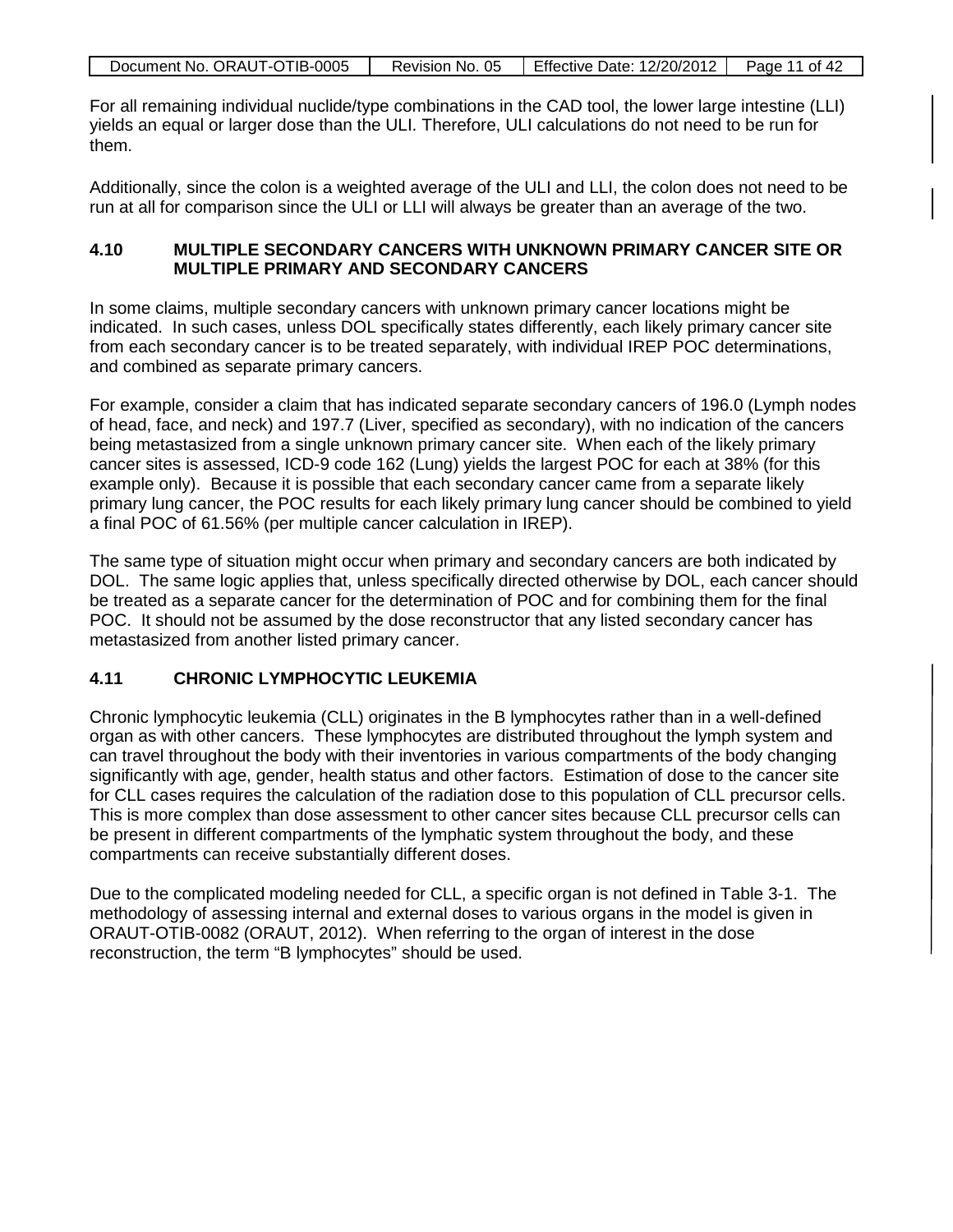For all remaining individual nuclide/type combinations in the CAD tool, the lower large intestine (LLI) yields an equal or larger dose than the ULI. Therefore, ULI calculations do not need to be run for them.

Additionally, since the colon is a weighted average of the ULI and LLI, the colon does not need to be run at all for comparison since the ULI or LLI will always be greater than an average of the two.

## 4.10 MULTIPLE SECONDARY CANCERS WITH UNKNOWN PRIMARY CANCER SITE OR MULTIPLE PRIMARY AND SECONDARY CANCERS

In some claims, multiple secondary cancers with unknown primary cancer locations might be indicated. In such cases, unless DOL specifically states differently, each likely primary cancer site from each secondary cancer is to be treated separately, with individual IREP POC determinations, and combined as separate primary cancers.

For example, consider a claim that has indicated separate secondary cancers of 196.0 (Lymph nodes of head, face, and neck) and 197.7 (Liver, specified as secondary), with no indication of the cancers being metastasized from a single unknown primary cancer site. When each of the likely primary cancer sites is assessed, ICD-9 code 162 (Lung) yields the largest POC for each at 38% (for this example only). Because it is possible that each secondary cancer came from a separate likely primary lung cancer, the POC results for each likely primary lung cancer should be combined to yield a final POC of 61.56% (per multiple cancer calculation in IREP).

The same type of situation might occur when primary and secondary cancers are both indicated by DOL. The same logic applies that, unless specifically directed otherwise by DOL, each cancer should be treated as a separate cancer for the determination of POC and for combining them for the final POC. It should not be assumed by the dose reconstructor that any listed secondary cancer has metastasized from another listed primary cancer.

## 4.11 CHRONIC LYMPHOCYTIC LEUKEMIA

Chronic lymphocytic leukemia (CLL) originates in the B lymphocytes rather than in a well-defined organ as with other cancers. These lymphocytes are distributed throughout the lymph system and can travel throughout the body with their inventories in various compartments of the body changing significantly with age, gender, health status and other factors. Estimation of dose to the cancer site for CLL cases requires the calculation of the radiation dose to this population of CLL precursor cells. This is more complex than dose assessment to other cancer sites because CLL precursor cells can be present in different compartments of the lymphatic system throughout the body, and these compartments can receive substantially different doses.

Due to the complicated modeling needed for CLL, a specific organ is not defined in Table 3-1. The methodology of assessing internal and external doses to various organs in the model is given in ORAUT-OTIB-0082 (ORAUT, 2012). When referring to the organ of interest in the dose reconstruction, the term "B lymphocytes" should be used.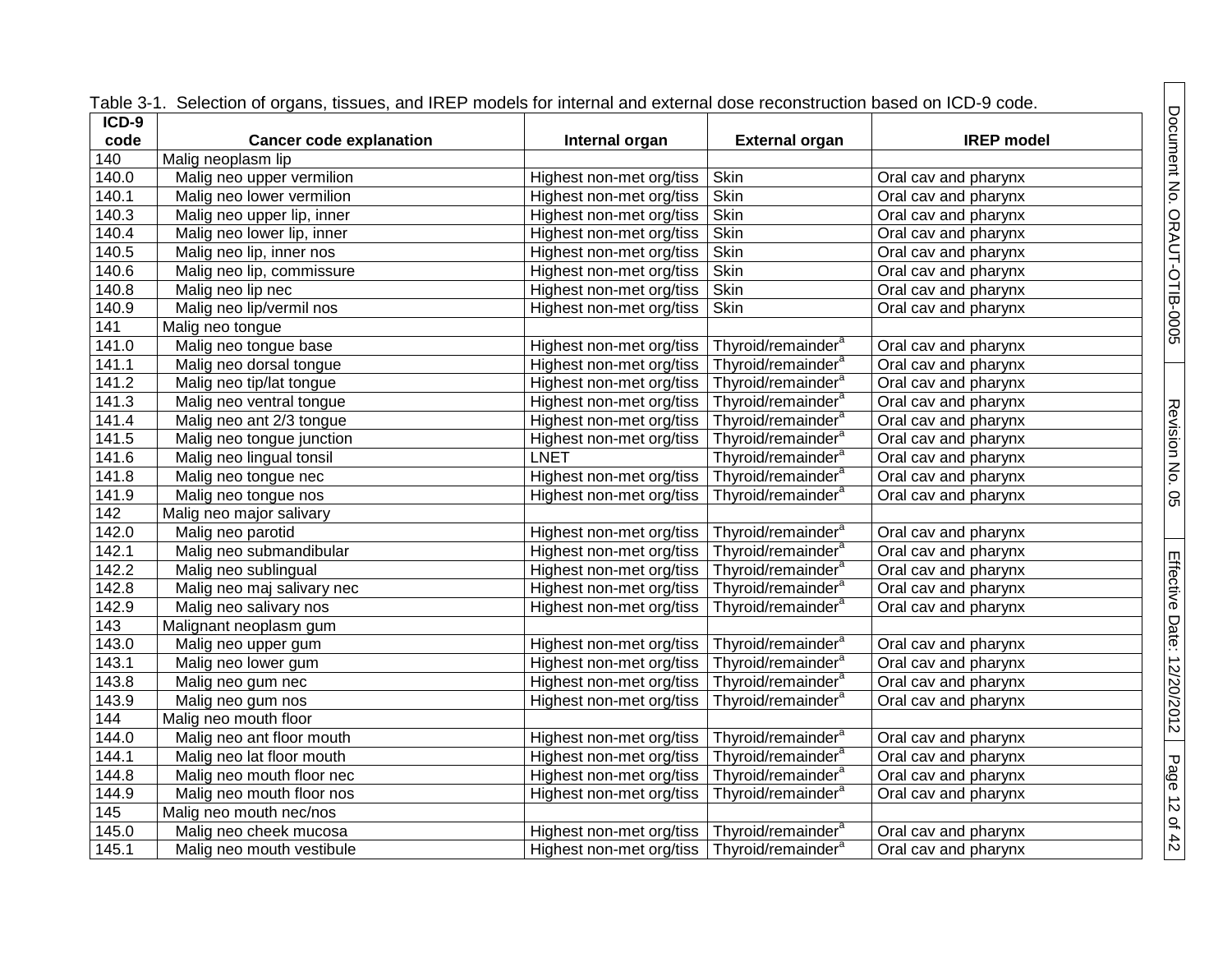Table 3-1. Selection of organs, tissues, and IREP models for internal and external dose reconstruction based on ICD-9 code.

| ICD-9 code | Cancer code explanation | Internal organ | External organ | IREP model |
|---|---|---|---|---|
| 140 | Malig neoplasm lip | | | |
| 140.0 | Malig neo upper vermilion | Highest non-met org/tiss | Skin | Oral cav and pharynx |
| 140.1 | Malig neo lower vermilion | Highest non-met org/tiss | Skin | Oral cav and pharynx |
| 140.3 | Malig neo upper lip, inner | Highest non-met org/tiss | Skin | Oral cav and pharynx |
| 140.4 | Malig neo lower lip, inner | Highest non-met org/tiss | Skin | Oral cav and pharynx |
| 140.5 | Malig neo lip, inner nos | Highest non-met org/tiss | Skin | Oral cav and pharynx |
| 140.6 | Malig neo lip, commissure | Highest non-met org/tiss | Skin | Oral cav and pharynx |
| 140.8 | Malig neo lip nec | Highest non-met org/tiss | Skin | Oral cav and pharynx |
| 140.9 | Malig neo lip/vermil nos | Highest non-met org/tiss | Skin | Oral cav and pharynx |
| 141 | Malig neo tongue | | | |
| 141.0 | Malig neo tongue base | Highest non-met org/tiss | Thyroid/remainder[a] | Oral cav and pharynx |
| 141.1 | Malig neo dorsal tongue | Highest non-met org/tiss | Thyroid/remainder[a] | Oral cav and pharynx |
| 141.2 | Malig neo tip/lat tongue | Highest non-met org/tiss | Thyroid/remainder[a] | Oral cav and pharynx |
| 141.3 | Malig neo ventral tongue | Highest non-met org/tiss | Thyroid/remainder[a] | Oral cav and pharynx |
| 141.4 | Malig neo ant 2/3 tongue | Highest non-met org/tiss | Thyroid/remainder[a] | Oral cav and pharynx |
| 141.5 | Malig neo tongue junction | Highest non-met org/tiss | Thyroid/remainder[a] | Oral cav and pharynx |
| 141.6 | Malig neo lingual tonsil | LNET | Thyroid/remainder[a] | Oral cav and pharynx |
| 141.8 | Malig neo tongue nec | Highest non-met org/tiss | Thyroid/remainder[a] | Oral cav and pharynx |
| 141.9 | Malig neo tongue nos | Highest non-met org/tiss | Thyroid/remainder[a] | Oral cav and pharynx |
| 142 | Malig neo major salivary | | | |
| 142.0 | Malig neo parotid | Highest non-met org/tiss | Thyroid/remainder[a] | Oral cav and pharynx |
| 142.1 | Malig neo submandibular | Highest non-met org/tiss | Thyroid/remainder[a] | Oral cav and pharynx |
| 142.2 | Malig neo sublingual | Highest non-met org/tiss | Thyroid/remainder[a] | Oral cav and pharynx |
| 142.8 | Malig neo maj salivary nec | Highest non-met org/tiss | Thyroid/remainder[a] | Oral cav and pharynx |
| 142.9 | Malig neo salivary nos | Highest non-met org/tiss | Thyroid/remainder[a] | Oral cav and pharynx |
| 143 | Malignant neoplasm gum | | | |
| 143.0 | Malig neo upper gum | Highest non-met org/tiss | Thyroid/remainder[a] | Oral cav and pharynx |
| 143.1 | Malig neo lower gum | Highest non-met org/tiss | Thyroid/remainder[a] | Oral cav and pharynx |
| 143.8 | Malig neo gum nec | Highest non-met org/tiss | Thyroid/remainder[a] | Oral cav and pharynx |
| 143.9 | Malig neo gum nos | Highest non-met org/tiss | Thyroid/remainder[a] | Oral cav and pharynx |
| 144 | Malig neo mouth floor | | | |
| 144.0 | Malig neo ant floor mouth | Highest non-met org/tiss | Thyroid/remainder[a] | Oral cav and pharynx |
| 144.1 | Malig neo lat floor mouth | Highest non-met org/tiss | Thyroid/remainder[a] | Oral cav and pharynx |
| 144.8 | Malig neo mouth floor nec | Highest non-met org/tiss | Thyroid/remainder[a] | Oral cav and pharynx |
| 144.9 | Malig neo mouth floor nos | Highest non-met org/tiss | Thyroid/remainder[a] | Oral cav and pharynx |
| 145 | Malig neo mouth nec/nos | | | |
| 145.0 | Malig neo cheek mucosa | Highest non-met org/tiss | Thyroid/remainder[a] | Oral cav and pharynx |
| 145.1 | Malig neo mouth vestibule | Highest non-met org/tiss | Thyroid/remainder[a] | Oral cav and pharynx |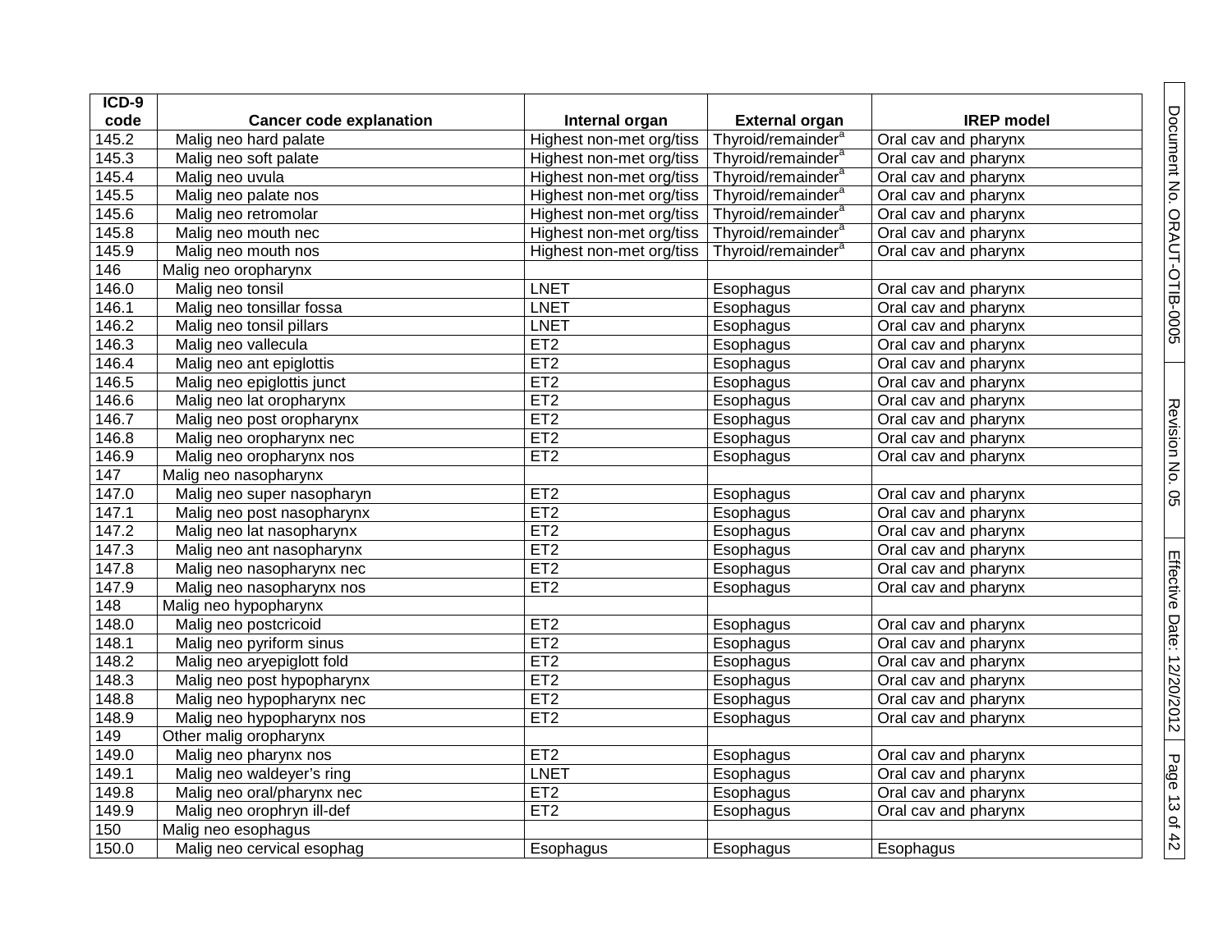| ICD-9 code | Cancer code explanation | Internal organ | External organ | IREP model |
|---|---|---|---|---|
| 145.2 | Malig neo hard palate | Highest non-met org/tiss | Thyroid/remainder[a] | Oral cav and pharynx |
| 145.3 | Malig neo soft palate | Highest non-met org/tiss | Thyroid/remainder[a] | Oral cav and pharynx |
| 145.4 | Malig neo uvula | Highest non-met org/tiss | Thyroid/remainder[a] | Oral cav and pharynx |
| 145.5 | Malig neo palate nos | Highest non-met org/tiss | Thyroid/remainder[a] | Oral cav and pharynx |
| 145.6 | Malig neo retromolar | Highest non-met org/tiss | Thyroid/remainder[a] | Oral cav and pharynx |
| 145.8 | Malig neo mouth nec | Highest non-met org/tiss | Thyroid/remainder[a] | Oral cav and pharynx |
| 145.9 | Malig neo mouth nos | Highest non-met org/tiss | Thyroid/remainder[a] | Oral cav and pharynx |
| 146 | Malig neo oropharynx | | | |
| 146.0 | Malig neo tonsil | LNET | Esophagus | Oral cav and pharynx |
| 146.1 | Malig neo tonsillar fossa | LNET | Esophagus | Oral cav and pharynx |
| 146.2 | Malig neo tonsil pillars | LNET | Esophagus | Oral cav and pharynx |
| 146.3 | Malig neo vallecula | ET2 | Esophagus | Oral cav and pharynx |
| 146.4 | Malig neo ant epiglottis | ET2 | Esophagus | Oral cav and pharynx |
| 146.5 | Malig neo epiglottis junct | ET2 | Esophagus | Oral cav and pharynx |
| 146.6 | Malig neo lat oropharynx | ET2 | Esophagus | Oral cav and pharynx |
| 146.7 | Malig neo post oropharynx | ET2 | Esophagus | Oral cav and pharynx |
| 146.8 | Malig neo oropharynx nec | ET2 | Esophagus | Oral cav and pharynx |
| 146.9 | Malig neo oropharynx nos | ET2 | Esophagus | Oral cav and pharynx |
| 147 | Malig neo nasopharynx | | | |
| 147.0 | Malig neo super nasopharyn | ET2 | Esophagus | Oral cav and pharynx |
| 147.1 | Malig neo post nasopharynx | ET2 | Esophagus | Oral cav and pharynx |
| 147.2 | Malig neo lat nasopharynx | ET2 | Esophagus | Oral cav and pharynx |
| 147.3 | Malig neo ant nasopharynx | ET2 | Esophagus | Oral cav and pharynx |
| 147.8 | Malig neo nasopharynx nec | ET2 | Esophagus | Oral cav and pharynx |
| 147.9 | Malig neo nasopharynx nos | ET2 | Esophagus | Oral cav and pharynx |
| 148 | Malig neo hypopharynx | | | |
| 148.0 | Malig neo postcricoid | ET2 | Esophagus | Oral cav and pharynx |
| 148.1 | Malig neo pyriform sinus | ET2 | Esophagus | Oral cav and pharynx |
| 148.2 | Malig neo aryepiglott fold | ET2 | Esophagus | Oral cav and pharynx |
| 148.3 | Malig neo post hypopharynx | ET2 | Esophagus | Oral cav and pharynx |
| 148.8 | Malig neo hypopharynx nec | ET2 | Esophagus | Oral cav and pharynx |
| 148.9 | Malig neo hypopharynx nos | ET2 | Esophagus | Oral cav and pharynx |
| 149 | Other malig oropharynx | | | |
| 149.0 | Malig neo pharynx nos | ET2 | Esophagus | Oral cav and pharynx |
| 149.1 | Malig neo waldeyer's ring | LNET | Esophagus | Oral cav and pharynx |
| 149.8 | Malig neo oral/pharynx nec | ET2 | Esophagus | Oral cav and pharynx |
| 149.9 | Malig neo orophryn ill-def | ET2 | Esophagus | Oral cav and pharynx |
| 150 | Malig neo esophagus | | | |
| 150.0 | Malig neo cervical esophag | Esophagus | Esophagus | Esophagus |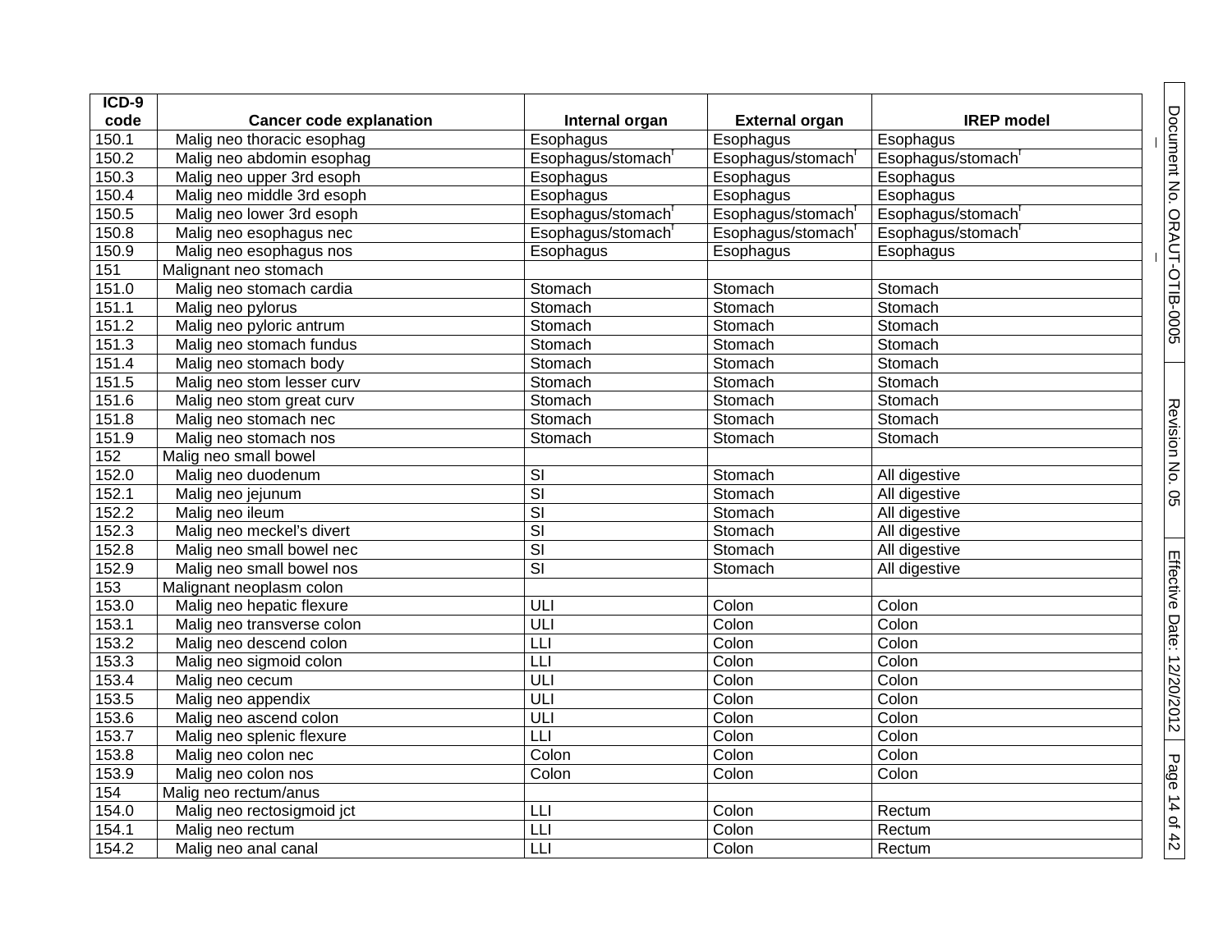| ICD-9 code | Cancer code explanation | Internal organ | External organ | IREP model |
|---|---|---|---|---|
| 150.1 | Malig neo thoracic esophag | Esophagus | Esophagus | Esophagus |
| 150.2 | Malig neo abdomin esophag | Esophagus/stomach[f] | Esophagus/stomach[f] | Esophagus/stomach[f] |
| 150.3 | Malig neo upper 3rd esoph | Esophagus | Esophagus | Esophagus |
| 150.4 | Malig neo middle 3rd esoph | Esophagus | Esophagus | Esophagus |
| 150.5 | Malig neo lower 3rd esoph | Esophagus/stomach[f] | Esophagus/stomach[f] | Esophagus/stomach[f] |
| 150.8 | Malig neo esophagus nec | Esophagus/stomach[f] | Esophagus/stomach[f] | Esophagus/stomach[f] |
| 150.9 | Malig neo esophagus nos | Esophagus | Esophagus | Esophagus |
| 151 | Malignant neo stomach | | | |
| 151.0 | Malig neo stomach cardia | Stomach | Stomach | Stomach |
| 151.1 | Malig neo pylorus | Stomach | Stomach | Stomach |
| 151.2 | Malig neo pyloric antrum | Stomach | Stomach | Stomach |
| 151.3 | Malig neo stomach fundus | Stomach | Stomach | Stomach |
| 151.4 | Malig neo stomach body | Stomach | Stomach | Stomach |
| 151.5 | Malig neo stom lesser curv | Stomach | Stomach | Stomach |
| 151.6 | Malig neo stom great curv | Stomach | Stomach | Stomach |
| 151.8 | Malig neo stomach nec | Stomach | Stomach | Stomach |
| 151.9 | Malig neo stomach nos | Stomach | Stomach | Stomach |
| 152 | Malig neo small bowel | | | |
| 152.0 | Malig neo duodenum | SI | Stomach | All digestive |
| 152.1 | Malig neo jejunum | SI | Stomach | All digestive |
| 152.2 | Malig neo ileum | SI | Stomach | All digestive |
| 152.3 | Malig neo meckel's divert | SI | Stomach | All digestive |
| 152.8 | Malig neo small bowel nec | SI | Stomach | All digestive |
| 152.9 | Malig neo small bowel nos | SI | Stomach | All digestive |
| 153 | Malignant neoplasm colon | | | |
| 153.0 | Malig neo hepatic flexure | ULI | Colon | Colon |
| 153.1 | Malig neo transverse colon | ULI | Colon | Colon |
| 153.2 | Malig neo descend colon | LLI | Colon | Colon |
| 153.3 | Malig neo sigmoid colon | LLI | Colon | Colon |
| 153.4 | Malig neo cecum | ULI | Colon | Colon |
| 153.5 | Malig neo appendix | ULI | Colon | Colon |
| 153.6 | Malig neo ascend colon | ULI | Colon | Colon |
| 153.7 | Malig neo splenic flexure | LLI | Colon | Colon |
| 153.8 | Malig neo colon nec | Colon | Colon | Colon |
| 153.9 | Malig neo colon nos | Colon | Colon | Colon |
| 154 | Malig neo rectum/anus | | | |
| 154.0 | Malig neo rectosigmoid jct | LLI | Colon | Rectum |
| 154.1 | Malig neo rectum | LLI | Colon | Rectum |
| 154.2 | Malig neo anal canal | LLI | Colon | Rectum |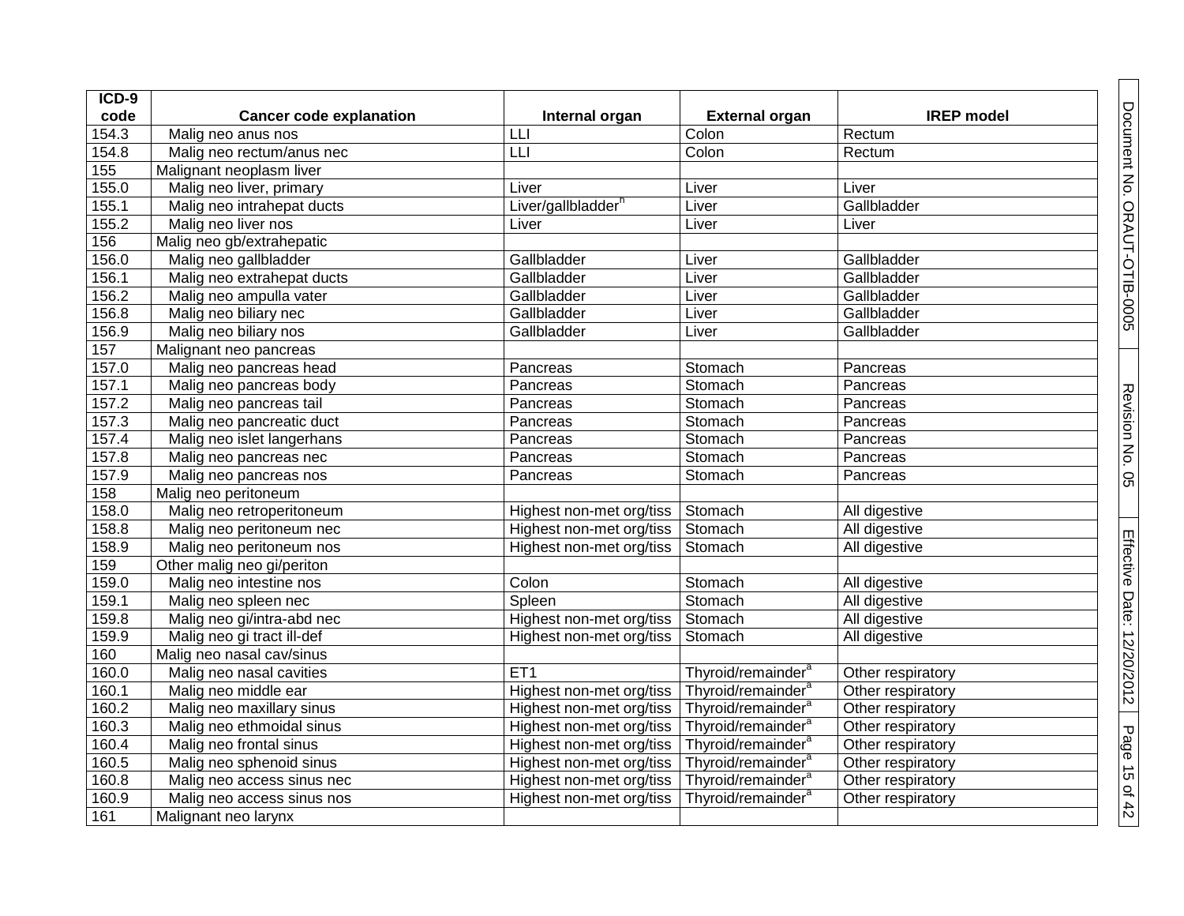| ICD-9 code | Cancer code explanation | Internal organ | External organ | IREP model |
|---|---|---|---|---|
| 154.3 | Malig neo anus nos | LLI | Colon | Rectum |
| 154.8 | Malig neo rectum/anus nec | LLI | Colon | Rectum |
| 155 | Malignant neoplasm liver | | | |
| 155.0 | Malig neo liver, primary | Liver | Liver | Liver |
| 155.1 | Malig neo intrahepat ducts | Liver/gallbladder[n] | Liver | Gallbladder |
| 155.2 | Malig neo liver nos | Liver | Liver | Liver |
| 156 | Malig neo gb/extrahepatic | | | |
| 156.0 | Malig neo gallbladder | Gallbladder | Liver | Gallbladder |
| 156.1 | Malig neo extrahepat ducts | Gallbladder | Liver | Gallbladder |
| 156.2 | Malig neo ampulla vater | Gallbladder | Liver | Gallbladder |
| 156.8 | Malig neo biliary nec | Gallbladder | Liver | Gallbladder |
| 156.9 | Malig neo biliary nos | Gallbladder | Liver | Gallbladder |
| 157 | Malignant neo pancreas | | | |
| 157.0 | Malig neo pancreas head | Pancreas | Stomach | Pancreas |
| 157.1 | Malig neo pancreas body | Pancreas | Stomach | Pancreas |
| 157.2 | Malig neo pancreas tail | Pancreas | Stomach | Pancreas |
| 157.3 | Malig neo pancreatic duct | Pancreas | Stomach | Pancreas |
| 157.4 | Malig neo islet langerhans | Pancreas | Stomach | Pancreas |
| 157.8 | Malig neo pancreas nec | Pancreas | Stomach | Pancreas |
| 157.9 | Malig neo pancreas nos | Pancreas | Stomach | Pancreas |
| 158 | Malig neo peritoneum | | | |
| 158.0 | Malig neo retroperitoneum | Highest non-met org/tiss | Stomach | All digestive |
| 158.8 | Malig neo peritoneum nec | Highest non-met org/tiss | Stomach | All digestive |
| 158.9 | Malig neo peritoneum nos | Highest non-met org/tiss | Stomach | All digestive |
| 159 | Other malig neo gi/periton | | | |
| 159.0 | Malig neo intestine nos | Colon | Stomach | All digestive |
| 159.1 | Malig neo spleen nec | Spleen | Stomach | All digestive |
| 159.8 | Malig neo gi/intra-abd nec | Highest non-met org/tiss | Stomach | All digestive |
| 159.9 | Malig neo gi tract ill-def | Highest non-met org/tiss | Stomach | All digestive |
| 160 | Malig neo nasal cav/sinus | | | |
| 160.0 | Malig neo nasal cavities | ET1 | Thyroid/remainder[a] | Other respiratory |
| 160.1 | Malig neo middle ear | Highest non-met org/tiss | Thyroid/remainder[a] | Other respiratory |
| 160.2 | Malig neo maxillary sinus | Highest non-met org/tiss | Thyroid/remainder[a] | Other respiratory |
| 160.3 | Malig neo ethmoidal sinus | Highest non-met org/tiss | Thyroid/remainder[a] | Other respiratory |
| 160.4 | Malig neo frontal sinus | Highest non-met org/tiss | Thyroid/remainder[a] | Other respiratory |
| 160.5 | Malig neo sphenoid sinus | Highest non-met org/tiss | Thyroid/remainder[a] | Other respiratory |
| 160.8 | Malig neo access sinus nec | Highest non-met org/tiss | Thyroid/remainder[a] | Other respiratory |
| 160.9 | Malig neo access sinus nos | Highest non-met org/tiss | Thyroid/remainder[a] | Other respiratory |
| 161 | Malignant neo larynx | | | |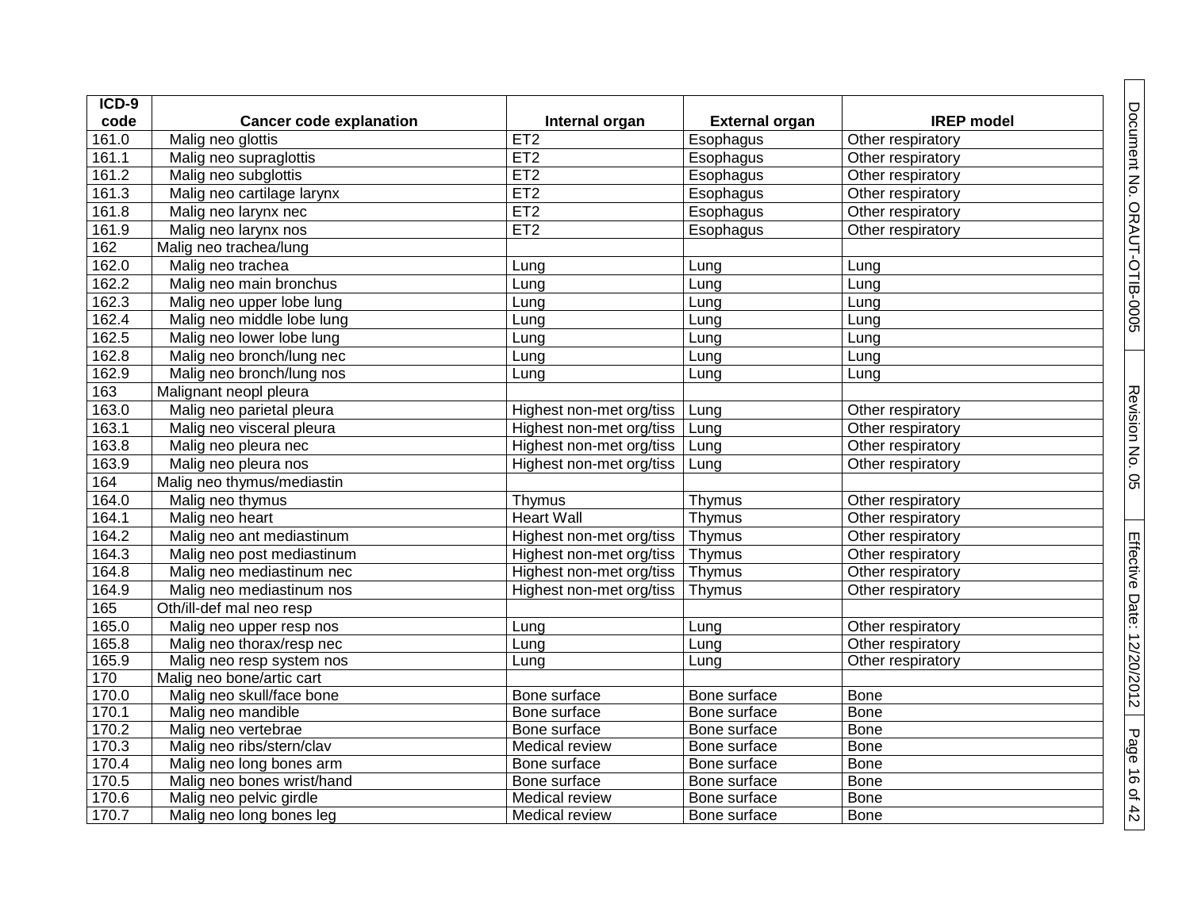| ICD-9 code | Cancer code explanation | Internal organ | External organ | IREP model |
|---|---|---|---|---|
| 161.0 | Malig neo glottis | ET2 | Esophagus | Other respiratory |
| 161.1 | Malig neo supraglottis | ET2 | Esophagus | Other respiratory |
| 161.2 | Malig neo subglottis | ET2 | Esophagus | Other respiratory |
| 161.3 | Malig neo cartilage larynx | ET2 | Esophagus | Other respiratory |
| 161.8 | Malig neo larynx nec | ET2 | Esophagus | Other respiratory |
| 161.9 | Malig neo larynx nos | ET2 | Esophagus | Other respiratory |
| 162 | Malig neo trachea/lung | | | |
| 162.0 | Malig neo trachea | Lung | Lung | Lung |
| 162.2 | Malig neo main bronchus | Lung | Lung | Lung |
| 162.3 | Malig neo upper lobe lung | Lung | Lung | Lung |
| 162.4 | Malig neo middle lobe lung | Lung | Lung | Lung |
| 162.5 | Malig neo lower lobe lung | Lung | Lung | Lung |
| 162.8 | Malig neo bronch/lung nec | Lung | Lung | Lung |
| 162.9 | Malig neo bronch/lung nos | Lung | Lung | Lung |
| 163 | Malignant neopl pleura | | | |
| 163.0 | Malig neo parietal pleura | Highest non-met org/tiss | Lung | Other respiratory |
| 163.1 | Malig neo visceral pleura | Highest non-met org/tiss | Lung | Other respiratory |
| 163.8 | Malig neo pleura nec | Highest non-met org/tiss | Lung | Other respiratory |
| 163.9 | Malig neo pleura nos | Highest non-met org/tiss | Lung | Other respiratory |
| 164 | Malig neo thymus/mediastin | | | |
| 164.0 | Malig neo thymus | Thymus | Thymus | Other respiratory |
| 164.1 | Malig neo heart | Heart Wall | Thymus | Other respiratory |
| 164.2 | Malig neo ant mediastinum | Highest non-met org/tiss | Thymus | Other respiratory |
| 164.3 | Malig neo post mediastinum | Highest non-met org/tiss | Thymus | Other respiratory |
| 164.8 | Malig neo mediastinum nec | Highest non-met org/tiss | Thymus | Other respiratory |
| 164.9 | Malig neo mediastinum nos | Highest non-met org/tiss | Thymus | Other respiratory |
| 165 | Oth/ill-def mal neo resp | | | |
| 165.0 | Malig neo upper resp nos | Lung | Lung | Other respiratory |
| 165.8 | Malig neo thorax/resp nec | Lung | Lung | Other respiratory |
| 165.9 | Malig neo resp system nos | Lung | Lung | Other respiratory |
| 170 | Malig neo bone/artic cart | | | |
| 170.0 | Malig neo skull/face bone | Bone surface | Bone surface | Bone |
| 170.1 | Malig neo mandible | Bone surface | Bone surface | Bone |
| 170.2 | Malig neo vertebrae | Bone surface | Bone surface | Bone |
| 170.3 | Malig neo ribs/stern/clav | Medical review | Bone surface | Bone |
| 170.4 | Malig neo long bones arm | Bone surface | Bone surface | Bone |
| 170.5 | Malig neo bones wrist/hand | Bone surface | Bone surface | Bone |
| 170.6 | Malig neo pelvic girdle | Medical review | Bone surface | Bone |
| 170.7 | Malig neo long bones leg | Medical review | Bone surface | Bone |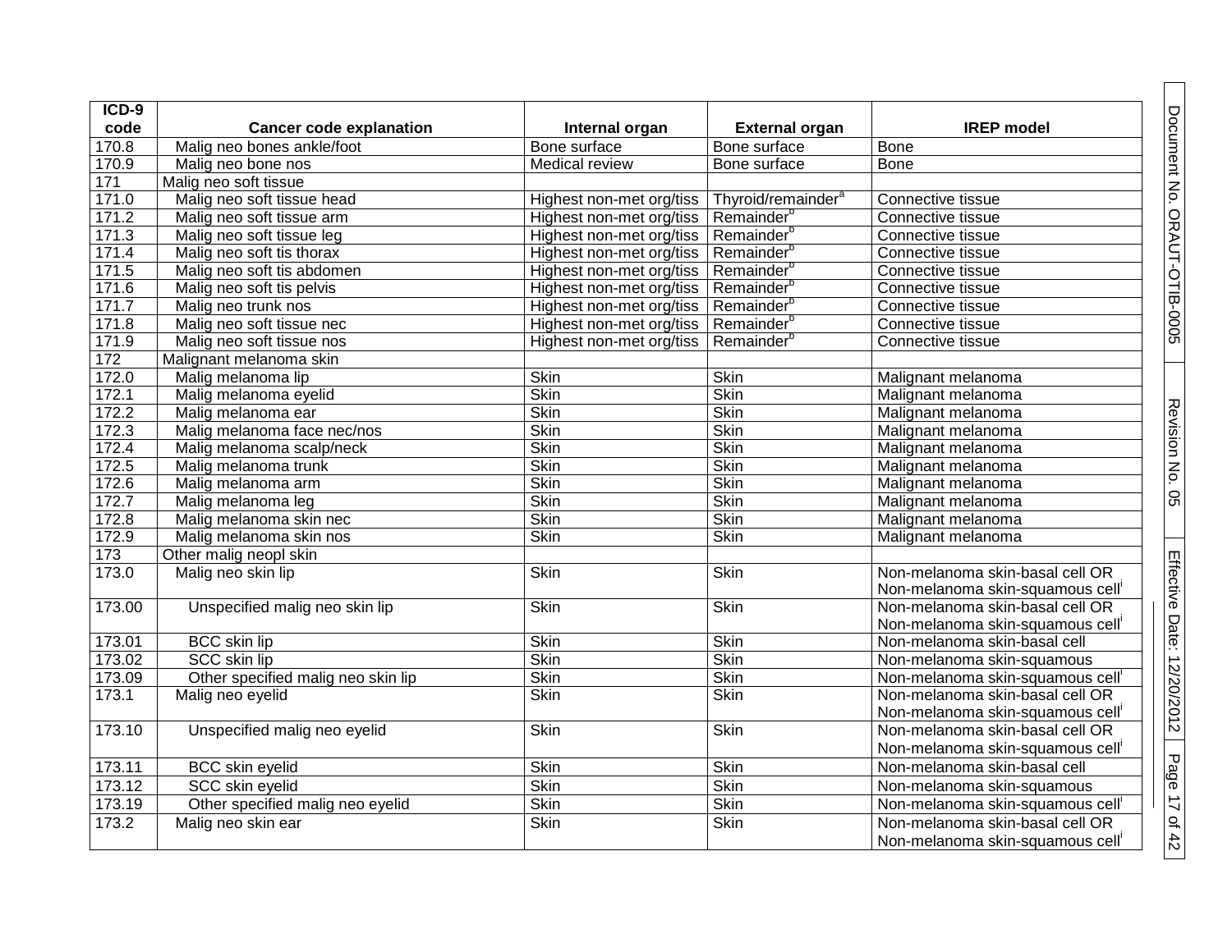| ICD-9 code | Cancer code explanation | Internal organ | External organ | IREP model |
|---|---|---|---|---|
| 170.8 | Malig neo bones ankle/foot | Bone surface | Bone surface | Bone |
| 170.9 | Malig neo bone nos | Medical review | Bone surface | Bone |
| 171 | Malig neo soft tissue | | | |
| 171.0 | Malig neo soft tissue head | Highest non-met org/tiss | Thyroid/remainder[a] | Connective tissue |
| 171.2 | Malig neo soft tissue arm | Highest non-met org/tiss | Remainder[b] | Connective tissue |
| 171.3 | Malig neo soft tissue leg | Highest non-met org/tiss | Remainder[b] | Connective tissue |
| 171.4 | Malig neo soft tis thorax | Highest non-met org/tiss | Remainder[b] | Connective tissue |
| 171.5 | Malig neo soft tis abdomen | Highest non-met org/tiss | Remainder[b] | Connective tissue |
| 171.6 | Malig neo soft tis pelvis | Highest non-met org/tiss | Remainder[b] | Connective tissue |
| 171.7 | Malig neo trunk nos | Highest non-met org/tiss | Remainder[b] | Connective tissue |
| 171.8 | Malig neo soft tissue nec | Highest non-met org/tiss | Remainder[b] | Connective tissue |
| 171.9 | Malig neo soft tissue nos | Highest non-met org/tiss | Remainder[b] | Connective tissue |
| 172 | Malignant melanoma skin | | | |
| 172.0 | Malig melanoma lip | Skin | Skin | Malignant melanoma |
| 172.1 | Malig melanoma eyelid | Skin | Skin | Malignant melanoma |
| 172.2 | Malig melanoma ear | Skin | Skin | Malignant melanoma |
| 172.3 | Malig melanoma face nec/nos | Skin | Skin | Malignant melanoma |
| 172.4 | Malig melanoma scalp/neck | Skin | Skin | Malignant melanoma |
| 172.5 | Malig melanoma trunk | Skin | Skin | Malignant melanoma |
| 172.6 | Malig melanoma arm | Skin | Skin | Malignant melanoma |
| 172.7 | Malig melanoma leg | Skin | Skin | Malignant melanoma |
| 172.8 | Malig melanoma skin nec | Skin | Skin | Malignant melanoma |
| 172.9 | Malig melanoma skin nos | Skin | Skin | Malignant melanoma |
| 173 | Other malig neopl skin | | | |
| 173.0 | Malig neo skin lip | Skin | Skin | Non-melanoma skin-basal cell OR Non-melanoma skin-squamous cell[i] |
| 173.00 | Unspecified malig neo skin lip | Skin | Skin | Non-melanoma skin-basal cell OR Non-melanoma skin-squamous cell[i] |
| 173.01 | BCC skin lip | Skin | Skin | Non-melanoma skin-basal cell |
| 173.02 | SCC skin lip | Skin | Skin | Non-melanoma skin-squamous |
| 173.09 | Other specified malig neo skin lip | Skin | Skin | Non-melanoma skin-squamous cell[i] |
| 173.1 | Malig neo eyelid | Skin | Skin | Non-melanoma skin-basal cell OR Non-melanoma skin-squamous cell[i] |
| 173.10 | Unspecified malig neo eyelid | Skin | Skin | Non-melanoma skin-basal cell OR Non-melanoma skin-squamous cell[i] |
| 173.11 | BCC skin eyelid | Skin | Skin | Non-melanoma skin-basal cell |
| 173.12 | SCC skin eyelid | Skin | Skin | Non-melanoma skin-squamous |
| 173.19 | Other specified malig neo eyelid | Skin | Skin | Non-melanoma skin-squamous cell[i] |
| 173.2 | Malig neo skin ear | Skin | Skin | Non-melanoma skin-basal cell OR Non-melanoma skin-squamous cell[i] |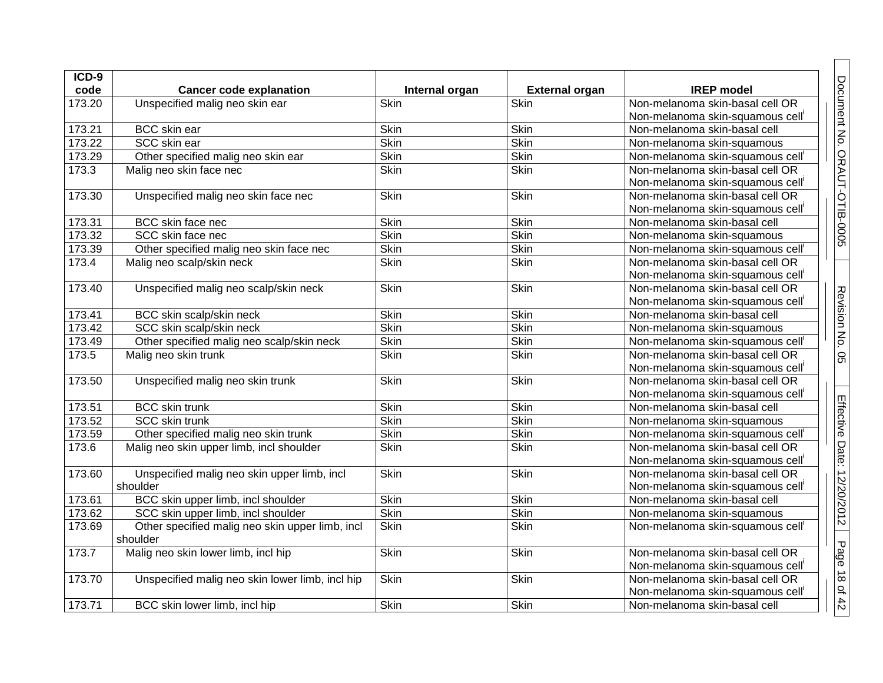| ICD-9 code | Cancer code explanation | Internal organ | External organ | IREP model |
|---|---|---|---|---|
| 173.20 | Unspecified malig neo skin ear | Skin | Skin | Non-melanoma skin-basal cell OR Non-melanoma skin-squamous cell[i] |
| 173.21 | BCC skin ear | Skin | Skin | Non-melanoma skin-basal cell |
| 173.22 | SCC skin ear | Skin | Skin | Non-melanoma skin-squamous |
| 173.29 | Other specified malig neo skin ear | Skin | Skin | Non-melanoma skin-squamous cell[i] |
| 173.3 | Malig neo skin face nec | Skin | Skin | Non-melanoma skin-basal cell OR Non-melanoma skin-squamous cell[i] |
| 173.30 | Unspecified malig neo skin face nec | Skin | Skin | Non-melanoma skin-basal cell OR Non-melanoma skin-squamous cell[i] |
| 173.31 | BCC skin face nec | Skin | Skin | Non-melanoma skin-basal cell |
| 173.32 | SCC skin face nec | Skin | Skin | Non-melanoma skin-squamous |
| 173.39 | Other specified malig neo skin face nec | Skin | Skin | Non-melanoma skin-squamous cell[i] |
| 173.4 | Malig neo scalp/skin neck | Skin | Skin | Non-melanoma skin-basal cell OR Non-melanoma skin-squamous cell[i] |
| 173.40 | Unspecified malig neo scalp/skin neck | Skin | Skin | Non-melanoma skin-basal cell OR Non-melanoma skin-squamous cell[i] |
| 173.41 | BCC skin scalp/skin neck | Skin | Skin | Non-melanoma skin-basal cell |
| 173.42 | SCC skin scalp/skin neck | Skin | Skin | Non-melanoma skin-squamous |
| 173.49 | Other specified malig neo scalp/skin neck | Skin | Skin | Non-melanoma skin-squamous cell[i] |
| 173.5 | Malig neo skin trunk | Skin | Skin | Non-melanoma skin-basal cell OR Non-melanoma skin-squamous cell[i] |
| 173.50 | Unspecified malig neo skin trunk | Skin | Skin | Non-melanoma skin-basal cell OR Non-melanoma skin-squamous cell[i] |
| 173.51 | BCC skin trunk | Skin | Skin | Non-melanoma skin-basal cell |
| 173.52 | SCC skin trunk | Skin | Skin | Non-melanoma skin-squamous |
| 173.59 | Other specified malig neo skin trunk | Skin | Skin | Non-melanoma skin-squamous cell[i] |
| 173.6 | Malig neo skin upper limb, incl shoulder | Skin | Skin | Non-melanoma skin-basal cell OR Non-melanoma skin-squamous cell[i] |
| 173.60 | Unspecified malig neo skin upper limb, incl shoulder | Skin | Skin | Non-melanoma skin-basal cell OR Non-melanoma skin-squamous cell[i] |
| 173.61 | BCC skin upper limb, incl shoulder | Skin | Skin | Non-melanoma skin-basal cell |
| 173.62 | SCC skin upper limb, incl shoulder | Skin | Skin | Non-melanoma skin-squamous |
| 173.69 | Other specified malig neo skin upper limb, incl shoulder | Skin | Skin | Non-melanoma skin-squamous cell[i] |
| 173.7 | Malig neo skin lower limb, incl hip | Skin | Skin | Non-melanoma skin-basal cell OR Non-melanoma skin-squamous cell[i] |
| 173.70 | Unspecified malig neo skin lower limb, incl hip | Skin | Skin | Non-melanoma skin-basal cell OR Non-melanoma skin-squamous cell[i] |
| 173.71 | BCC skin lower limb, incl hip | Skin | Skin | Non-melanoma skin-basal cell |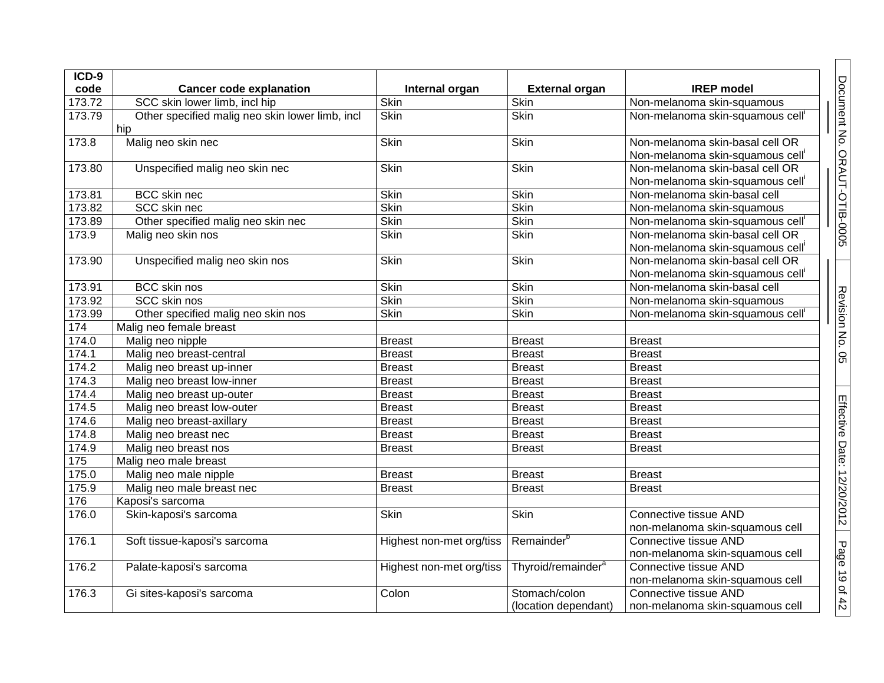| ICD-9 code | Cancer code explanation | Internal organ | External organ | IREP model |
|---|---|---|---|---|
| 173.72 | SCC skin lower limb, incl hip | Skin | Skin | Non-melanoma skin-squamous |
| 173.79 | Other specified malig neo skin lower limb, incl hip | Skin | Skin | Non-melanoma skin-squamous cell[i] |
| 173.8 | Malig neo skin nec | Skin | Skin | Non-melanoma skin-basal cell OR Non-melanoma skin-squamous cell[i] |
| 173.80 | Unspecified malig neo skin nec | Skin | Skin | Non-melanoma skin-basal cell OR Non-melanoma skin-squamous cell[i] |
| 173.81 | BCC skin nec | Skin | Skin | Non-melanoma skin-basal cell |
| 173.82 | SCC skin nec | Skin | Skin | Non-melanoma skin-squamous |
| 173.89 | Other specified malig neo skin nec | Skin | Skin | Non-melanoma skin-squamous cell[i] |
| 173.9 | Malig neo skin nos | Skin | Skin | Non-melanoma skin-basal cell OR Non-melanoma skin-squamous cell[i] |
| 173.90 | Unspecified malig neo skin nos | Skin | Skin | Non-melanoma skin-basal cell OR Non-melanoma skin-squamous cell[i] |
| 173.91 | BCC skin nos | Skin | Skin | Non-melanoma skin-basal cell |
| 173.92 | SCC skin nos | Skin | Skin | Non-melanoma skin-squamous |
| 173.99 | Other specified malig neo skin nos | Skin | Skin | Non-melanoma skin-squamous cell[i] |
| 174 | Malig neo female breast | | | |
| 174.0 | Malig neo nipple | Breast | Breast | Breast |
| 174.1 | Malig neo breast-central | Breast | Breast | Breast |
| 174.2 | Malig neo breast up-inner | Breast | Breast | Breast |
| 174.3 | Malig neo breast low-inner | Breast | Breast | Breast |
| 174.4 | Malig neo breast up-outer | Breast | Breast | Breast |
| 174.5 | Malig neo breast low-outer | Breast | Breast | Breast |
| 174.6 | Malig neo breast-axillary | Breast | Breast | Breast |
| 174.8 | Malig neo breast nec | Breast | Breast | Breast |
| 174.9 | Malig neo breast nos | Breast | Breast | Breast |
| 175 | Malig neo male breast | | | |
| 175.0 | Malig neo male nipple | Breast | Breast | Breast |
| 175.9 | Malig neo male breast nec | Breast | Breast | Breast |
| 176 | Kaposi's sarcoma | | | |
| 176.0 | Skin-kaposi's sarcoma | Skin | Skin | Connective tissue AND non-melanoma skin-squamous cell |
| 176.1 | Soft tissue-kaposi's sarcoma | Highest non-met org/tiss | Remainder[b] | Connective tissue AND non-melanoma skin-squamous cell |
| 176.2 | Palate-kaposi's sarcoma | Highest non-met org/tiss | Thyroid/remainder[a] | Connective tissue AND non-melanoma skin-squamous cell |
| 176.3 | Gi sites-kaposi's sarcoma | Colon | Stomach/colon (location dependant) | Connective tissue AND non-melanoma skin-squamous cell |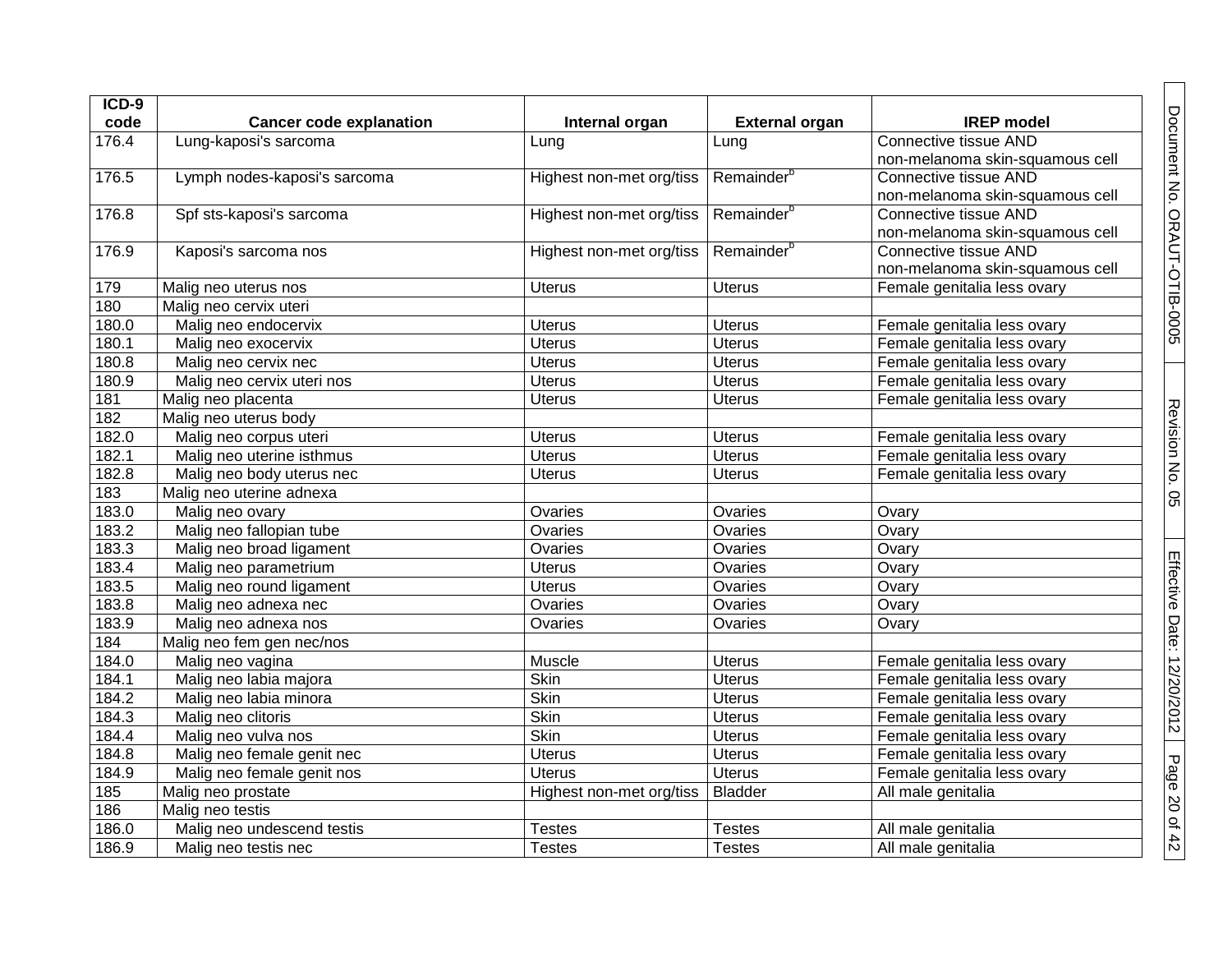| ICD-9 code | Cancer code explanation | Internal organ | External organ | IREP model |
|---|---|---|---|---|
| 176.4 | Lung-kaposi's sarcoma | Lung | Lung | Connective tissue AND non-melanoma skin-squamous cell |
| 176.5 | Lymph nodes-kaposi's sarcoma | Highest non-met org/tiss | Remainder[b] | Connective tissue AND non-melanoma skin-squamous cell |
| 176.8 | Spf sts-kaposi's sarcoma | Highest non-met org/tiss | Remainder[b] | Connective tissue AND non-melanoma skin-squamous cell |
| 176.9 | Kaposi's sarcoma nos | Highest non-met org/tiss | Remainder[b] | Connective tissue AND non-melanoma skin-squamous cell |
| 179 | Malig neo uterus nos | Uterus | Uterus | Female genitalia less ovary |
| 180 | Malig neo cervix uteri | | | |
| 180.0 | Malig neo endocervix | Uterus | Uterus | Female genitalia less ovary |
| 180.1 | Malig neo exocervix | Uterus | Uterus | Female genitalia less ovary |
| 180.8 | Malig neo cervix nec | Uterus | Uterus | Female genitalia less ovary |
| 180.9 | Malig neo cervix uteri nos | Uterus | Uterus | Female genitalia less ovary |
| 181 | Malig neo placenta | Uterus | Uterus | Female genitalia less ovary |
| 182 | Malig neo uterus body | | | |
| 182.0 | Malig neo corpus uteri | Uterus | Uterus | Female genitalia less ovary |
| 182.1 | Malig neo uterine isthmus | Uterus | Uterus | Female genitalia less ovary |
| 182.8 | Malig neo body uterus nec | Uterus | Uterus | Female genitalia less ovary |
| 183 | Malig neo uterine adnexa | | | |
| 183.0 | Malig neo ovary | Ovaries | Ovaries | Ovary |
| 183.2 | Malig neo fallopian tube | Ovaries | Ovaries | Ovary |
| 183.3 | Malig neo broad ligament | Ovaries | Ovaries | Ovary |
| 183.4 | Malig neo parametrium | Uterus | Ovaries | Ovary |
| 183.5 | Malig neo round ligament | Uterus | Ovaries | Ovary |
| 183.8 | Malig neo adnexa nec | Ovaries | Ovaries | Ovary |
| 183.9 | Malig neo adnexa nos | Ovaries | Ovaries | Ovary |
| 184 | Malig neo fem gen nec/nos | | | |
| 184.0 | Malig neo vagina | Muscle | Uterus | Female genitalia less ovary |
| 184.1 | Malig neo labia majora | Skin | Uterus | Female genitalia less ovary |
| 184.2 | Malig neo labia minora | Skin | Uterus | Female genitalia less ovary |
| 184.3 | Malig neo clitoris | Skin | Uterus | Female genitalia less ovary |
| 184.4 | Malig neo vulva nos | Skin | Uterus | Female genitalia less ovary |
| 184.8 | Malig neo female genit nec | Uterus | Uterus | Female genitalia less ovary |
| 184.9 | Malig neo female genit nos | Uterus | Uterus | Female genitalia less ovary |
| 185 | Malig neo prostate | Highest non-met org/tiss | Bladder | All male genitalia |
| 186 | Malig neo testis | | | |
| 186.0 | Malig neo undescend testis | Testes | Testes | All male genitalia |
| 186.9 | Malig neo testis nec | Testes | Testes | All male genitalia |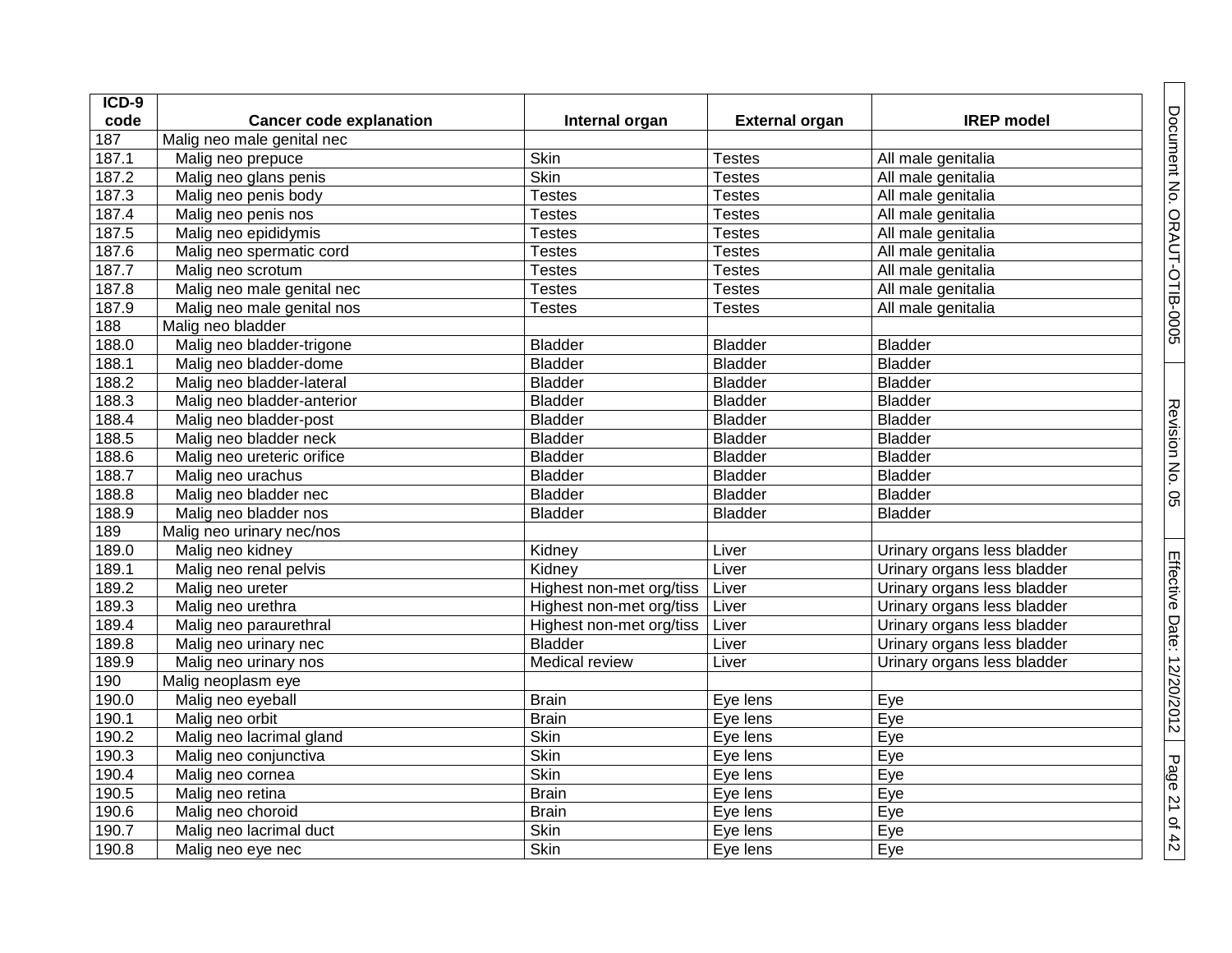| ICD-9 code | Cancer code explanation | Internal organ | External organ | IREP model |
|---|---|---|---|---|
| 187 | Malig neo male genital nec | | | |
| 187.1 | Malig neo prepuce | Skin | Testes | All male genitalia |
| 187.2 | Malig neo glans penis | Skin | Testes | All male genitalia |
| 187.3 | Malig neo penis body | Testes | Testes | All male genitalia |
| 187.4 | Malig neo penis nos | Testes | Testes | All male genitalia |
| 187.5 | Malig neo epididymis | Testes | Testes | All male genitalia |
| 187.6 | Malig neo spermatic cord | Testes | Testes | All male genitalia |
| 187.7 | Malig neo scrotum | Testes | Testes | All male genitalia |
| 187.8 | Malig neo male genital nec | Testes | Testes | All male genitalia |
| 187.9 | Malig neo male genital nos | Testes | Testes | All male genitalia |
| 188 | Malig neo bladder | | | |
| 188.0 | Malig neo bladder-trigone | Bladder | Bladder | Bladder |
| 188.1 | Malig neo bladder-dome | Bladder | Bladder | Bladder |
| 188.2 | Malig neo bladder-lateral | Bladder | Bladder | Bladder |
| 188.3 | Malig neo bladder-anterior | Bladder | Bladder | Bladder |
| 188.4 | Malig neo bladder-post | Bladder | Bladder | Bladder |
| 188.5 | Malig neo bladder neck | Bladder | Bladder | Bladder |
| 188.6 | Malig neo ureteric orifice | Bladder | Bladder | Bladder |
| 188.7 | Malig neo urachus | Bladder | Bladder | Bladder |
| 188.8 | Malig neo bladder nec | Bladder | Bladder | Bladder |
| 188.9 | Malig neo bladder nos | Bladder | Bladder | Bladder |
| 189 | Malig neo urinary nec/nos | | | |
| 189.0 | Malig neo kidney | Kidney | Liver | Urinary organs less bladder |
| 189.1 | Malig neo renal pelvis | Kidney | Liver | Urinary organs less bladder |
| 189.2 | Malig neo ureter | Highest non-met org/tiss | Liver | Urinary organs less bladder |
| 189.3 | Malig neo urethra | Highest non-met org/tiss | Liver | Urinary organs less bladder |
| 189.4 | Malig neo paraurethral | Highest non-met org/tiss | Liver | Urinary organs less bladder |
| 189.8 | Malig neo urinary nec | Bladder | Liver | Urinary organs less bladder |
| 189.9 | Malig neo urinary nos | Medical review | Liver | Urinary organs less bladder |
| 190 | Malig neoplasm eye | | | |
| 190.0 | Malig neo eyeball | Brain | Eye lens | Eye |
| 190.1 | Malig neo orbit | Brain | Eye lens | Eye |
| 190.2 | Malig neo lacrimal gland | Skin | Eye lens | Eye |
| 190.3 | Malig neo conjunctiva | Skin | Eye lens | Eye |
| 190.4 | Malig neo cornea | Skin | Eye lens | Eye |
| 190.5 | Malig neo retina | Brain | Eye lens | Eye |
| 190.6 | Malig neo choroid | Brain | Eye lens | Eye |
| 190.7 | Malig neo lacrimal duct | Skin | Eye lens | Eye |
| 190.8 | Malig neo eye nec | Skin | Eye lens | Eye |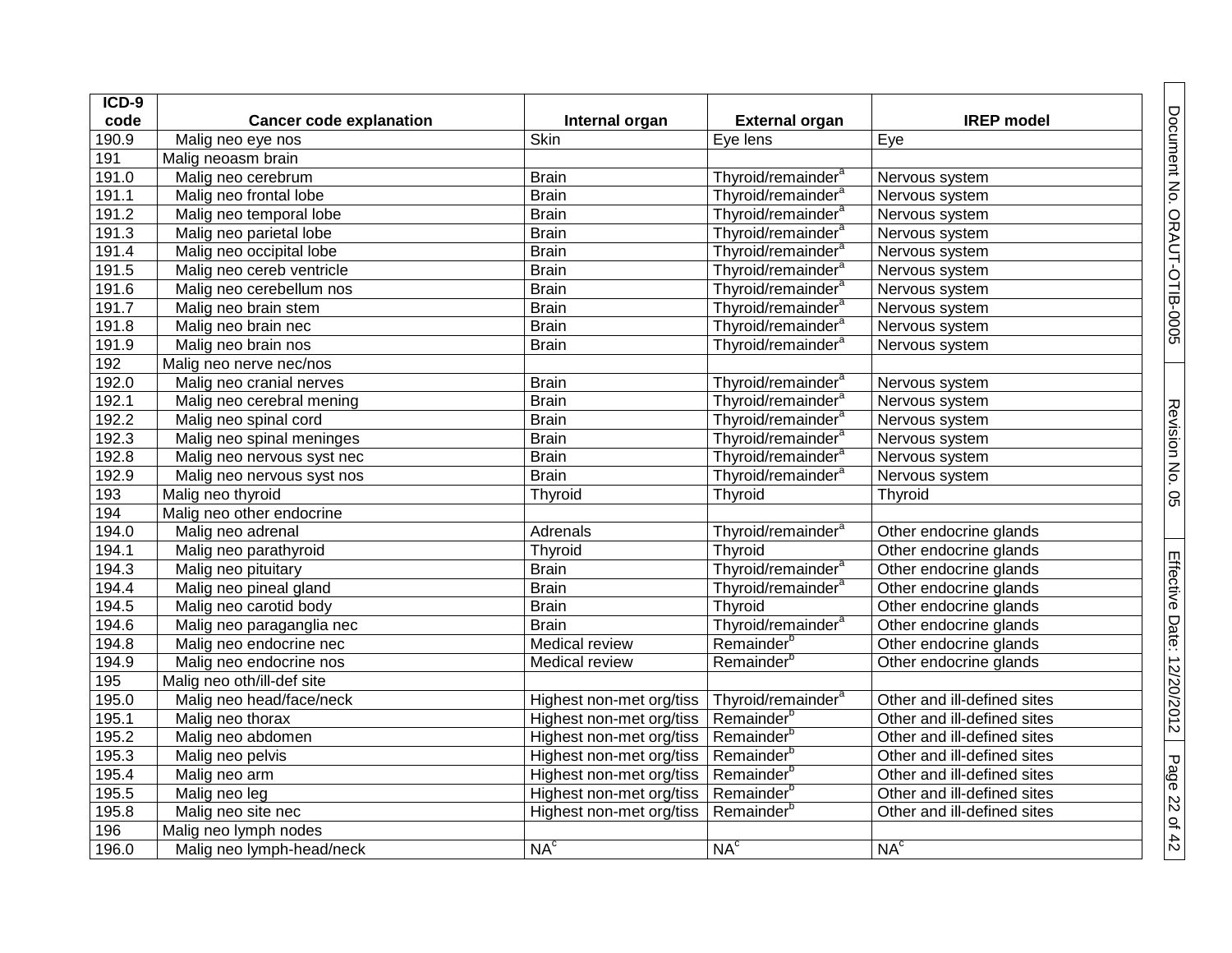| ICD-9 code | Cancer code explanation | Internal organ | External organ | IREP model |
|---|---|---|---|---|
| 190.9 | Malig neo eye nos | Skin | Eye lens | Eye |
| 191 | Malig neoasm brain | | | |
| 191.0 | Malig neo cerebrum | Brain | Thyroid/remainder[a] | Nervous system |
| 191.1 | Malig neo frontal lobe | Brain | Thyroid/remainder[a] | Nervous system |
| 191.2 | Malig neo temporal lobe | Brain | Thyroid/remainder[a] | Nervous system |
| 191.3 | Malig neo parietal lobe | Brain | Thyroid/remainder[a] | Nervous system |
| 191.4 | Malig neo occipital lobe | Brain | Thyroid/remainder[a] | Nervous system |
| 191.5 | Malig neo cereb ventricle | Brain | Thyroid/remainder[a] | Nervous system |
| 191.6 | Malig neo cerebellum nos | Brain | Thyroid/remainder[a] | Nervous system |
| 191.7 | Malig neo brain stem | Brain | Thyroid/remainder[a] | Nervous system |
| 191.8 | Malig neo brain nec | Brain | Thyroid/remainder[a] | Nervous system |
| 191.9 | Malig neo brain nos | Brain | Thyroid/remainder[a] | Nervous system |
| 192 | Malig neo nerve nec/nos | | | |
| 192.0 | Malig neo cranial nerves | Brain | Thyroid/remainder[a] | Nervous system |
| 192.1 | Malig neo cerebral mening | Brain | Thyroid/remainder[a] | Nervous system |
| 192.2 | Malig neo spinal cord | Brain | Thyroid/remainder[a] | Nervous system |
| 192.3 | Malig neo spinal meninges | Brain | Thyroid/remainder[a] | Nervous system |
| 192.8 | Malig neo nervous syst nec | Brain | Thyroid/remainder[a] | Nervous system |
| 192.9 | Malig neo nervous syst nos | Brain | Thyroid/remainder[a] | Nervous system |
| 193 | Malig neo thyroid | Thyroid | Thyroid | Thyroid |
| 194 | Malig neo other endocrine | | | |
| 194.0 | Malig neo adrenal | Adrenals | Thyroid/remainder[a] | Other endocrine glands |
| 194.1 | Malig neo parathyroid | Thyroid | Thyroid | Other endocrine glands |
| 194.3 | Malig neo pituitary | Brain | Thyroid/remainder[a] | Other endocrine glands |
| 194.4 | Malig neo pineal gland | Brain | Thyroid/remainder[a] | Other endocrine glands |
| 194.5 | Malig neo carotid body | Brain | Thyroid | Other endocrine glands |
| 194.6 | Malig neo paraganglia nec | Brain | Thyroid/remainder[a] | Other endocrine glands |
| 194.8 | Malig neo endocrine nec | Medical review | Remainder[b] | Other endocrine glands |
| 194.9 | Malig neo endocrine nos | Medical review | Remainder[b] | Other endocrine glands |
| 195 | Malig neo oth/ill-def site | | | |
| 195.0 | Malig neo head/face/neck | Highest non-met org/tiss | Thyroid/remainder[a] | Other and ill-defined sites |
| 195.1 | Malig neo thorax | Highest non-met org/tiss | Remainder[b] | Other and ill-defined sites |
| 195.2 | Malig neo abdomen | Highest non-met org/tiss | Remainder[b] | Other and ill-defined sites |
| 195.3 | Malig neo pelvis | Highest non-met org/tiss | Remainder[b] | Other and ill-defined sites |
| 195.4 | Malig neo arm | Highest non-met org/tiss | Remainder[b] | Other and ill-defined sites |
| 195.5 | Malig neo leg | Highest non-met org/tiss | Remainder[b] | Other and ill-defined sites |
| 195.8 | Malig neo site nec | Highest non-met org/tiss | Remainder[b] | Other and ill-defined sites |
| 196 | Malig neo lymph nodes | | | |
| 196.0 | Malig neo lymph-head/neck | NA[c] | NA[c] | NA[c] |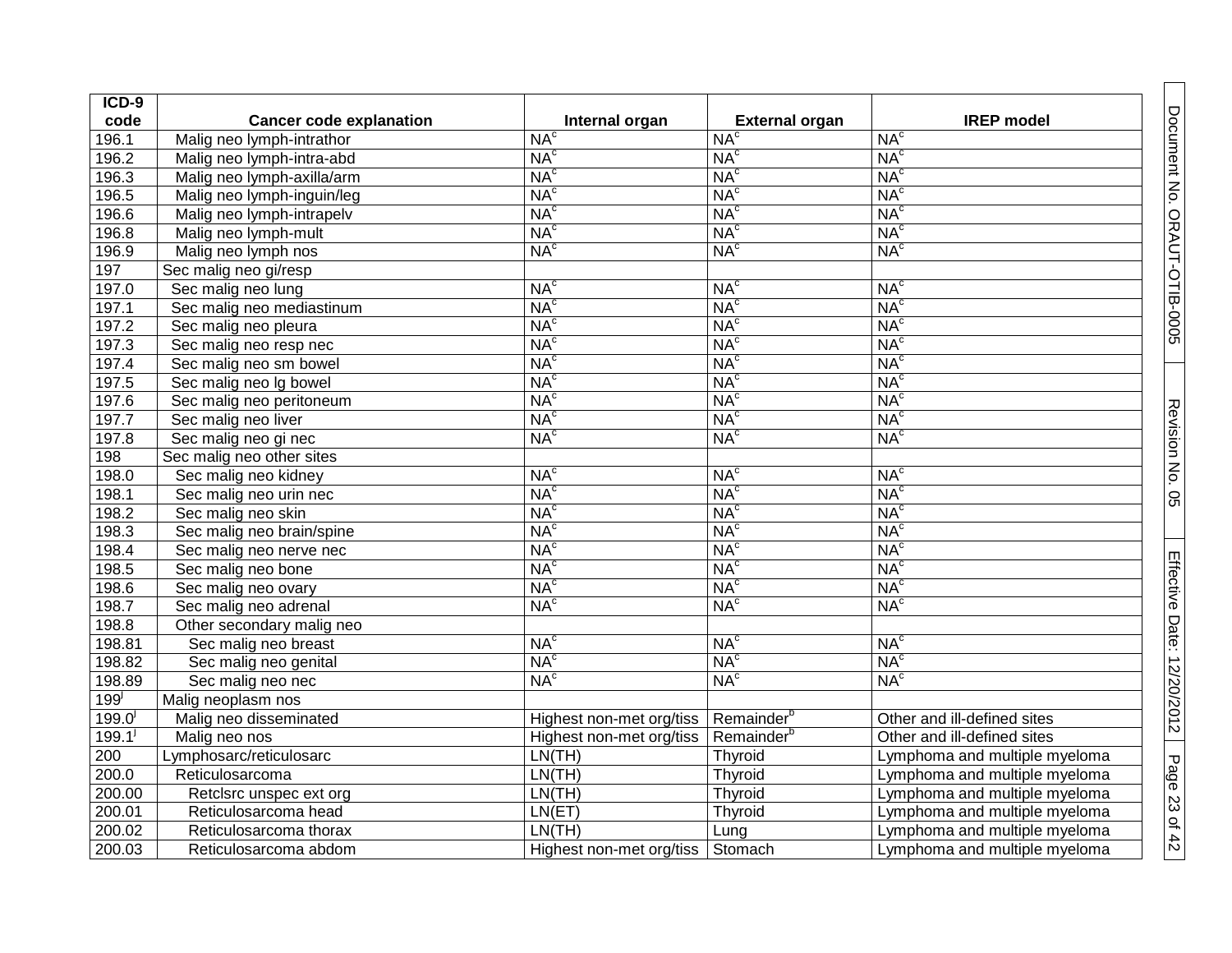| ICD-9 code | Cancer code explanation | Internal organ | External organ | IREP model |
|---|---|---|---|---|
| 196.1 | Malig neo lymph-intrathor | NA[c] | NA[c] | NA[c] |
| 196.2 | Malig neo lymph-intra-abd | NA[c] | NA[c] | NA[c] |
| 196.3 | Malig neo lymph-axilla/arm | NA[c] | NA[c] | NA[c] |
| 196.5 | Malig neo lymph-inguin/leg | NA[c] | NA[c] | NA[c] |
| 196.6 | Malig neo lymph-intrapelv | NA[c] | NA[c] | NA[c] |
| 196.8 | Malig neo lymph-mult | NA[c] | NA[c] | NA[c] |
| 196.9 | Malig neo lymph nos | NA[c] | NA[c] | NA[c] |
| 197 | Sec malig neo gi/resp | | | |
| 197.0 | Sec malig neo lung | NA[c] | NA[c] | NA[c] |
| 197.1 | Sec malig neo mediastinum | NA[c] | NA[c] | NA[c] |
| 197.2 | Sec malig neo pleura | NA[c] | NA[c] | NA[c] |
| 197.3 | Sec malig neo resp nec | NA[c] | NA[c] | NA[c] |
| 197.4 | Sec malig neo sm bowel | NA[c] | NA[c] | NA[c] |
| 197.5 | Sec malig neo lg bowel | NA[c] | NA[c] | NA[c] |
| 197.6 | Sec malig neo peritoneum | NA[c] | NA[c] | NA[c] |
| 197.7 | Sec malig neo liver | NA[c] | NA[c] | NA[c] |
| 197.8 | Sec malig neo gi nec | NA[c] | NA[c] | NA[c] |
| 198 | Sec malig neo other sites | | | |
| 198.0 | Sec malig neo kidney | NA[c] | NA[c] | NA[c] |
| 198.1 | Sec malig neo urin nec | NA[c] | NA[c] | NA[c] |
| 198.2 | Sec malig neo skin | NA[c] | NA[c] | NA[c] |
| 198.3 | Sec malig neo brain/spine | NA[c] | NA[c] | NA[c] |
| 198.4 | Sec malig neo nerve nec | NA[c] | NA[c] | NA[c] |
| 198.5 | Sec malig neo bone | NA[c] | NA[c] | NA[c] |
| 198.6 | Sec malig neo ovary | NA[c] | NA[c] | NA[c] |
| 198.7 | Sec malig neo adrenal | NA[c] | NA[c] | NA[c] |
| 198.8 | Other secondary malig neo | | | |
| 198.81 | Sec malig neo breast | NA[c] | NA[c] | NA[c] |
| 198.82 | Sec malig neo genital | NA[c] | NA[c] | NA[c] |
| 198.89 | Sec malig neo nec | NA[c] | NA[c] | NA[c] |
| 199[j] | Malig neoplasm nos | | | |
| 199.0[j] | Malig neo disseminated | Highest non-met org/tiss | Remainder[b] | Other and ill-defined sites |
| 199.1[j] | Malig neo nos | Highest non-met org/tiss | Remainder[b] | Other and ill-defined sites |
| 200 | Lymphosarc/reticulosarc | LN(TH) | Thyroid | Lymphoma and multiple myeloma |
| 200.0 | Reticulosarcoma | LN(TH) | Thyroid | Lymphoma and multiple myeloma |
| 200.00 | Retclsrc unspec ext org | LN(TH) | Thyroid | Lymphoma and multiple myeloma |
| 200.01 | Reticulosarcoma head | LN(ET) | Thyroid | Lymphoma and multiple myeloma |
| 200.02 | Reticulosarcoma thorax | LN(TH) | Lung | Lymphoma and multiple myeloma |
| 200.03 | Reticulosarcoma abdom | Highest non-met org/tiss | Stomach | Lymphoma and multiple myeloma |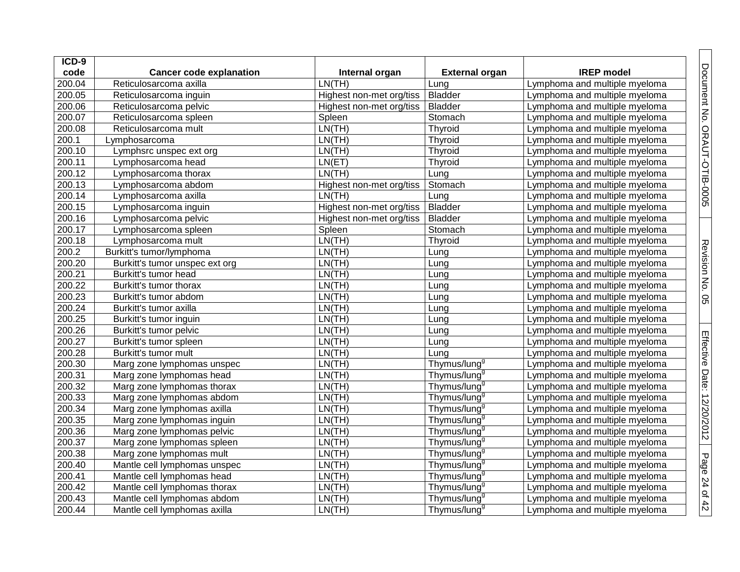| ICD-9 code | Cancer code explanation | Internal organ | External organ | IREP model |
|---|---|---|---|---|
| 200.04 | Reticulosarcoma axilla | LN(TH) | Lung | Lymphoma and multiple myeloma |
| 200.05 | Reticulosarcoma inguin | Highest non-met org/tiss | Bladder | Lymphoma and multiple myeloma |
| 200.06 | Reticulosarcoma pelvic | Highest non-met org/tiss | Bladder | Lymphoma and multiple myeloma |
| 200.07 | Reticulosarcoma spleen | Spleen | Stomach | Lymphoma and multiple myeloma |
| 200.08 | Reticulosarcoma mult | LN(TH) | Thyroid | Lymphoma and multiple myeloma |
| 200.1 | Lymphosarcoma | LN(TH) | Thyroid | Lymphoma and multiple myeloma |
| 200.10 | Lymphsrc unspec ext org | LN(TH) | Thyroid | Lymphoma and multiple myeloma |
| 200.11 | Lymphosarcoma head | LN(ET) | Thyroid | Lymphoma and multiple myeloma |
| 200.12 | Lymphosarcoma thorax | LN(TH) | Lung | Lymphoma and multiple myeloma |
| 200.13 | Lymphosarcoma abdom | Highest non-met org/tiss | Stomach | Lymphoma and multiple myeloma |
| 200.14 | Lymphosarcoma axilla | LN(TH) | Lung | Lymphoma and multiple myeloma |
| 200.15 | Lymphosarcoma inguin | Highest non-met org/tiss | Bladder | Lymphoma and multiple myeloma |
| 200.16 | Lymphosarcoma pelvic | Highest non-met org/tiss | Bladder | Lymphoma and multiple myeloma |
| 200.17 | Lymphosarcoma spleen | Spleen | Stomach | Lymphoma and multiple myeloma |
| 200.18 | Lymphosarcoma mult | LN(TH) | Thyroid | Lymphoma and multiple myeloma |
| 200.2 | Burkitt's tumor/lymphoma | LN(TH) | Lung | Lymphoma and multiple myeloma |
| 200.20 | Burkitt's tumor unspec ext org | LN(TH) | Lung | Lymphoma and multiple myeloma |
| 200.21 | Burkitt's tumor head | LN(TH) | Lung | Lymphoma and multiple myeloma |
| 200.22 | Burkitt's tumor thorax | LN(TH) | Lung | Lymphoma and multiple myeloma |
| 200.23 | Burkitt's tumor abdom | LN(TH) | Lung | Lymphoma and multiple myeloma |
| 200.24 | Burkitt's tumor axilla | LN(TH) | Lung | Lymphoma and multiple myeloma |
| 200.25 | Burkitt's tumor inguin | LN(TH) | Lung | Lymphoma and multiple myeloma |
| 200.26 | Burkitt's tumor pelvic | LN(TH) | Lung | Lymphoma and multiple myeloma |
| 200.27 | Burkitt's tumor spleen | LN(TH) | Lung | Lymphoma and multiple myeloma |
| 200.28 | Burkitt's tumor mult | LN(TH) | Lung | Lymphoma and multiple myeloma |
| 200.30 | Marg zone lymphomas unspec | LN(TH) | Thymus/lung[g] | Lymphoma and multiple myeloma |
| 200.31 | Marg zone lymphomas head | LN(TH) | Thymus/lung[g] | Lymphoma and multiple myeloma |
| 200.32 | Marg zone lymphomas thorax | LN(TH) | Thymus/lung[g] | Lymphoma and multiple myeloma |
| 200.33 | Marg zone lymphomas abdom | LN(TH) | Thymus/lung[g] | Lymphoma and multiple myeloma |
| 200.34 | Marg zone lymphomas axilla | LN(TH) | Thymus/lung[g] | Lymphoma and multiple myeloma |
| 200.35 | Marg zone lymphomas inguin | LN(TH) | Thymus/lung[g] | Lymphoma and multiple myeloma |
| 200.36 | Marg zone lymphomas pelvic | LN(TH) | Thymus/lung[g] | Lymphoma and multiple myeloma |
| 200.37 | Marg zone lymphomas spleen | LN(TH) | Thymus/lung[g] | Lymphoma and multiple myeloma |
| 200.38 | Marg zone lymphomas mult | LN(TH) | Thymus/lung[g] | Lymphoma and multiple myeloma |
| 200.40 | Mantle cell lymphomas unspec | LN(TH) | Thymus/lung[g] | Lymphoma and multiple myeloma |
| 200.41 | Mantle cell lymphomas head | LN(TH) | Thymus/lung[g] | Lymphoma and multiple myeloma |
| 200.42 | Mantle cell lymphomas thorax | LN(TH) | Thymus/lung[g] | Lymphoma and multiple myeloma |
| 200.43 | Mantle cell lymphomas abdom | LN(TH) | Thymus/lung[g] | Lymphoma and multiple myeloma |
| 200.44 | Mantle cell lymphomas axilla | LN(TH) | Thymus/lung[g] | Lymphoma and multiple myeloma |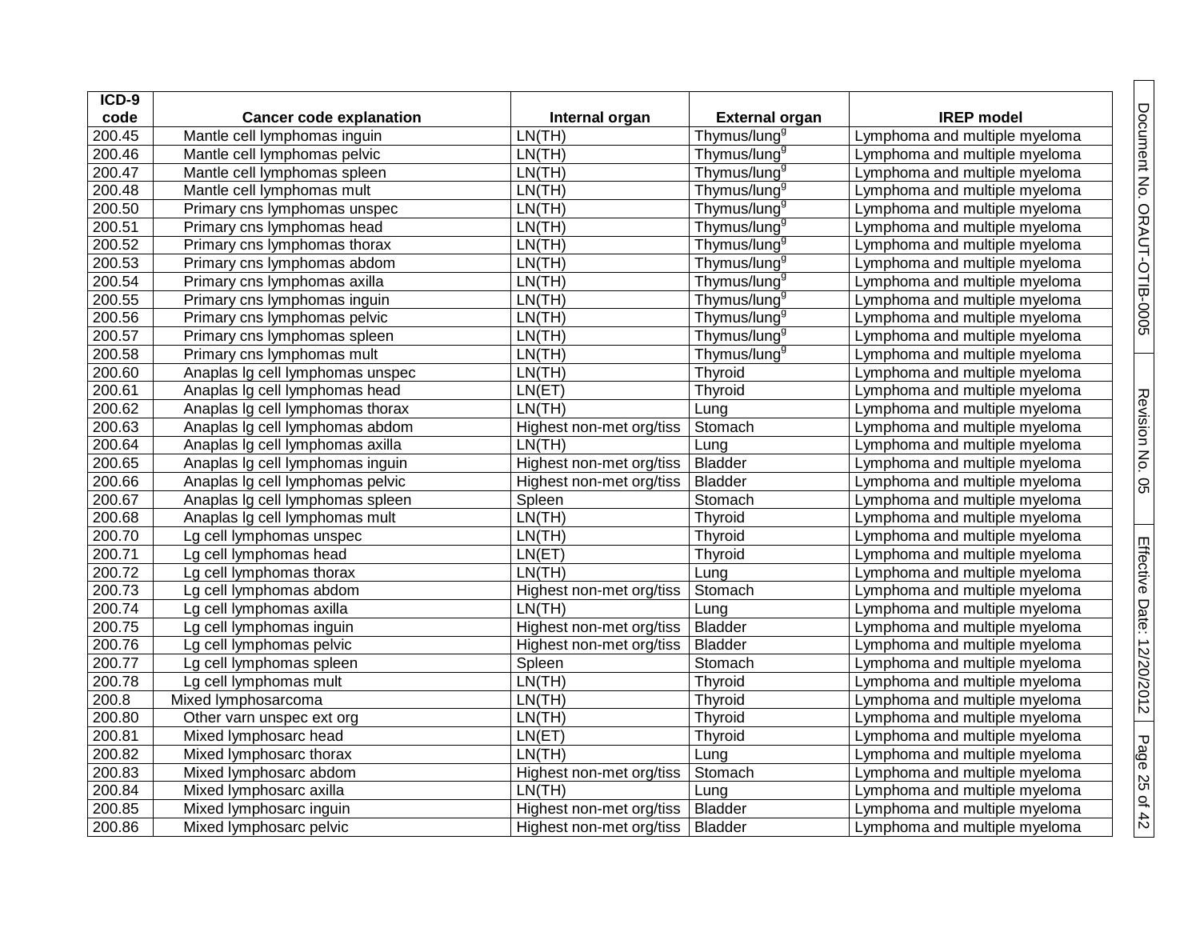| ICD-9 code | Cancer code explanation | Internal organ | External organ | IREP model |
|---|---|---|---|---|
| 200.45 | Mantle cell lymphomas inguin | LN(TH) | Thymus/lung[g] | Lymphoma and multiple myeloma |
| 200.46 | Mantle cell lymphomas pelvic | LN(TH) | Thymus/lung[g] | Lymphoma and multiple myeloma |
| 200.47 | Mantle cell lymphomas spleen | LN(TH) | Thymus/lung[g] | Lymphoma and multiple myeloma |
| 200.48 | Mantle cell lymphomas mult | LN(TH) | Thymus/lung[g] | Lymphoma and multiple myeloma |
| 200.50 | Primary cns lymphomas unspec | LN(TH) | Thymus/lung[g] | Lymphoma and multiple myeloma |
| 200.51 | Primary cns lymphomas head | LN(TH) | Thymus/lung[g] | Lymphoma and multiple myeloma |
| 200.52 | Primary cns lymphomas thorax | LN(TH) | Thymus/lung[g] | Lymphoma and multiple myeloma |
| 200.53 | Primary cns lymphomas abdom | LN(TH) | Thymus/lung[g] | Lymphoma and multiple myeloma |
| 200.54 | Primary cns lymphomas axilla | LN(TH) | Thymus/lung[g] | Lymphoma and multiple myeloma |
| 200.55 | Primary cns lymphomas inguin | LN(TH) | Thymus/lung[g] | Lymphoma and multiple myeloma |
| 200.56 | Primary cns lymphomas pelvic | LN(TH) | Thymus/lung[g] | Lymphoma and multiple myeloma |
| 200.57 | Primary cns lymphomas spleen | LN(TH) | Thymus/lung[g] | Lymphoma and multiple myeloma |
| 200.58 | Primary cns lymphomas mult | LN(TH) | Thymus/lung[g] | Lymphoma and multiple myeloma |
| 200.60 | Anaplas lg cell lymphomas unspec | LN(TH) | Thyroid | Lymphoma and multiple myeloma |
| 200.61 | Anaplas lg cell lymphomas head | LN(ET) | Thyroid | Lymphoma and multiple myeloma |
| 200.62 | Anaplas lg cell lymphomas thorax | LN(TH) | Lung | Lymphoma and multiple myeloma |
| 200.63 | Anaplas lg cell lymphomas abdom | Highest non-met org/tiss | Stomach | Lymphoma and multiple myeloma |
| 200.64 | Anaplas lg cell lymphomas axilla | LN(TH) | Lung | Lymphoma and multiple myeloma |
| 200.65 | Anaplas lg cell lymphomas inguin | Highest non-met org/tiss | Bladder | Lymphoma and multiple myeloma |
| 200.66 | Anaplas lg cell lymphomas pelvic | Highest non-met org/tiss | Bladder | Lymphoma and multiple myeloma |
| 200.67 | Anaplas lg cell lymphomas spleen | Spleen | Stomach | Lymphoma and multiple myeloma |
| 200.68 | Anaplas lg cell lymphomas mult | LN(TH) | Thyroid | Lymphoma and multiple myeloma |
| 200.70 | Lg cell lymphomas unspec | LN(TH) | Thyroid | Lymphoma and multiple myeloma |
| 200.71 | Lg cell lymphomas head | LN(ET) | Thyroid | Lymphoma and multiple myeloma |
| 200.72 | Lg cell lymphomas thorax | LN(TH) | Lung | Lymphoma and multiple myeloma |
| 200.73 | Lg cell lymphomas abdom | Highest non-met org/tiss | Stomach | Lymphoma and multiple myeloma |
| 200.74 | Lg cell lymphomas axilla | LN(TH) | Lung | Lymphoma and multiple myeloma |
| 200.75 | Lg cell lymphomas inguin | Highest non-met org/tiss | Bladder | Lymphoma and multiple myeloma |
| 200.76 | Lg cell lymphomas pelvic | Highest non-met org/tiss | Bladder | Lymphoma and multiple myeloma |
| 200.77 | Lg cell lymphomas spleen | Spleen | Stomach | Lymphoma and multiple myeloma |
| 200.78 | Lg cell lymphomas mult | LN(TH) | Thyroid | Lymphoma and multiple myeloma |
| 200.8 | Mixed lymphosarcoma | LN(TH) | Thyroid | Lymphoma and multiple myeloma |
| 200.80 | Other varn unspec ext org | LN(TH) | Thyroid | Lymphoma and multiple myeloma |
| 200.81 | Mixed lymphosarc head | LN(ET) | Thyroid | Lymphoma and multiple myeloma |
| 200.82 | Mixed lymphosarc thorax | LN(TH) | Lung | Lymphoma and multiple myeloma |
| 200.83 | Mixed lymphosarc abdom | Highest non-met org/tiss | Stomach | Lymphoma and multiple myeloma |
| 200.84 | Mixed lymphosarc axilla | LN(TH) | Lung | Lymphoma and multiple myeloma |
| 200.85 | Mixed lymphosarc inguin | Highest non-met org/tiss | Bladder | Lymphoma and multiple myeloma |
| 200.86 | Mixed lymphosarc pelvic | Highest non-met org/tiss | Bladder | Lymphoma and multiple myeloma |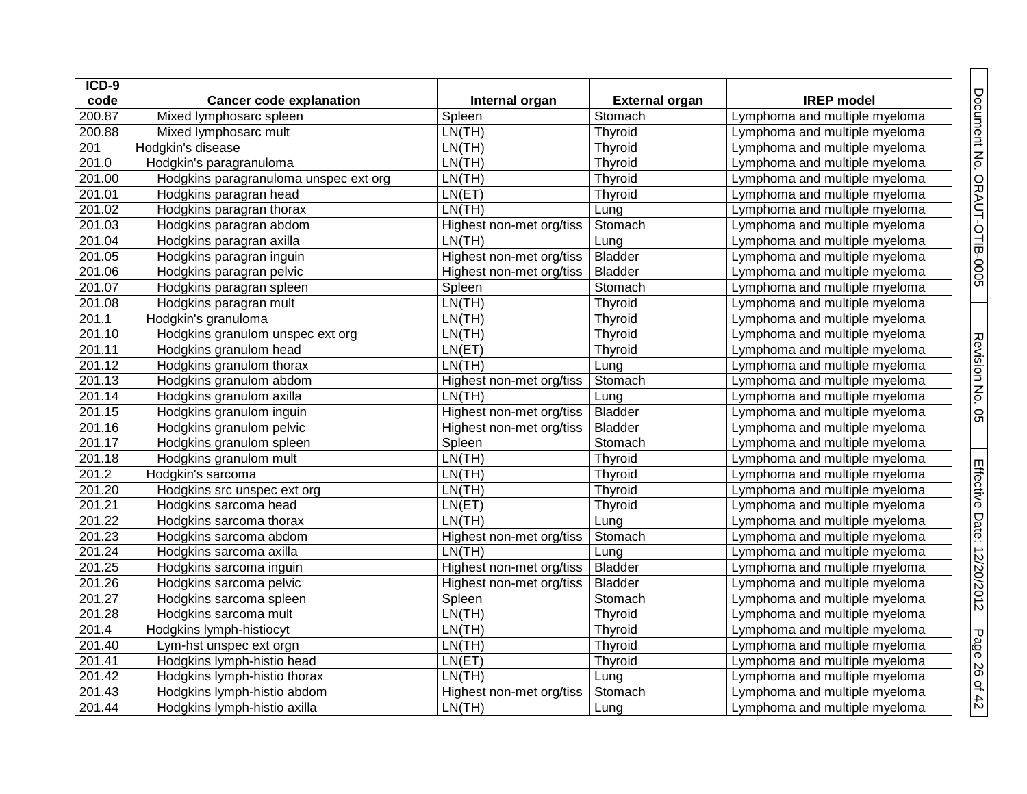| ICD-9 code | Cancer code explanation | Internal organ | External organ | IREP model |
|---|---|---|---|---|
| 200.87 | Mixed lymphosarc spleen | Spleen | Stomach | Lymphoma and multiple myeloma |
| 200.88 | Mixed lymphosarc mult | LN(TH) | Thyroid | Lymphoma and multiple myeloma |
| 201 | Hodgkin's disease | LN(TH) | Thyroid | Lymphoma and multiple myeloma |
| 201.0 | Hodgkin's paragranuloma | LN(TH) | Thyroid | Lymphoma and multiple myeloma |
| 201.00 | Hodgkins paragranuloma unspec ext org | LN(TH) | Thyroid | Lymphoma and multiple myeloma |
| 201.01 | Hodgkins paragran head | LN(ET) | Thyroid | Lymphoma and multiple myeloma |
| 201.02 | Hodgkins paragran thorax | LN(TH) | Lung | Lymphoma and multiple myeloma |
| 201.03 | Hodgkins paragran abdom | Highest non-met org/tiss | Stomach | Lymphoma and multiple myeloma |
| 201.04 | Hodgkins paragran axilla | LN(TH) | Lung | Lymphoma and multiple myeloma |
| 201.05 | Hodgkins paragran inguin | Highest non-met org/tiss | Bladder | Lymphoma and multiple myeloma |
| 201.06 | Hodgkins paragran pelvic | Highest non-met org/tiss | Bladder | Lymphoma and multiple myeloma |
| 201.07 | Hodgkins paragran spleen | Spleen | Stomach | Lymphoma and multiple myeloma |
| 201.08 | Hodgkins paragran mult | LN(TH) | Thyroid | Lymphoma and multiple myeloma |
| 201.1 | Hodgkin's granuloma | LN(TH) | Thyroid | Lymphoma and multiple myeloma |
| 201.10 | Hodgkins granulom unspec ext org | LN(TH) | Thyroid | Lymphoma and multiple myeloma |
| 201.11 | Hodgkins granulom head | LN(ET) | Thyroid | Lymphoma and multiple myeloma |
| 201.12 | Hodgkins granulom thorax | LN(TH) | Lung | Lymphoma and multiple myeloma |
| 201.13 | Hodgkins granulom abdom | Highest non-met org/tiss | Stomach | Lymphoma and multiple myeloma |
| 201.14 | Hodgkins granulom axilla | LN(TH) | Lung | Lymphoma and multiple myeloma |
| 201.15 | Hodgkins granulom inguin | Highest non-met org/tiss | Bladder | Lymphoma and multiple myeloma |
| 201.16 | Hodgkins granulom pelvic | Highest non-met org/tiss | Bladder | Lymphoma and multiple myeloma |
| 201.17 | Hodgkins granulom spleen | Spleen | Stomach | Lymphoma and multiple myeloma |
| 201.18 | Hodgkins granulom mult | LN(TH) | Thyroid | Lymphoma and multiple myeloma |
| 201.2 | Hodgkin's sarcoma | LN(TH) | Thyroid | Lymphoma and multiple myeloma |
| 201.20 | Hodgkins src unspec ext org | LN(TH) | Thyroid | Lymphoma and multiple myeloma |
| 201.21 | Hodgkins sarcoma head | LN(ET) | Thyroid | Lymphoma and multiple myeloma |
| 201.22 | Hodgkins sarcoma thorax | LN(TH) | Lung | Lymphoma and multiple myeloma |
| 201.23 | Hodgkins sarcoma abdom | Highest non-met org/tiss | Stomach | Lymphoma and multiple myeloma |
| 201.24 | Hodgkins sarcoma axilla | LN(TH) | Lung | Lymphoma and multiple myeloma |
| 201.25 | Hodgkins sarcoma inguin | Highest non-met org/tiss | Bladder | Lymphoma and multiple myeloma |
| 201.26 | Hodgkins sarcoma pelvic | Highest non-met org/tiss | Bladder | Lymphoma and multiple myeloma |
| 201.27 | Hodgkins sarcoma spleen | Spleen | Stomach | Lymphoma and multiple myeloma |
| 201.28 | Hodgkins sarcoma mult | LN(TH) | Thyroid | Lymphoma and multiple myeloma |
| 201.4 | Hodgkins lymph-histiocyt | LN(TH) | Thyroid | Lymphoma and multiple myeloma |
| 201.40 | Lym-hst unspec ext orgn | LN(TH) | Thyroid | Lymphoma and multiple myeloma |
| 201.41 | Hodgkins lymph-histio head | LN(ET) | Thyroid | Lymphoma and multiple myeloma |
| 201.42 | Hodgkins lymph-histio thorax | LN(TH) | Lung | Lymphoma and multiple myeloma |
| 201.43 | Hodgkins lymph-histio abdom | Highest non-met org/tiss | Stomach | Lymphoma and multiple myeloma |
| 201.44 | Hodgkins lymph-histio axilla | LN(TH) | Lung | Lymphoma and multiple myeloma |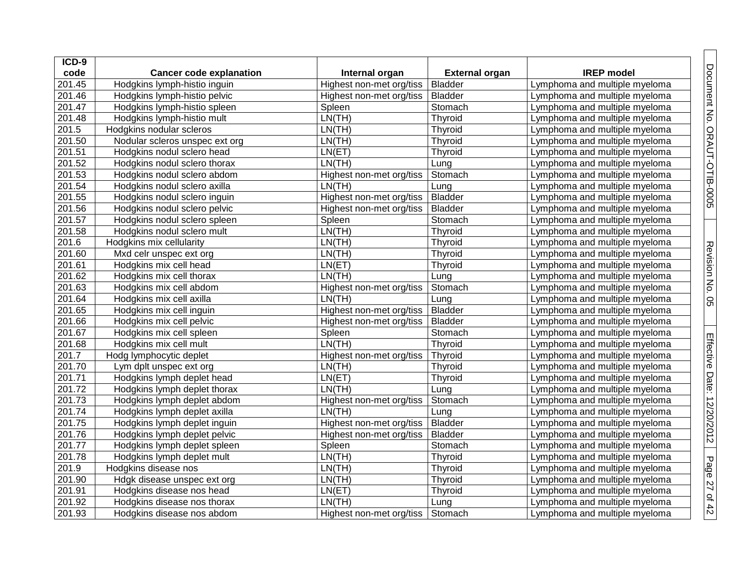| ICD-9 code | Cancer code explanation | Internal organ | External organ | IREP model |
|---|---|---|---|---|
| 201.45 | Hodgkins lymph-histio inguin | Highest non-met org/tiss | Bladder | Lymphoma and multiple myeloma |
| 201.46 | Hodgkins lymph-histio pelvic | Highest non-met org/tiss | Bladder | Lymphoma and multiple myeloma |
| 201.47 | Hodgkins lymph-histio spleen | Spleen | Stomach | Lymphoma and multiple myeloma |
| 201.48 | Hodgkins lymph-histio mult | LN(TH) | Thyroid | Lymphoma and multiple myeloma |
| 201.5 | Hodgkins nodular scleros | LN(TH) | Thyroid | Lymphoma and multiple myeloma |
| 201.50 | Nodular scleros unspec ext org | LN(TH) | Thyroid | Lymphoma and multiple myeloma |
| 201.51 | Hodgkins nodul sclero head | LN(ET) | Thyroid | Lymphoma and multiple myeloma |
| 201.52 | Hodgkins nodul sclero thorax | LN(TH) | Lung | Lymphoma and multiple myeloma |
| 201.53 | Hodgkins nodul sclero abdom | Highest non-met org/tiss | Stomach | Lymphoma and multiple myeloma |
| 201.54 | Hodgkins nodul sclero axilla | LN(TH) | Lung | Lymphoma and multiple myeloma |
| 201.55 | Hodgkins nodul sclero inguin | Highest non-met org/tiss | Bladder | Lymphoma and multiple myeloma |
| 201.56 | Hodgkins nodul sclero pelvic | Highest non-met org/tiss | Bladder | Lymphoma and multiple myeloma |
| 201.57 | Hodgkins nodul sclero spleen | Spleen | Stomach | Lymphoma and multiple myeloma |
| 201.58 | Hodgkins nodul sclero mult | LN(TH) | Thyroid | Lymphoma and multiple myeloma |
| 201.6 | Hodgkins mix cellularity | LN(TH) | Thyroid | Lymphoma and multiple myeloma |
| 201.60 | Mxd celr unspec ext org | LN(TH) | Thyroid | Lymphoma and multiple myeloma |
| 201.61 | Hodgkins mix cell head | LN(ET) | Thyroid | Lymphoma and multiple myeloma |
| 201.62 | Hodgkins mix cell thorax | LN(TH) | Lung | Lymphoma and multiple myeloma |
| 201.63 | Hodgkins mix cell abdom | Highest non-met org/tiss | Stomach | Lymphoma and multiple myeloma |
| 201.64 | Hodgkins mix cell axilla | LN(TH) | Lung | Lymphoma and multiple myeloma |
| 201.65 | Hodgkins mix cell inguin | Highest non-met org/tiss | Bladder | Lymphoma and multiple myeloma |
| 201.66 | Hodgkins mix cell pelvic | Highest non-met org/tiss | Bladder | Lymphoma and multiple myeloma |
| 201.67 | Hodgkins mix cell spleen | Spleen | Stomach | Lymphoma and multiple myeloma |
| 201.68 | Hodgkins mix cell mult | LN(TH) | Thyroid | Lymphoma and multiple myeloma |
| 201.7 | Hodg lymphocytic deplet | Highest non-met org/tiss | Thyroid | Lymphoma and multiple myeloma |
| 201.70 | Lym dplt unspec ext org | LN(TH) | Thyroid | Lymphoma and multiple myeloma |
| 201.71 | Hodgkins lymph deplet head | LN(ET) | Thyroid | Lymphoma and multiple myeloma |
| 201.72 | Hodgkins lymph deplet thorax | LN(TH) | Lung | Lymphoma and multiple myeloma |
| 201.73 | Hodgkins lymph deplet abdom | Highest non-met org/tiss | Stomach | Lymphoma and multiple myeloma |
| 201.74 | Hodgkins lymph deplet axilla | LN(TH) | Lung | Lymphoma and multiple myeloma |
| 201.75 | Hodgkins lymph deplet inguin | Highest non-met org/tiss | Bladder | Lymphoma and multiple myeloma |
| 201.76 | Hodgkins lymph deplet pelvic | Highest non-met org/tiss | Bladder | Lymphoma and multiple myeloma |
| 201.77 | Hodgkins lymph deplet spleen | Spleen | Stomach | Lymphoma and multiple myeloma |
| 201.78 | Hodgkins lymph deplet mult | LN(TH) | Thyroid | Lymphoma and multiple myeloma |
| 201.9 | Hodgkins disease nos | LN(TH) | Thyroid | Lymphoma and multiple myeloma |
| 201.90 | Hdgk disease unspec ext org | LN(TH) | Thyroid | Lymphoma and multiple myeloma |
| 201.91 | Hodgkins disease nos head | LN(ET) | Thyroid | Lymphoma and multiple myeloma |
| 201.92 | Hodgkins disease nos thorax | LN(TH) | Lung | Lymphoma and multiple myeloma |
| 201.93 | Hodgkins disease nos abdom | Highest non-met org/tiss | Stomach | Lymphoma and multiple myeloma |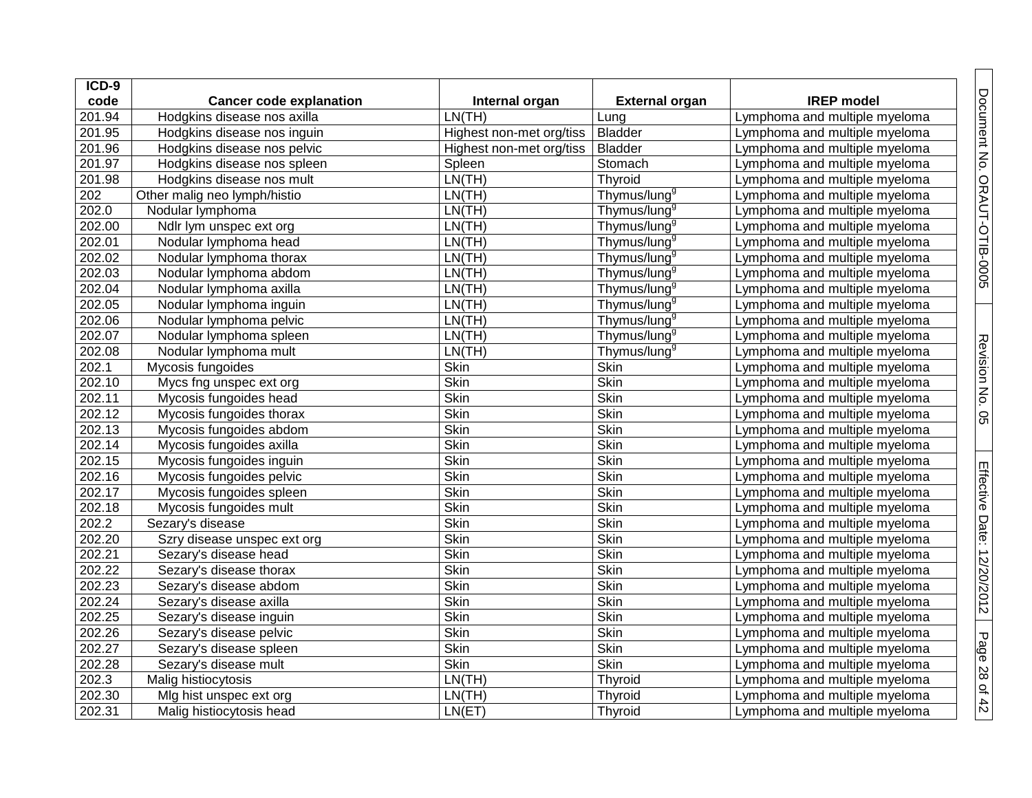| ICD-9 code | Cancer code explanation | Internal organ | External organ | IREP model |
|---|---|---|---|---|
| 201.94 | Hodgkins disease nos axilla | LN(TH) | Lung | Lymphoma and multiple myeloma |
| 201.95 | Hodgkins disease nos inguin | Highest non-met org/tiss | Bladder | Lymphoma and multiple myeloma |
| 201.96 | Hodgkins disease nos pelvic | Highest non-met org/tiss | Bladder | Lymphoma and multiple myeloma |
| 201.97 | Hodgkins disease nos spleen | Spleen | Stomach | Lymphoma and multiple myeloma |
| 201.98 | Hodgkins disease nos mult | LN(TH) | Thyroid | Lymphoma and multiple myeloma |
| 202 | Other malig neo lymph/histio | LN(TH) | Thymus/lung[g] | Lymphoma and multiple myeloma |
| 202.0 | Nodular lymphoma | LN(TH) | Thymus/lung[g] | Lymphoma and multiple myeloma |
| 202.00 | Ndlr lym unspec ext org | LN(TH) | Thymus/lung[g] | Lymphoma and multiple myeloma |
| 202.01 | Nodular lymphoma head | LN(TH) | Thymus/lung[g] | Lymphoma and multiple myeloma |
| 202.02 | Nodular lymphoma thorax | LN(TH) | Thymus/lung[g] | Lymphoma and multiple myeloma |
| 202.03 | Nodular lymphoma abdom | LN(TH) | Thymus/lung[g] | Lymphoma and multiple myeloma |
| 202.04 | Nodular lymphoma axilla | LN(TH) | Thymus/lung[g] | Lymphoma and multiple myeloma |
| 202.05 | Nodular lymphoma inguin | LN(TH) | Thymus/lung[g] | Lymphoma and multiple myeloma |
| 202.06 | Nodular lymphoma pelvic | LN(TH) | Thymus/lung[g] | Lymphoma and multiple myeloma |
| 202.07 | Nodular lymphoma spleen | LN(TH) | Thymus/lung[g] | Lymphoma and multiple myeloma |
| 202.08 | Nodular lymphoma mult | LN(TH) | Thymus/lung[g] | Lymphoma and multiple myeloma |
| 202.1 | Mycosis fungoides | Skin | Skin | Lymphoma and multiple myeloma |
| 202.10 | Mycs fng unspec ext org | Skin | Skin | Lymphoma and multiple myeloma |
| 202.11 | Mycosis fungoides head | Skin | Skin | Lymphoma and multiple myeloma |
| 202.12 | Mycosis fungoides thorax | Skin | Skin | Lymphoma and multiple myeloma |
| 202.13 | Mycosis fungoides abdom | Skin | Skin | Lymphoma and multiple myeloma |
| 202.14 | Mycosis fungoides axilla | Skin | Skin | Lymphoma and multiple myeloma |
| 202.15 | Mycosis fungoides inguin | Skin | Skin | Lymphoma and multiple myeloma |
| 202.16 | Mycosis fungoides pelvic | Skin | Skin | Lymphoma and multiple myeloma |
| 202.17 | Mycosis fungoides spleen | Skin | Skin | Lymphoma and multiple myeloma |
| 202.18 | Mycosis fungoides mult | Skin | Skin | Lymphoma and multiple myeloma |
| 202.2 | Sezary's disease | Skin | Skin | Lymphoma and multiple myeloma |
| 202.20 | Szry disease unspec ext org | Skin | Skin | Lymphoma and multiple myeloma |
| 202.21 | Sezary's disease head | Skin | Skin | Lymphoma and multiple myeloma |
| 202.22 | Sezary's disease thorax | Skin | Skin | Lymphoma and multiple myeloma |
| 202.23 | Sezary's disease abdom | Skin | Skin | Lymphoma and multiple myeloma |
| 202.24 | Sezary's disease axilla | Skin | Skin | Lymphoma and multiple myeloma |
| 202.25 | Sezary's disease inguin | Skin | Skin | Lymphoma and multiple myeloma |
| 202.26 | Sezary's disease pelvic | Skin | Skin | Lymphoma and multiple myeloma |
| 202.27 | Sezary's disease spleen | Skin | Skin | Lymphoma and multiple myeloma |
| 202.28 | Sezary's disease mult | Skin | Skin | Lymphoma and multiple myeloma |
| 202.3 | Malig histiocytosis | LN(TH) | Thyroid | Lymphoma and multiple myeloma |
| 202.30 | Mlg hist unspec ext org | LN(TH) | Thyroid | Lymphoma and multiple myeloma |
| 202.31 | Malig histiocytosis head | LN(ET) | Thyroid | Lymphoma and multiple myeloma |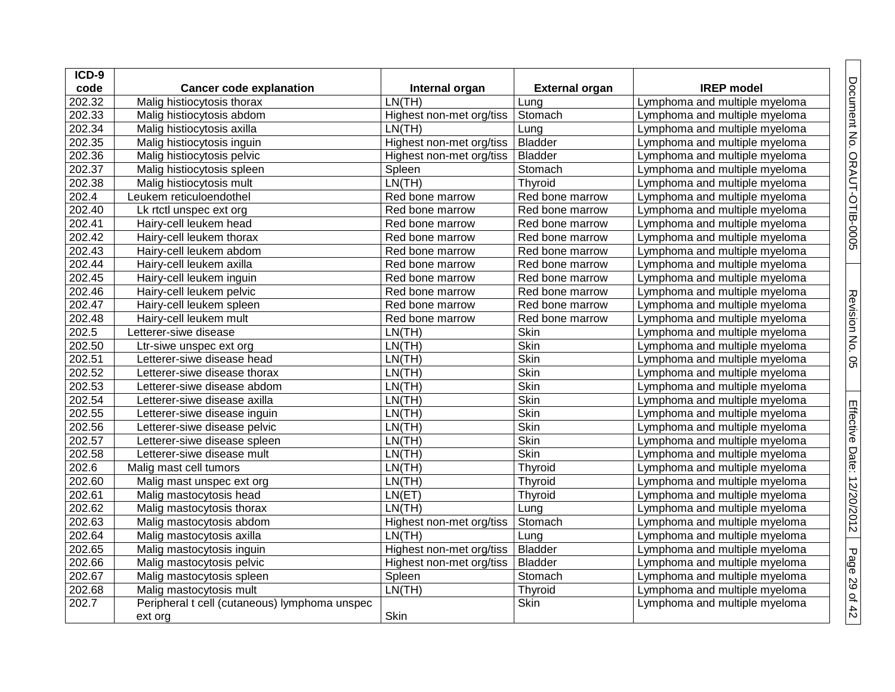| ICD-9 code | Cancer code explanation | Internal organ | External organ | IREP model |
|---|---|---|---|---|
| 202.32 | Malig histiocytosis thorax | LN(TH) | Lung | Lymphoma and multiple myeloma |
| 202.33 | Malig histiocytosis abdom | Highest non-met org/tiss | Stomach | Lymphoma and multiple myeloma |
| 202.34 | Malig histiocytosis axilla | LN(TH) | Lung | Lymphoma and multiple myeloma |
| 202.35 | Malig histiocytosis inguin | Highest non-met org/tiss | Bladder | Lymphoma and multiple myeloma |
| 202.36 | Malig histiocytosis pelvic | Highest non-met org/tiss | Bladder | Lymphoma and multiple myeloma |
| 202.37 | Malig histiocytosis spleen | Spleen | Stomach | Lymphoma and multiple myeloma |
| 202.38 | Malig histiocytosis mult | LN(TH) | Thyroid | Lymphoma and multiple myeloma |
| 202.4 | Leukem reticuloendothel | Red bone marrow | Red bone marrow | Lymphoma and multiple myeloma |
| 202.40 | Lk rtctl unspec ext org | Red bone marrow | Red bone marrow | Lymphoma and multiple myeloma |
| 202.41 | Hairy-cell leukem head | Red bone marrow | Red bone marrow | Lymphoma and multiple myeloma |
| 202.42 | Hairy-cell leukem thorax | Red bone marrow | Red bone marrow | Lymphoma and multiple myeloma |
| 202.43 | Hairy-cell leukem abdom | Red bone marrow | Red bone marrow | Lymphoma and multiple myeloma |
| 202.44 | Hairy-cell leukem axilla | Red bone marrow | Red bone marrow | Lymphoma and multiple myeloma |
| 202.45 | Hairy-cell leukem inguin | Red bone marrow | Red bone marrow | Lymphoma and multiple myeloma |
| 202.46 | Hairy-cell leukem pelvic | Red bone marrow | Red bone marrow | Lymphoma and multiple myeloma |
| 202.47 | Hairy-cell leukem spleen | Red bone marrow | Red bone marrow | Lymphoma and multiple myeloma |
| 202.48 | Hairy-cell leukem mult | Red bone marrow | Red bone marrow | Lymphoma and multiple myeloma |
| 202.5 | Letterer-siwe disease | LN(TH) | Skin | Lymphoma and multiple myeloma |
| 202.50 | Ltr-siwe unspec ext org | LN(TH) | Skin | Lymphoma and multiple myeloma |
| 202.51 | Letterer-siwe disease head | LN(TH) | Skin | Lymphoma and multiple myeloma |
| 202.52 | Letterer-siwe disease thorax | LN(TH) | Skin | Lymphoma and multiple myeloma |
| 202.53 | Letterer-siwe disease abdom | LN(TH) | Skin | Lymphoma and multiple myeloma |
| 202.54 | Letterer-siwe disease axilla | LN(TH) | Skin | Lymphoma and multiple myeloma |
| 202.55 | Letterer-siwe disease inguin | LN(TH) | Skin | Lymphoma and multiple myeloma |
| 202.56 | Letterer-siwe disease pelvic | LN(TH) | Skin | Lymphoma and multiple myeloma |
| 202.57 | Letterer-siwe disease spleen | LN(TH) | Skin | Lymphoma and multiple myeloma |
| 202.58 | Letterer-siwe disease mult | LN(TH) | Skin | Lymphoma and multiple myeloma |
| 202.6 | Malig mast cell tumors | LN(TH) | Thyroid | Lymphoma and multiple myeloma |
| 202.60 | Malig mast unspec ext org | LN(TH) | Thyroid | Lymphoma and multiple myeloma |
| 202.61 | Malig mastocytosis head | LN(ET) | Thyroid | Lymphoma and multiple myeloma |
| 202.62 | Malig mastocytosis thorax | LN(TH) | Lung | Lymphoma and multiple myeloma |
| 202.63 | Malig mastocytosis abdom | Highest non-met org/tiss | Stomach | Lymphoma and multiple myeloma |
| 202.64 | Malig mastocytosis axilla | LN(TH) | Lung | Lymphoma and multiple myeloma |
| 202.65 | Malig mastocytosis inguin | Highest non-met org/tiss | Bladder | Lymphoma and multiple myeloma |
| 202.66 | Malig mastocytosis pelvic | Highest non-met org/tiss | Bladder | Lymphoma and multiple myeloma |
| 202.67 | Malig mastocytosis spleen | Spleen | Stomach | Lymphoma and multiple myeloma |
| 202.68 | Malig mastocytosis mult | LN(TH) | Thyroid | Lymphoma and multiple myeloma |
| 202.7 | Peripheral t cell (cutaneous) lymphoma unspec ext org | Skin | Skin | Lymphoma and multiple myeloma |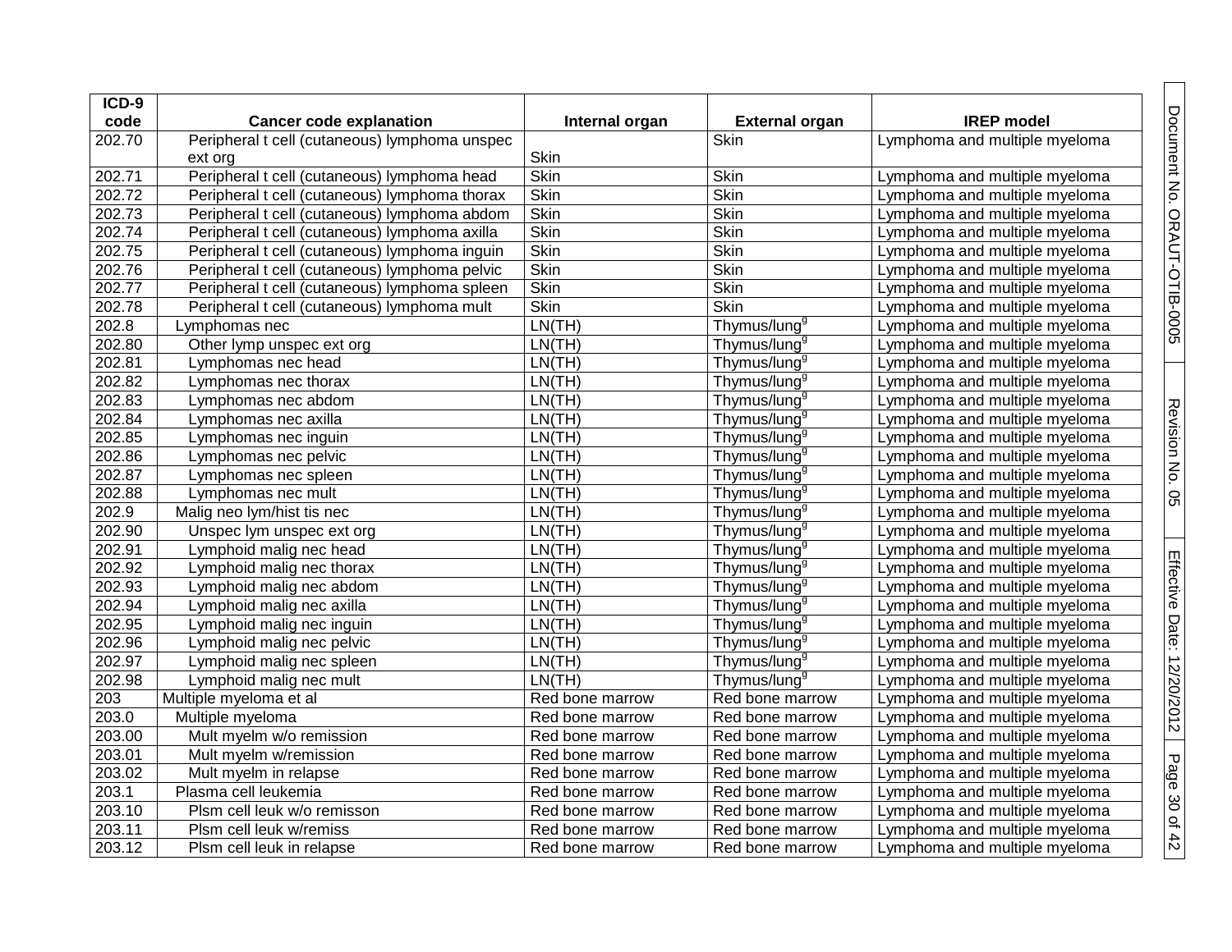| ICD-9 code | Cancer code explanation | Internal organ | External organ | IREP model |
|---|---|---|---|---|
| 202.70 | Peripheral t cell (cutaneous) lymphoma unspec ext org | Skin | Skin | Lymphoma and multiple myeloma |
| 202.71 | Peripheral t cell (cutaneous) lymphoma head | Skin | Skin | Lymphoma and multiple myeloma |
| 202.72 | Peripheral t cell (cutaneous) lymphoma thorax | Skin | Skin | Lymphoma and multiple myeloma |
| 202.73 | Peripheral t cell (cutaneous) lymphoma abdom | Skin | Skin | Lymphoma and multiple myeloma |
| 202.74 | Peripheral t cell (cutaneous) lymphoma axilla | Skin | Skin | Lymphoma and multiple myeloma |
| 202.75 | Peripheral t cell (cutaneous) lymphoma inguin | Skin | Skin | Lymphoma and multiple myeloma |
| 202.76 | Peripheral t cell (cutaneous) lymphoma pelvic | Skin | Skin | Lymphoma and multiple myeloma |
| 202.77 | Peripheral t cell (cutaneous) lymphoma spleen | Skin | Skin | Lymphoma and multiple myeloma |
| 202.78 | Peripheral t cell (cutaneous) lymphoma mult | Skin | Skin | Lymphoma and multiple myeloma |
| 202.8 | Lymphomas nec | LN(TH) | Thymus/lung[g] | Lymphoma and multiple myeloma |
| 202.80 | Other lymp unspec ext org | LN(TH) | Thymus/lung[g] | Lymphoma and multiple myeloma |
| 202.81 | Lymphomas nec head | LN(TH) | Thymus/lung[g] | Lymphoma and multiple myeloma |
| 202.82 | Lymphomas nec thorax | LN(TH) | Thymus/lung[g] | Lymphoma and multiple myeloma |
| 202.83 | Lymphomas nec abdom | LN(TH) | Thymus/lung[g] | Lymphoma and multiple myeloma |
| 202.84 | Lymphomas nec axilla | LN(TH) | Thymus/lung[g] | Lymphoma and multiple myeloma |
| 202.85 | Lymphomas nec inguin | LN(TH) | Thymus/lung[g] | Lymphoma and multiple myeloma |
| 202.86 | Lymphomas nec pelvic | LN(TH) | Thymus/lung[g] | Lymphoma and multiple myeloma |
| 202.87 | Lymphomas nec spleen | LN(TH) | Thymus/lung[g] | Lymphoma and multiple myeloma |
| 202.88 | Lymphomas nec mult | LN(TH) | Thymus/lung[g] | Lymphoma and multiple myeloma |
| 202.9 | Malig neo lym/hist tis nec | LN(TH) | Thymus/lung[g] | Lymphoma and multiple myeloma |
| 202.90 | Unspec lym unspec ext org | LN(TH) | Thymus/lung[g] | Lymphoma and multiple myeloma |
| 202.91 | Lymphoid malig nec head | LN(TH) | Thymus/lung[g] | Lymphoma and multiple myeloma |
| 202.92 | Lymphoid malig nec thorax | LN(TH) | Thymus/lung[g] | Lymphoma and multiple myeloma |
| 202.93 | Lymphoid malig nec abdom | LN(TH) | Thymus/lung[g] | Lymphoma and multiple myeloma |
| 202.94 | Lymphoid malig nec axilla | LN(TH) | Thymus/lung[g] | Lymphoma and multiple myeloma |
| 202.95 | Lymphoid malig nec inguin | LN(TH) | Thymus/lung[g] | Lymphoma and multiple myeloma |
| 202.96 | Lymphoid malig nec pelvic | LN(TH) | Thymus/lung[g] | Lymphoma and multiple myeloma |
| 202.97 | Lymphoid malig nec spleen | LN(TH) | Thymus/lung[g] | Lymphoma and multiple myeloma |
| 202.98 | Lymphoid malig nec mult | LN(TH) | Thymus/lung[g] | Lymphoma and multiple myeloma |
| 203 | Multiple myeloma et al | Red bone marrow | Red bone marrow | Lymphoma and multiple myeloma |
| 203.0 | Multiple myeloma | Red bone marrow | Red bone marrow | Lymphoma and multiple myeloma |
| 203.00 | Mult myelm w/o remission | Red bone marrow | Red bone marrow | Lymphoma and multiple myeloma |
| 203.01 | Mult myelm w/remission | Red bone marrow | Red bone marrow | Lymphoma and multiple myeloma |
| 203.02 | Mult myelm in relapse | Red bone marrow | Red bone marrow | Lymphoma and multiple myeloma |
| 203.1 | Plasma cell leukemia | Red bone marrow | Red bone marrow | Lymphoma and multiple myeloma |
| 203.10 | Plsm cell leuk w/o remisson | Red bone marrow | Red bone marrow | Lymphoma and multiple myeloma |
| 203.11 | Plsm cell leuk w/remiss | Red bone marrow | Red bone marrow | Lymphoma and multiple myeloma |
| 203.12 | Plsm cell leuk in relapse | Red bone marrow | Red bone marrow | Lymphoma and multiple myeloma |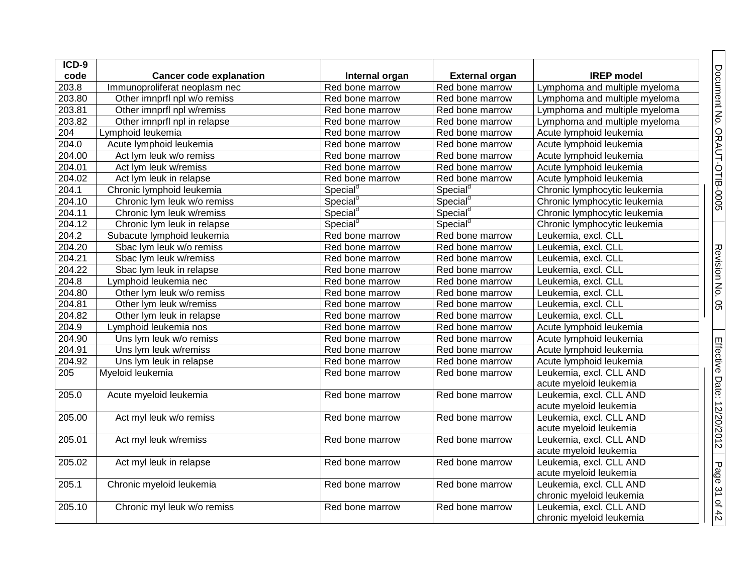| ICD-9 code | Cancer code explanation | Internal organ | External organ | IREP model |
|---|---|---|---|---|
| 203.8 | Immunoproliferat neoplasm nec | Red bone marrow | Red bone marrow | Lymphoma and multiple myeloma |
| 203.80 | Other imnprfl npl w/o remiss | Red bone marrow | Red bone marrow | Lymphoma and multiple myeloma |
| 203.81 | Other imnprfl npl w/remiss | Red bone marrow | Red bone marrow | Lymphoma and multiple myeloma |
| 203.82 | Other imnprfl npl in relapse | Red bone marrow | Red bone marrow | Lymphoma and multiple myeloma |
| 204 | Lymphoid leukemia | Red bone marrow | Red bone marrow | Acute lymphoid leukemia |
| 204.0 | Acute lymphoid leukemia | Red bone marrow | Red bone marrow | Acute lymphoid leukemia |
| 204.00 | Act lym leuk w/o remiss | Red bone marrow | Red bone marrow | Acute lymphoid leukemia |
| 204.01 | Act lym leuk w/remiss | Red bone marrow | Red bone marrow | Acute lymphoid leukemia |
| 204.02 | Act lym leuk in relapse | Red bone marrow | Red bone marrow | Acute lymphoid leukemia |
| 204.1 | Chronic lymphoid leukemia | Special[d] | Special[d] | Chronic lymphocytic leukemia |
| 204.10 | Chronic lym leuk w/o remiss | Special[d] | Special[d] | Chronic lymphocytic leukemia |
| 204.11 | Chronic lym leuk w/remiss | Special[d] | Special[d] | Chronic lymphocytic leukemia |
| 204.12 | Chronic lym leuk in relapse | Special[d] | Special[d] | Chronic lymphocytic leukemia |
| 204.2 | Subacute lymphoid leukemia | Red bone marrow | Red bone marrow | Leukemia, excl. CLL |
| 204.20 | Sbac lym leuk w/o remiss | Red bone marrow | Red bone marrow | Leukemia, excl. CLL |
| 204.21 | Sbac lym leuk w/remiss | Red bone marrow | Red bone marrow | Leukemia, excl. CLL |
| 204.22 | Sbac lym leuk in relapse | Red bone marrow | Red bone marrow | Leukemia, excl. CLL |
| 204.8 | Lymphoid leukemia nec | Red bone marrow | Red bone marrow | Leukemia, excl. CLL |
| 204.80 | Other lym leuk w/o remiss | Red bone marrow | Red bone marrow | Leukemia, excl. CLL |
| 204.81 | Other lym leuk w/remiss | Red bone marrow | Red bone marrow | Leukemia, excl. CLL |
| 204.82 | Other lym leuk in relapse | Red bone marrow | Red bone marrow | Leukemia, excl. CLL |
| 204.9 | Lymphoid leukemia nos | Red bone marrow | Red bone marrow | Acute lymphoid leukemia |
| 204.90 | Uns lym leuk w/o remiss | Red bone marrow | Red bone marrow | Acute lymphoid leukemia |
| 204.91 | Uns lym leuk w/remiss | Red bone marrow | Red bone marrow | Acute lymphoid leukemia |
| 204.92 | Uns lym leuk in relapse | Red bone marrow | Red bone marrow | Acute lymphoid leukemia |
| 205 | Myeloid leukemia | Red bone marrow | Red bone marrow | Leukemia, excl. CLL AND acute myeloid leukemia |
| 205.0 | Acute myeloid leukemia | Red bone marrow | Red bone marrow | Leukemia, excl. CLL AND acute myeloid leukemia |
| 205.00 | Act myl leuk w/o remiss | Red bone marrow | Red bone marrow | Leukemia, excl. CLL AND acute myeloid leukemia |
| 205.01 | Act myl leuk w/remiss | Red bone marrow | Red bone marrow | Leukemia, excl. CLL AND acute myeloid leukemia |
| 205.02 | Act myl leuk in relapse | Red bone marrow | Red bone marrow | Leukemia, excl. CLL AND acute myeloid leukemia |
| 205.1 | Chronic myeloid leukemia | Red bone marrow | Red bone marrow | Leukemia, excl. CLL AND chronic myeloid leukemia |
| 205.10 | Chronic myl leuk w/o remiss | Red bone marrow | Red bone marrow | Leukemia, excl. CLL AND chronic myeloid leukemia |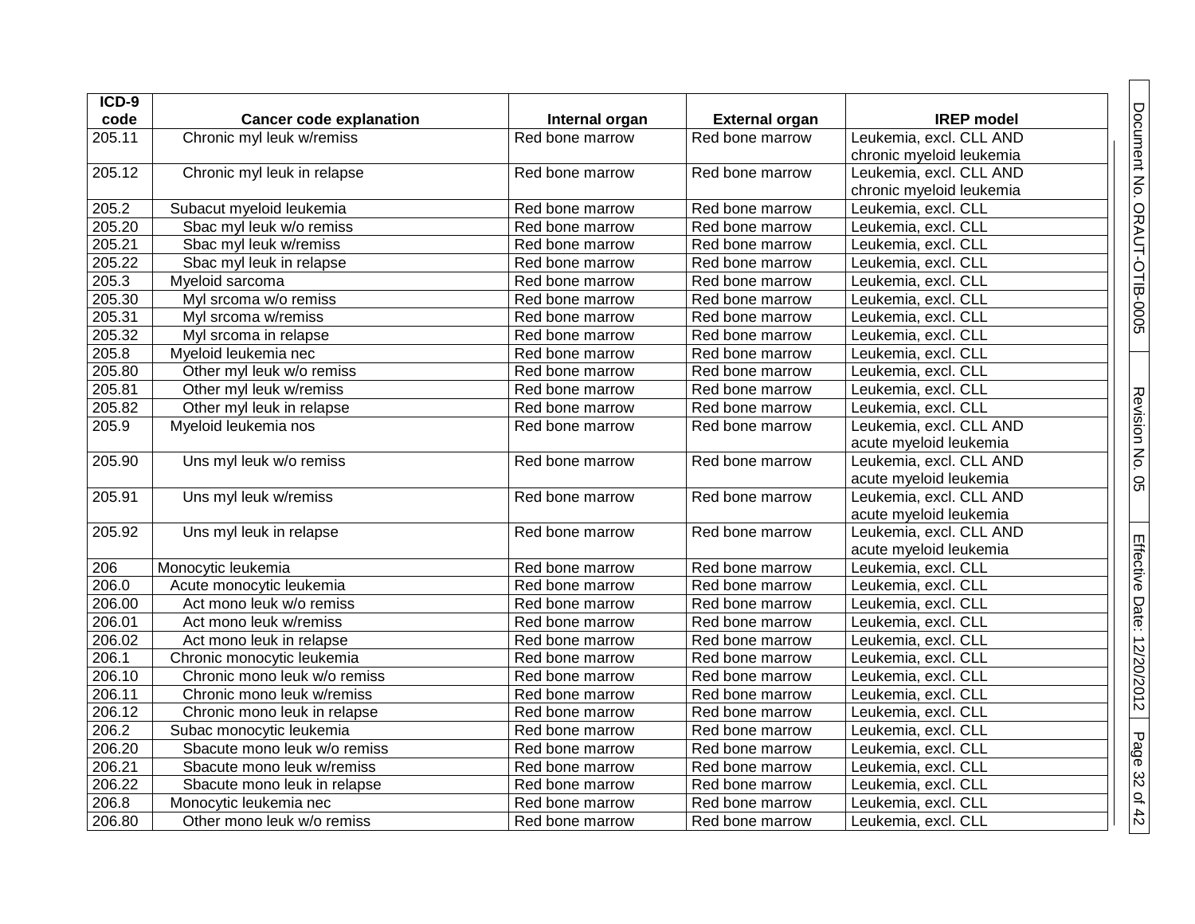| ICD-9 code | Cancer code explanation | Internal organ | External organ | IREP model |
|---|---|---|---|---|
| 205.11 | Chronic myl leuk w/remiss | Red bone marrow | Red bone marrow | Leukemia, excl. CLL AND chronic myeloid leukemia |
| 205.12 | Chronic myl leuk in relapse | Red bone marrow | Red bone marrow | Leukemia, excl. CLL AND chronic myeloid leukemia |
| 205.2 | Subacut myeloid leukemia | Red bone marrow | Red bone marrow | Leukemia, excl. CLL |
| 205.20 | Sbac myl leuk w/o remiss | Red bone marrow | Red bone marrow | Leukemia, excl. CLL |
| 205.21 | Sbac myl leuk w/remiss | Red bone marrow | Red bone marrow | Leukemia, excl. CLL |
| 205.22 | Sbac myl leuk in relapse | Red bone marrow | Red bone marrow | Leukemia, excl. CLL |
| 205.3 | Myeloid sarcoma | Red bone marrow | Red bone marrow | Leukemia, excl. CLL |
| 205.30 | Myl srcoma w/o remiss | Red bone marrow | Red bone marrow | Leukemia, excl. CLL |
| 205.31 | Myl srcoma w/remiss | Red bone marrow | Red bone marrow | Leukemia, excl. CLL |
| 205.32 | Myl srcoma in relapse | Red bone marrow | Red bone marrow | Leukemia, excl. CLL |
| 205.8 | Myeloid leukemia nec | Red bone marrow | Red bone marrow | Leukemia, excl. CLL |
| 205.80 | Other myl leuk w/o remiss | Red bone marrow | Red bone marrow | Leukemia, excl. CLL |
| 205.81 | Other myl leuk w/remiss | Red bone marrow | Red bone marrow | Leukemia, excl. CLL |
| 205.82 | Other myl leuk in relapse | Red bone marrow | Red bone marrow | Leukemia, excl. CLL |
| 205.9 | Myeloid leukemia nos | Red bone marrow | Red bone marrow | Leukemia, excl. CLL AND acute myeloid leukemia |
| 205.90 | Uns myl leuk w/o remiss | Red bone marrow | Red bone marrow | Leukemia, excl. CLL AND acute myeloid leukemia |
| 205.91 | Uns myl leuk w/remiss | Red bone marrow | Red bone marrow | Leukemia, excl. CLL AND acute myeloid leukemia |
| 205.92 | Uns myl leuk in relapse | Red bone marrow | Red bone marrow | Leukemia, excl. CLL AND acute myeloid leukemia |
| 206 | Monocytic leukemia | Red bone marrow | Red bone marrow | Leukemia, excl. CLL |
| 206.0 | Acute monocytic leukemia | Red bone marrow | Red bone marrow | Leukemia, excl. CLL |
| 206.00 | Act mono leuk w/o remiss | Red bone marrow | Red bone marrow | Leukemia, excl. CLL |
| 206.01 | Act mono leuk w/remiss | Red bone marrow | Red bone marrow | Leukemia, excl. CLL |
| 206.02 | Act mono leuk in relapse | Red bone marrow | Red bone marrow | Leukemia, excl. CLL |
| 206.1 | Chronic monocytic leukemia | Red bone marrow | Red bone marrow | Leukemia, excl. CLL |
| 206.10 | Chronic mono leuk w/o remiss | Red bone marrow | Red bone marrow | Leukemia, excl. CLL |
| 206.11 | Chronic mono leuk w/remiss | Red bone marrow | Red bone marrow | Leukemia, excl. CLL |
| 206.12 | Chronic mono leuk in relapse | Red bone marrow | Red bone marrow | Leukemia, excl. CLL |
| 206.2 | Subac monocytic leukemia | Red bone marrow | Red bone marrow | Leukemia, excl. CLL |
| 206.20 | Sbacute mono leuk w/o remiss | Red bone marrow | Red bone marrow | Leukemia, excl. CLL |
| 206.21 | Sbacute mono leuk w/remiss | Red bone marrow | Red bone marrow | Leukemia, excl. CLL |
| 206.22 | Sbacute mono leuk in relapse | Red bone marrow | Red bone marrow | Leukemia, excl. CLL |
| 206.8 | Monocytic leukemia nec | Red bone marrow | Red bone marrow | Leukemia, excl. CLL |
| 206.80 | Other mono leuk w/o remiss | Red bone marrow | Red bone marrow | Leukemia, excl. CLL |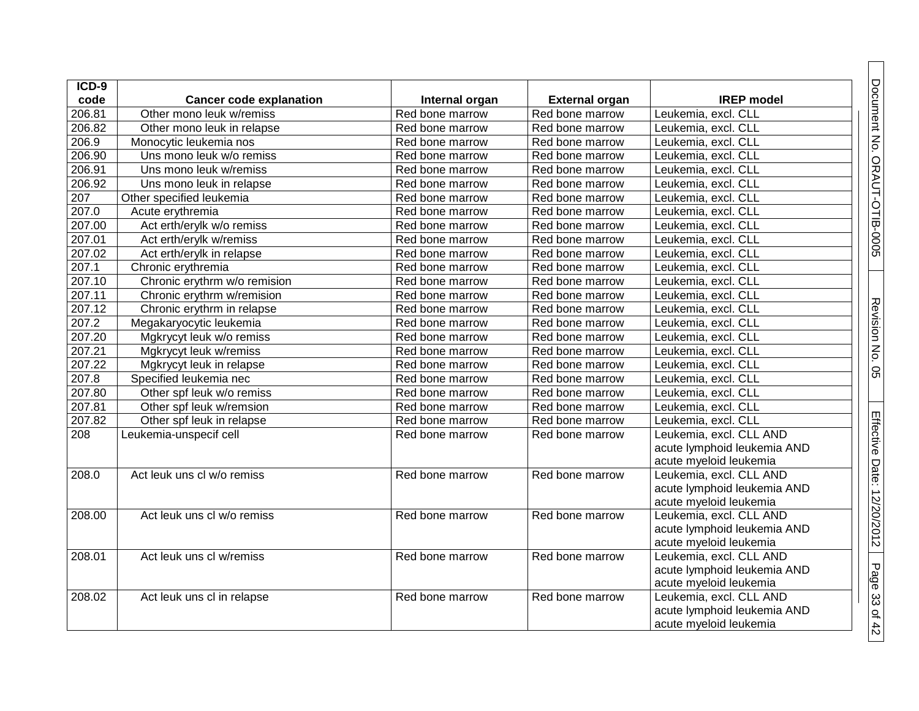| ICD-9 code | Cancer code explanation | Internal organ | External organ | IREP model |
|---|---|---|---|---|
| 206.81 | Other mono leuk w/remiss | Red bone marrow | Red bone marrow | Leukemia, excl. CLL |
| 206.82 | Other mono leuk in relapse | Red bone marrow | Red bone marrow | Leukemia, excl. CLL |
| 206.9 | Monocytic leukemia nos | Red bone marrow | Red bone marrow | Leukemia, excl. CLL |
| 206.90 | Uns mono leuk w/o remiss | Red bone marrow | Red bone marrow | Leukemia, excl. CLL |
| 206.91 | Uns mono leuk w/remiss | Red bone marrow | Red bone marrow | Leukemia, excl. CLL |
| 206.92 | Uns mono leuk in relapse | Red bone marrow | Red bone marrow | Leukemia, excl. CLL |
| 207 | Other specified leukemia | Red bone marrow | Red bone marrow | Leukemia, excl. CLL |
| 207.0 | Acute erythremia | Red bone marrow | Red bone marrow | Leukemia, excl. CLL |
| 207.00 | Act erth/erylk w/o remiss | Red bone marrow | Red bone marrow | Leukemia, excl. CLL |
| 207.01 | Act erth/erylk w/remiss | Red bone marrow | Red bone marrow | Leukemia, excl. CLL |
| 207.02 | Act erth/erylk in relapse | Red bone marrow | Red bone marrow | Leukemia, excl. CLL |
| 207.1 | Chronic erythremia | Red bone marrow | Red bone marrow | Leukemia, excl. CLL |
| 207.10 | Chronic erythrm w/o remision | Red bone marrow | Red bone marrow | Leukemia, excl. CLL |
| 207.11 | Chronic erythrm w/remision | Red bone marrow | Red bone marrow | Leukemia, excl. CLL |
| 207.12 | Chronic erythrm in relapse | Red bone marrow | Red bone marrow | Leukemia, excl. CLL |
| 207.2 | Megakaryocytic leukemia | Red bone marrow | Red bone marrow | Leukemia, excl. CLL |
| 207.20 | Mgkrycyt leuk w/o remiss | Red bone marrow | Red bone marrow | Leukemia, excl. CLL |
| 207.21 | Mgkrycyt leuk w/remiss | Red bone marrow | Red bone marrow | Leukemia, excl. CLL |
| 207.22 | Mgkrycyt leuk in relapse | Red bone marrow | Red bone marrow | Leukemia, excl. CLL |
| 207.8 | Specified leukemia nec | Red bone marrow | Red bone marrow | Leukemia, excl. CLL |
| 207.80 | Other spf leuk w/o remiss | Red bone marrow | Red bone marrow | Leukemia, excl. CLL |
| 207.81 | Other spf leuk w/remsion | Red bone marrow | Red bone marrow | Leukemia, excl. CLL |
| 207.82 | Other spf leuk in relapse | Red bone marrow | Red bone marrow | Leukemia, excl. CLL |
| 208 | Leukemia-unspecif cell | Red bone marrow | Red bone marrow | Leukemia, excl. CLL AND acute lymphoid leukemia AND acute myeloid leukemia |
| 208.0 | Act leuk uns cl w/o remiss | Red bone marrow | Red bone marrow | Leukemia, excl. CLL AND acute lymphoid leukemia AND acute myeloid leukemia |
| 208.00 | Act leuk uns cl w/o remiss | Red bone marrow | Red bone marrow | Leukemia, excl. CLL AND acute lymphoid leukemia AND acute myeloid leukemia |
| 208.01 | Act leuk uns cl w/remiss | Red bone marrow | Red bone marrow | Leukemia, excl. CLL AND acute lymphoid leukemia AND acute myeloid leukemia |
| 208.02 | Act leuk uns cl in relapse | Red bone marrow | Red bone marrow | Leukemia, excl. CLL AND acute lymphoid leukemia AND acute myeloid leukemia |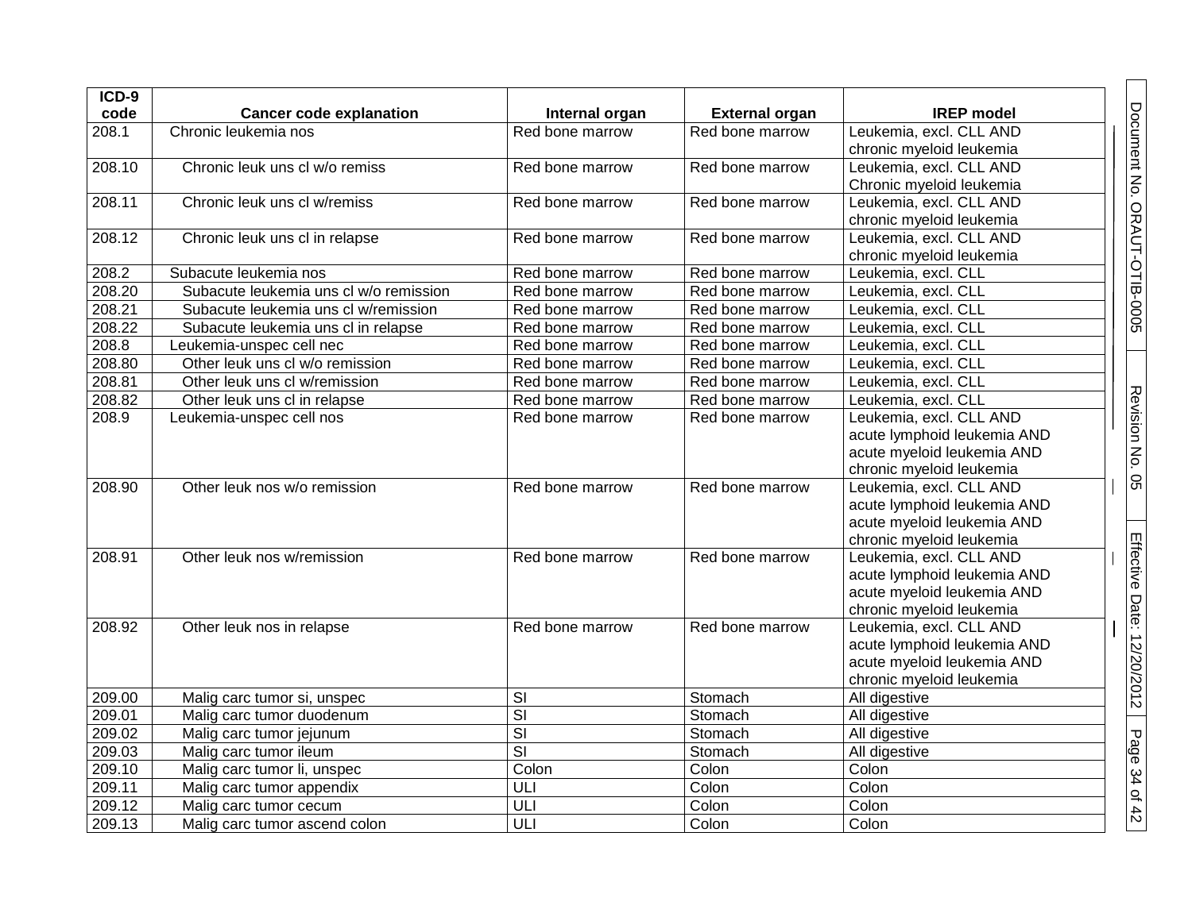| ICD-9 code | Cancer code explanation | Internal organ | External organ | IREP model |
|---|---|---|---|---|
| 208.1 | Chronic leukemia nos | Red bone marrow | Red bone marrow | Leukemia, excl. CLL AND chronic myeloid leukemia |
| 208.10 | Chronic leuk uns cl w/o remiss | Red bone marrow | Red bone marrow | Leukemia, excl. CLL AND Chronic myeloid leukemia |
| 208.11 | Chronic leuk uns cl w/remiss | Red bone marrow | Red bone marrow | Leukemia, excl. CLL AND chronic myeloid leukemia |
| 208.12 | Chronic leuk uns cl in relapse | Red bone marrow | Red bone marrow | Leukemia, excl. CLL AND chronic myeloid leukemia |
| 208.2 | Subacute leukemia nos | Red bone marrow | Red bone marrow | Leukemia, excl. CLL |
| 208.20 | Subacute leukemia uns cl w/o remission | Red bone marrow | Red bone marrow | Leukemia, excl. CLL |
| 208.21 | Subacute leukemia uns cl w/remission | Red bone marrow | Red bone marrow | Leukemia, excl. CLL |
| 208.22 | Subacute leukemia uns cl in relapse | Red bone marrow | Red bone marrow | Leukemia, excl. CLL |
| 208.8 | Leukemia-unspec cell nec | Red bone marrow | Red bone marrow | Leukemia, excl. CLL |
| 208.80 | Other leuk uns cl w/o remission | Red bone marrow | Red bone marrow | Leukemia, excl. CLL |
| 208.81 | Other leuk uns cl w/remission | Red bone marrow | Red bone marrow | Leukemia, excl. CLL |
| 208.82 | Other leuk uns cl in relapse | Red bone marrow | Red bone marrow | Leukemia, excl. CLL |
| 208.9 | Leukemia-unspec cell nos | Red bone marrow | Red bone marrow | Leukemia, excl. CLL AND acute lymphoid leukemia AND acute myeloid leukemia AND chronic myeloid leukemia |
| 208.90 | Other leuk nos w/o remission | Red bone marrow | Red bone marrow | Leukemia, excl. CLL AND acute lymphoid leukemia AND acute myeloid leukemia AND chronic myeloid leukemia |
| 208.91 | Other leuk nos w/remission | Red bone marrow | Red bone marrow | Leukemia, excl. CLL AND acute lymphoid leukemia AND acute myeloid leukemia AND chronic myeloid leukemia |
| 208.92 | Other leuk nos in relapse | Red bone marrow | Red bone marrow | Leukemia, excl. CLL AND acute lymphoid leukemia AND acute myeloid leukemia AND chronic myeloid leukemia |
| 209.00 | Malig carc tumor si, unspec | SI | Stomach | All digestive |
| 209.01 | Malig carc tumor duodenum | SI | Stomach | All digestive |
| 209.02 | Malig carc tumor jejunum | SI | Stomach | All digestive |
| 209.03 | Malig carc tumor ileum | SI | Stomach | All digestive |
| 209.10 | Malig carc tumor li, unspec | Colon | Colon | Colon |
| 209.11 | Malig carc tumor appendix | ULI | Colon | Colon |
| 209.12 | Malig carc tumor cecum | ULI | Colon | Colon |
| 209.13 | Malig carc tumor ascend colon | ULI | Colon | Colon |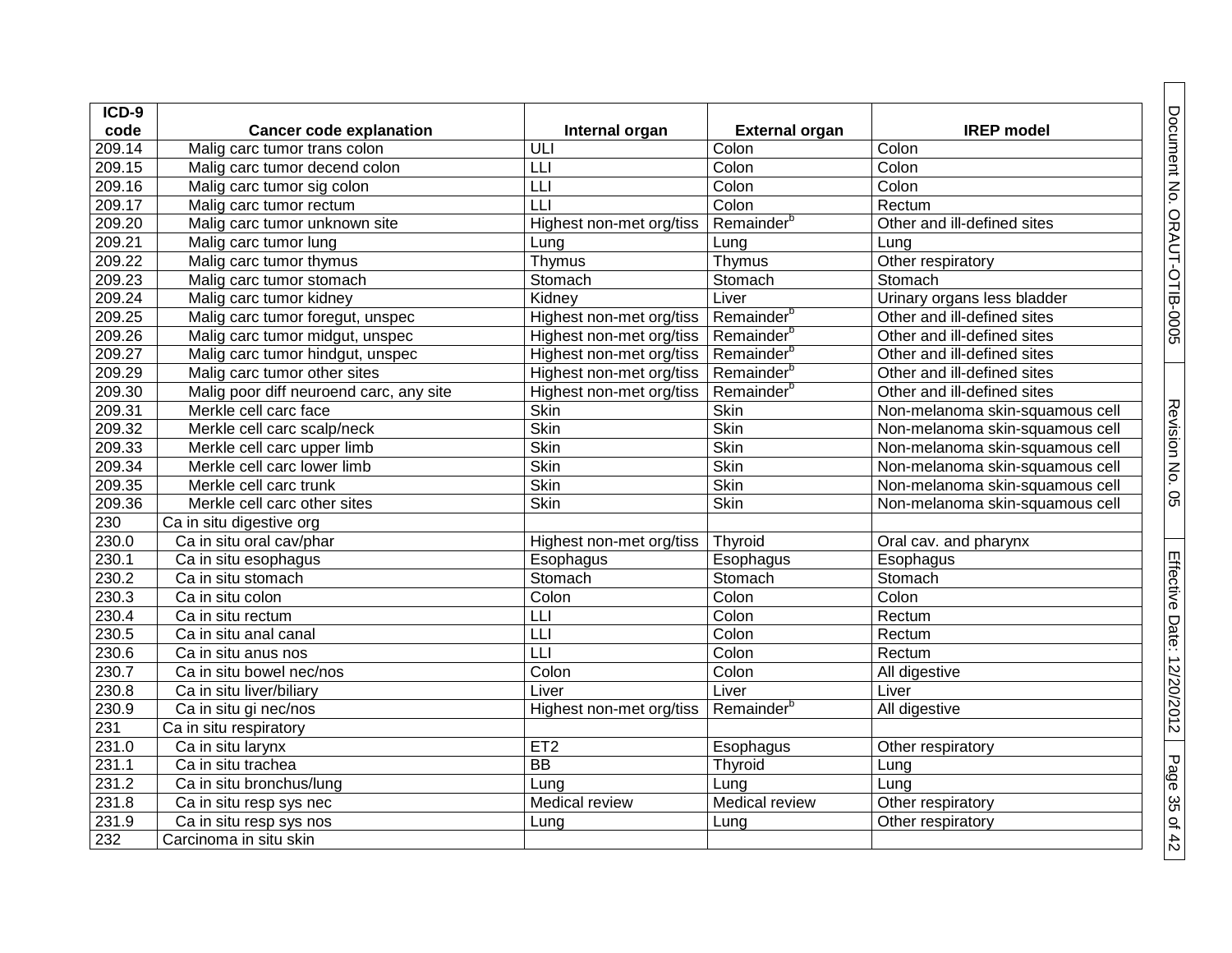| ICD-9 code | Cancer code explanation | Internal organ | External organ | IREP model |
|---|---|---|---|---|
| 209.14 | Malig carc tumor trans colon | ULI | Colon | Colon |
| 209.15 | Malig carc tumor decend colon | LLI | Colon | Colon |
| 209.16 | Malig carc tumor sig colon | LLI | Colon | Colon |
| 209.17 | Malig carc tumor rectum | LLI | Colon | Rectum |
| 209.20 | Malig carc tumor unknown site | Highest non-met org/tiss | Remainder[b] | Other and ill-defined sites |
| 209.21 | Malig carc tumor lung | Lung | Lung | Lung |
| 209.22 | Malig carc tumor thymus | Thymus | Thymus | Other respiratory |
| 209.23 | Malig carc tumor stomach | Stomach | Stomach | Stomach |
| 209.24 | Malig carc tumor kidney | Kidney | Liver | Urinary organs less bladder |
| 209.25 | Malig carc tumor foregut, unspec | Highest non-met org/tiss | Remainder[b] | Other and ill-defined sites |
| 209.26 | Malig carc tumor midgut, unspec | Highest non-met org/tiss | Remainder[b] | Other and ill-defined sites |
| 209.27 | Malig carc tumor hindgut, unspec | Highest non-met org/tiss | Remainder[b] | Other and ill-defined sites |
| 209.29 | Malig carc tumor other sites | Highest non-met org/tiss | Remainder[b] | Other and ill-defined sites |
| 209.30 | Malig poor diff neuroend carc, any site | Highest non-met org/tiss | Remainder[b] | Other and ill-defined sites |
| 209.31 | Merkle cell carc face | Skin | Skin | Non-melanoma skin-squamous cell |
| 209.32 | Merkle cell carc scalp/neck | Skin | Skin | Non-melanoma skin-squamous cell |
| 209.33 | Merkle cell carc upper limb | Skin | Skin | Non-melanoma skin-squamous cell |
| 209.34 | Merkle cell carc lower limb | Skin | Skin | Non-melanoma skin-squamous cell |
| 209.35 | Merkle cell carc trunk | Skin | Skin | Non-melanoma skin-squamous cell |
| 209.36 | Merkle cell carc other sites | Skin | Skin | Non-melanoma skin-squamous cell |
| 230 | Ca in situ digestive org | | | |
| 230.0 | Ca in situ oral cav/phar | Highest non-met org/tiss | Thyroid | Oral cav. and pharynx |
| 230.1 | Ca in situ esophagus | Esophagus | Esophagus | Esophagus |
| 230.2 | Ca in situ stomach | Stomach | Stomach | Stomach |
| 230.3 | Ca in situ colon | Colon | Colon | Colon |
| 230.4 | Ca in situ rectum | LLI | Colon | Rectum |
| 230.5 | Ca in situ anal canal | LLI | Colon | Rectum |
| 230.6 | Ca in situ anus nos | LLI | Colon | Rectum |
| 230.7 | Ca in situ bowel nec/nos | Colon | Colon | All digestive |
| 230.8 | Ca in situ liver/biliary | Liver | Liver | Liver |
| 230.9 | Ca in situ gi nec/nos | Highest non-met org/tiss | Remainder[b] | All digestive |
| 231 | Ca in situ respiratory | | | |
| 231.0 | Ca in situ larynx | ET2 | Esophagus | Other respiratory |
| 231.1 | Ca in situ trachea | BB | Thyroid | Lung |
| 231.2 | Ca in situ bronchus/lung | Lung | Lung | Lung |
| 231.8 | Ca in situ resp sys nec | Medical review | Medical review | Other respiratory |
| 231.9 | Ca in situ resp sys nos | Lung | Lung | Other respiratory |
| 232 | Carcinoma in situ skin | | | |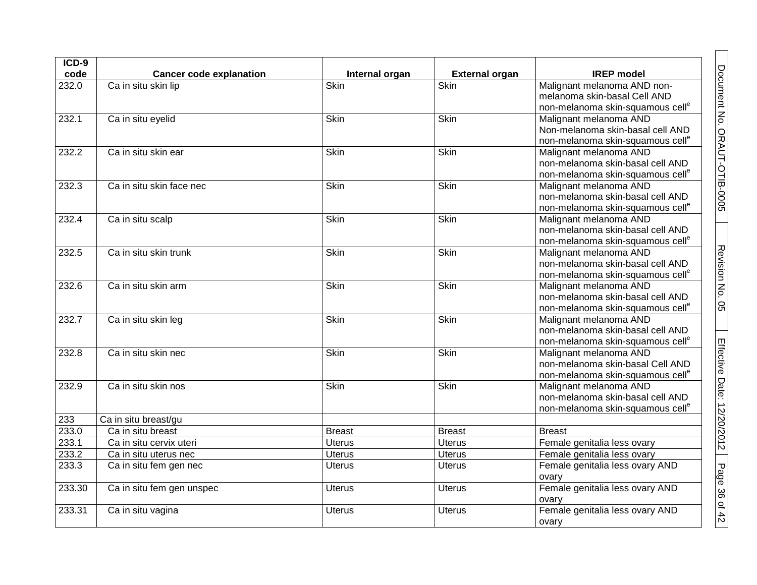| ICD-9 code | Cancer code explanation | Internal organ | External organ | IREP model |
|---|---|---|---|---|
| 232.0 | Ca in situ skin lip | Skin | Skin | Malignant melanoma AND non-melanoma skin-basal Cell AND non-melanoma skin-squamous cell[e] |
| 232.1 | Ca in situ eyelid | Skin | Skin | Malignant melanoma AND Non-melanoma skin-basal cell AND non-melanoma skin-squamous cell[e] |
| 232.2 | Ca in situ skin ear | Skin | Skin | Malignant melanoma AND non-melanoma skin-basal cell AND non-melanoma skin-squamous cell[e] |
| 232.3 | Ca in situ skin face nec | Skin | Skin | Malignant melanoma AND non-melanoma skin-basal cell AND non-melanoma skin-squamous cell[e] |
| 232.4 | Ca in situ scalp | Skin | Skin | Malignant melanoma AND non-melanoma skin-basal cell AND non-melanoma skin-squamous cell[e] |
| 232.5 | Ca in situ skin trunk | Skin | Skin | Malignant melanoma AND non-melanoma skin-basal cell AND non-melanoma skin-squamous cell[e] |
| 232.6 | Ca in situ skin arm | Skin | Skin | Malignant melanoma AND non-melanoma skin-basal cell AND non-melanoma skin-squamous cell[e] |
| 232.7 | Ca in situ skin leg | Skin | Skin | Malignant melanoma AND non-melanoma skin-basal cell AND non-melanoma skin-squamous cell[e] |
| 232.8 | Ca in situ skin nec | Skin | Skin | Malignant melanoma AND non-melanoma skin-basal Cell AND non-melanoma skin-squamous cell[e] |
| 232.9 | Ca in situ skin nos | Skin | Skin | Malignant melanoma AND non-melanoma skin-basal cell AND non-melanoma skin-squamous cell[e] |
| 233 | Ca in situ breast/gu | | | |
| 233.0 | Ca in situ breast | Breast | Breast | Breast |
| 233.1 | Ca in situ cervix uteri | Uterus | Uterus | Female genitalia less ovary |
| 233.2 | Ca in situ uterus nec | Uterus | Uterus | Female genitalia less ovary |
| 233.3 | Ca in situ fem gen nec | Uterus | Uterus | Female genitalia less ovary AND ovary |
| 233.30 | Ca in situ fem gen unspec | Uterus | Uterus | Female genitalia less ovary AND ovary |
| 233.31 | Ca in situ vagina | Uterus | Uterus | Female genitalia less ovary AND ovary |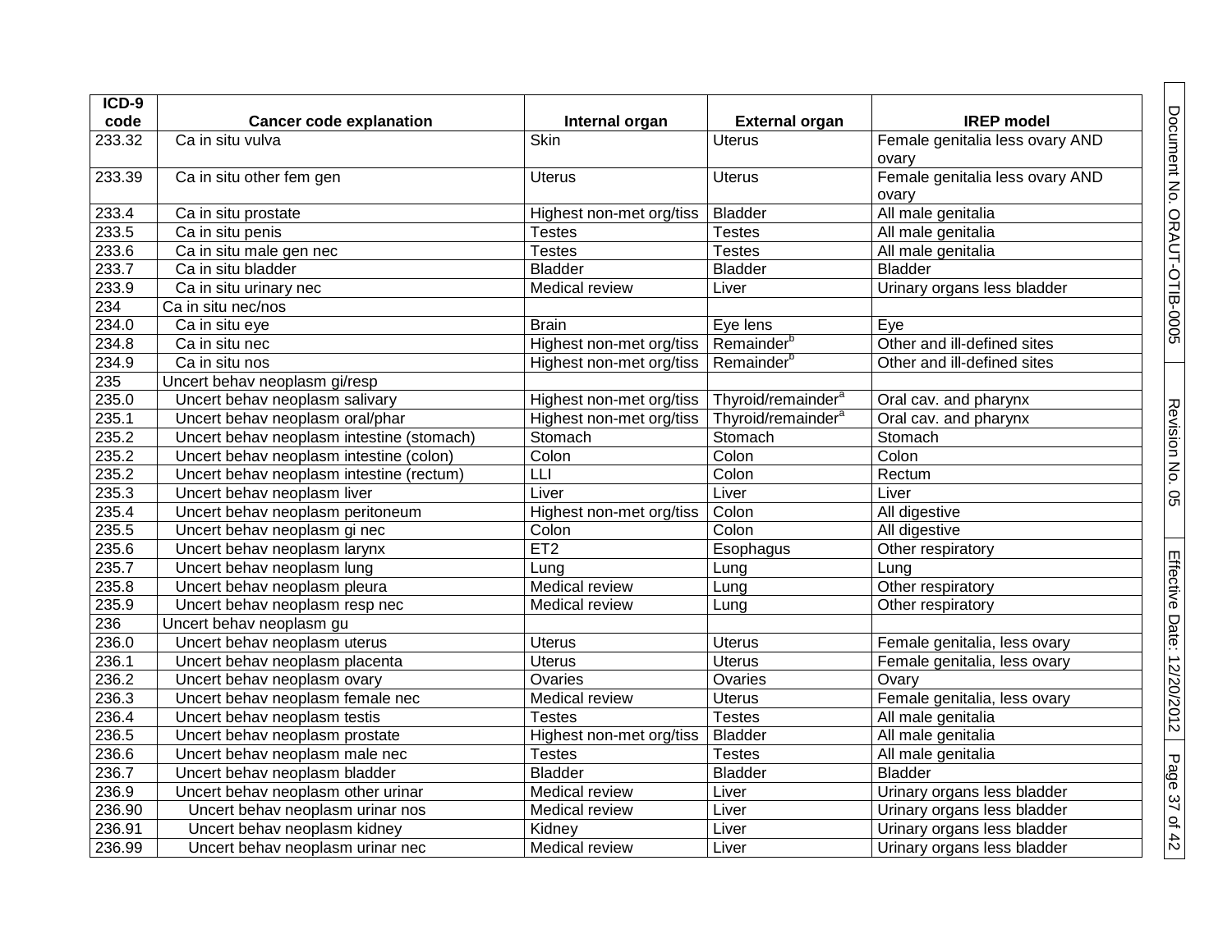| ICD-9 code | Cancer code explanation | Internal organ | External organ | IREP model |
|---|---|---|---|---|
| 233.32 | Ca in situ vulva | Skin | Uterus | Female genitalia less ovary AND ovary |
| 233.39 | Ca in situ other fem gen | Uterus | Uterus | Female genitalia less ovary AND ovary |
| 233.4 | Ca in situ prostate | Highest non-met org/tiss | Bladder | All male genitalia |
| 233.5 | Ca in situ penis | Testes | Testes | All male genitalia |
| 233.6 | Ca in situ male gen nec | Testes | Testes | All male genitalia |
| 233.7 | Ca in situ bladder | Bladder | Bladder | Bladder |
| 233.9 | Ca in situ urinary nec | Medical review | Liver | Urinary organs less bladder |
| 234 | Ca in situ nec/nos | | | |
| 234.0 | Ca in situ eye | Brain | Eye lens | Eye |
| 234.8 | Ca in situ nec | Highest non-met org/tiss | Remainder[b] | Other and ill-defined sites |
| 234.9 | Ca in situ nos | Highest non-met org/tiss | Remainder[b] | Other and ill-defined sites |
| 235 | Uncert behav neoplasm gi/resp | | | |
| 235.0 | Uncert behav neoplasm salivary | Highest non-met org/tiss | Thyroid/remainder[a] | Oral cav. and pharynx |
| 235.1 | Uncert behav neoplasm oral/phar | Highest non-met org/tiss | Thyroid/remainder[a] | Oral cav. and pharynx |
| 235.2 | Uncert behav neoplasm intestine (stomach) | Stomach | Stomach | Stomach |
| 235.2 | Uncert behav neoplasm intestine (colon) | Colon | Colon | Colon |
| 235.2 | Uncert behav neoplasm intestine (rectum) | LLI | Colon | Rectum |
| 235.3 | Uncert behav neoplasm liver | Liver | Liver | Liver |
| 235.4 | Uncert behav neoplasm peritoneum | Highest non-met org/tiss | Colon | All digestive |
| 235.5 | Uncert behav neoplasm gi nec | Colon | Colon | All digestive |
| 235.6 | Uncert behav neoplasm larynx | ET2 | Esophagus | Other respiratory |
| 235.7 | Uncert behav neoplasm lung | Lung | Lung | Lung |
| 235.8 | Uncert behav neoplasm pleura | Medical review | Lung | Other respiratory |
| 235.9 | Uncert behav neoplasm resp nec | Medical review | Lung | Other respiratory |
| 236 | Uncert behav neoplasm gu | | | |
| 236.0 | Uncert behav neoplasm uterus | Uterus | Uterus | Female genitalia, less ovary |
| 236.1 | Uncert behav neoplasm placenta | Uterus | Uterus | Female genitalia, less ovary |
| 236.2 | Uncert behav neoplasm ovary | Ovaries | Ovaries | Ovary |
| 236.3 | Uncert behav neoplasm female nec | Medical review | Uterus | Female genitalia, less ovary |
| 236.4 | Uncert behav neoplasm testis | Testes | Testes | All male genitalia |
| 236.5 | Uncert behav neoplasm prostate | Highest non-met org/tiss | Bladder | All male genitalia |
| 236.6 | Uncert behav neoplasm male nec | Testes | Testes | All male genitalia |
| 236.7 | Uncert behav neoplasm bladder | Bladder | Bladder | Bladder |
| 236.9 | Uncert behav neoplasm other urinar | Medical review | Liver | Urinary organs less bladder |
| 236.90 | Uncert behav neoplasm urinar nos | Medical review | Liver | Urinary organs less bladder |
| 236.91 | Uncert behav neoplasm kidney | Kidney | Liver | Urinary organs less bladder |
| 236.99 | Uncert behav neoplasm urinar nec | Medical review | Liver | Urinary organs less bladder |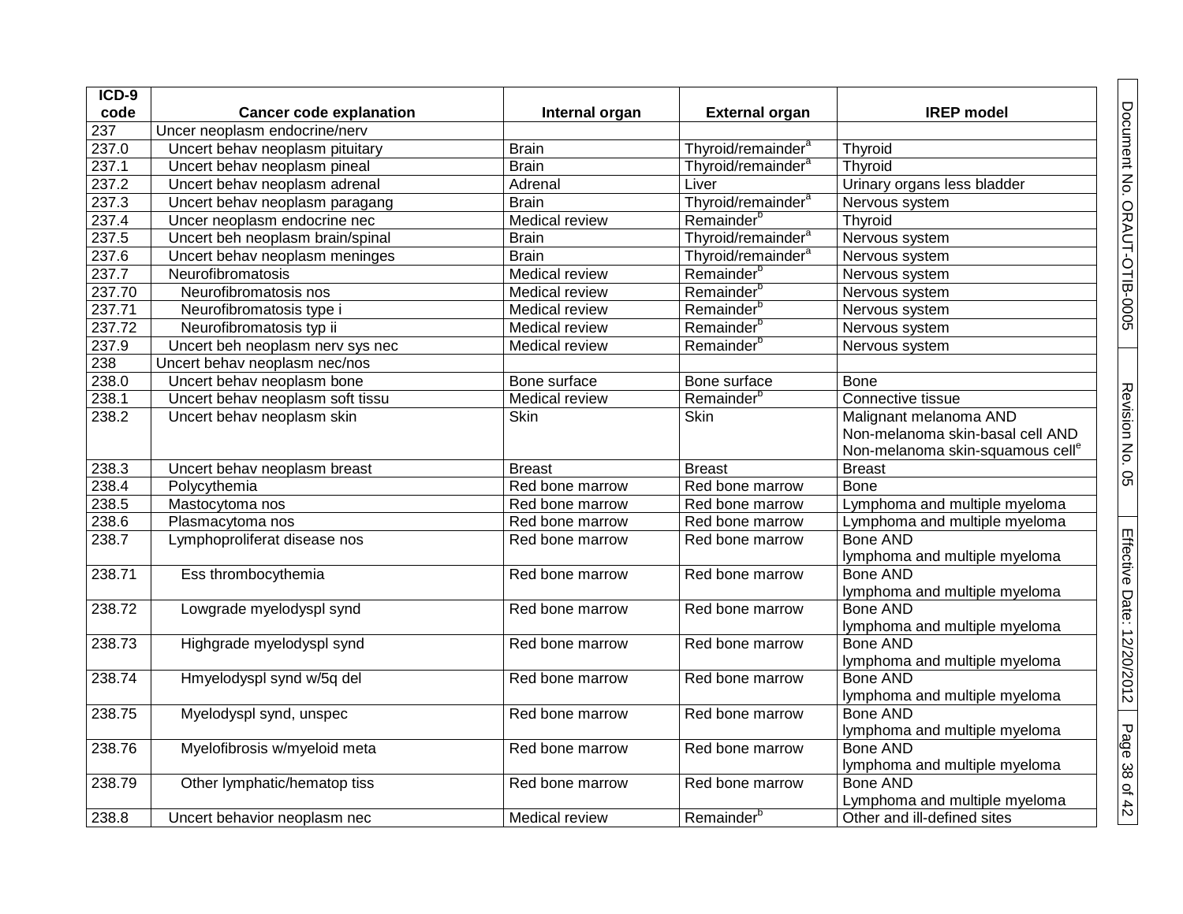| ICD-9 code | Cancer code explanation | Internal organ | External organ | IREP model |
|---|---|---|---|---|
| 237 | Uncer neoplasm endocrine/nerv | | | |
| 237.0 | Uncert behav neoplasm pituitary | Brain | Thyroid/remainder[a] | Thyroid |
| 237.1 | Uncert behav neoplasm pineal | Brain | Thyroid/remainder[a] | Thyroid |
| 237.2 | Uncert behav neoplasm adrenal | Adrenal | Liver | Urinary organs less bladder |
| 237.3 | Uncert behav neoplasm paragang | Brain | Thyroid/remainder[a] | Nervous system |
| 237.4 | Uncer neoplasm endocrine nec | Medical review | Remainder[b] | Thyroid |
| 237.5 | Uncert beh neoplasm brain/spinal | Brain | Thyroid/remainder[a] | Nervous system |
| 237.6 | Uncert behav neoplasm meninges | Brain | Thyroid/remainder[a] | Nervous system |
| 237.7 | Neurofibromatosis | Medical review | Remainder[b] | Nervous system |
| 237.70 | Neurofibromatosis nos | Medical review | Remainder[b] | Nervous system |
| 237.71 | Neurofibromatosis type i | Medical review | Remainder[b] | Nervous system |
| 237.72 | Neurofibromatosis typ ii | Medical review | Remainder[b] | Nervous system |
| 237.9 | Uncert beh neoplasm nerv sys nec | Medical review | Remainder[b] | Nervous system |
| 238 | Uncert behav neoplasm nec/nos | | | |
| 238.0 | Uncert behav neoplasm bone | Bone surface | Bone surface | Bone |
| 238.1 | Uncert behav neoplasm soft tissu | Medical review | Remainder[b] | Connective tissue |
| 238.2 | Uncert behav neoplasm skin | Skin | Skin | Malignant melanoma AND Non-melanoma skin-basal cell AND Non-melanoma skin-squamous cell[e] |
| 238.3 | Uncert behav neoplasm breast | Breast | Breast | Breast |
| 238.4 | Polycythemia | Red bone marrow | Red bone marrow | Bone |
| 238.5 | Mastocytoma nos | Red bone marrow | Red bone marrow | Lymphoma and multiple myeloma |
| 238.6 | Plasmacytoma nos | Red bone marrow | Red bone marrow | Lymphoma and multiple myeloma |
| 238.7 | Lymphoproliferat disease nos | Red bone marrow | Red bone marrow | Bone AND lymphoma and multiple myeloma |
| 238.71 | Ess thrombocythemia | Red bone marrow | Red bone marrow | Bone AND lymphoma and multiple myeloma |
| 238.72 | Lowgrade myelodyspl synd | Red bone marrow | Red bone marrow | Bone AND lymphoma and multiple myeloma |
| 238.73 | Highgrade myelodyspl synd | Red bone marrow | Red bone marrow | Bone AND lymphoma and multiple myeloma |
| 238.74 | Hmyelodyspl synd w/5q del | Red bone marrow | Red bone marrow | Bone AND lymphoma and multiple myeloma |
| 238.75 | Myelodyspl synd, unspec | Red bone marrow | Red bone marrow | Bone AND lymphoma and multiple myeloma |
| 238.76 | Myelofibrosis w/myeloid meta | Red bone marrow | Red bone marrow | Bone AND lymphoma and multiple myeloma |
| 238.79 | Other lymphatic/hematop tiss | Red bone marrow | Red bone marrow | Bone AND Lymphoma and multiple myeloma |
| 238.8 | Uncert behavior neoplasm nec | Medical review | Remainder[b] | Other and ill-defined sites |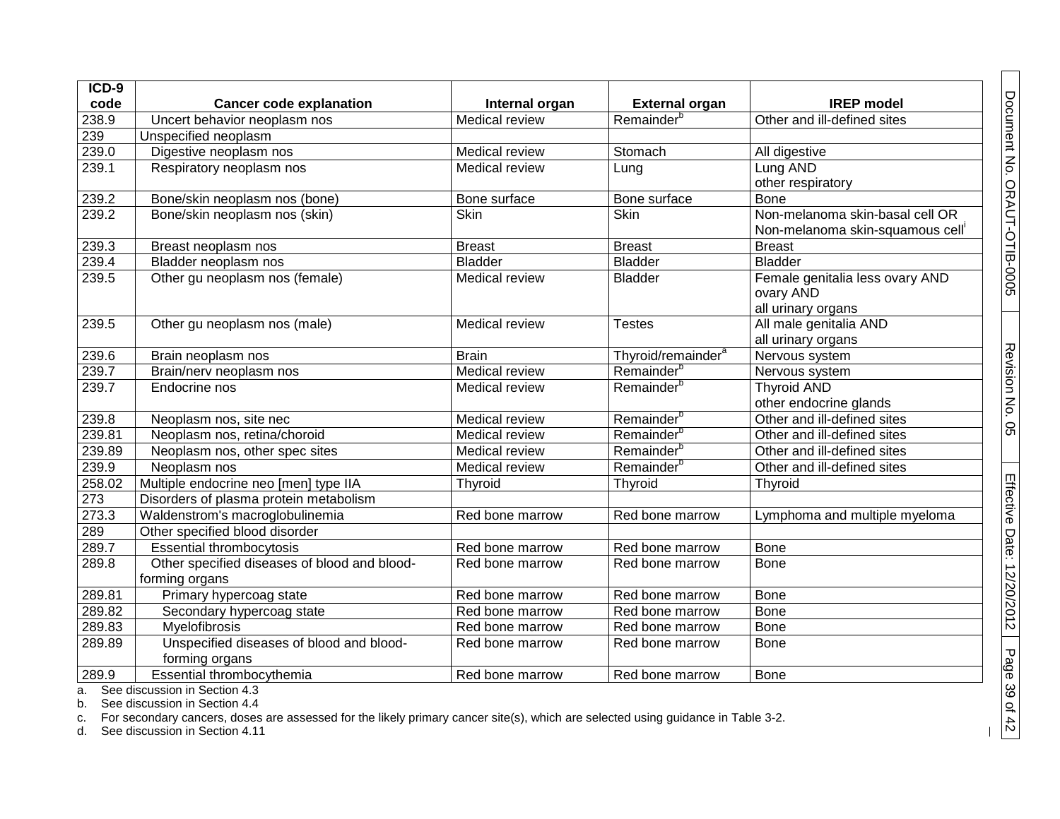| ICD-9 code | Cancer code explanation | Internal organ | External organ | IREP model |
|---|---|---|---|---|
| 238.9 | Uncert behavior neoplasm nos | Medical review | Remainder[b] | Other and ill-defined sites |
| 239 | Unspecified neoplasm | | | |
| 239.0 | Digestive neoplasm nos | Medical review | Stomach | All digestive |
| 239.1 | Respiratory neoplasm nos | Medical review | Lung | Lung AND other respiratory |
| 239.2 | Bone/skin neoplasm nos (bone) | Bone surface | Bone surface | Bone |
| 239.2 | Bone/skin neoplasm nos (skin) | Skin | Skin | Non-melanoma skin-basal cell OR Non-melanoma skin-squamous cell[i] |
| 239.3 | Breast neoplasm nos | Breast | Breast | Breast |
| 239.4 | Bladder neoplasm nos | Bladder | Bladder | Bladder |
| 239.5 | Other gu neoplasm nos (female) | Medical review | Bladder | Female genitalia less ovary AND ovary AND all urinary organs |
| 239.5 | Other gu neoplasm nos (male) | Medical review | Testes | All male genitalia AND all urinary organs |
| 239.6 | Brain neoplasm nos | Brain | Thyroid/remainder[a] | Nervous system |
| 239.7 | Brain/nerv neoplasm nos | Medical review | Remainder[b] | Nervous system |
| 239.7 | Endocrine nos | Medical review | Remainder[b] | Thyroid AND other endocrine glands |
| 239.8 | Neoplasm nos, site nec | Medical review | Remainder[b] | Other and ill-defined sites |
| 239.81 | Neoplasm nos, retina/choroid | Medical review | Remainder[b] | Other and ill-defined sites |
| 239.89 | Neoplasm nos, other spec sites | Medical review | Remainder[b] | Other and ill-defined sites |
| 239.9 | Neoplasm nos | Medical review | Remainder[b] | Other and ill-defined sites |
| 258.02 | Multiple endocrine neo [men] type IIA | Thyroid | Thyroid | Thyroid |
| 273 | Disorders of plasma protein metabolism | | | |
| 273.3 | Waldenstrom's macroglobulinemia | Red bone marrow | Red bone marrow | Lymphoma and multiple myeloma |
| 289 | Other specified blood disorder | | | |
| 289.7 | Essential thrombocytosis | Red bone marrow | Red bone marrow | Bone |
| 289.8 | Other specified diseases of blood and blood-forming organs | Red bone marrow | Red bone marrow | Bone |
| 289.81 | Primary hypercoag state | Red bone marrow | Red bone marrow | Bone |
| 289.82 | Secondary hypercoag state | Red bone marrow | Red bone marrow | Bone |
| 289.83 | Myelofibrosis | Red bone marrow | Red bone marrow | Bone |
| 289.89 | Unspecified diseases of blood and blood-forming organs | Red bone marrow | Red bone marrow | Bone |
| 289.9 | Essential thrombocythemia | Red bone marrow | Red bone marrow | Bone |

a. See discussion in Section 4.3

b. See discussion in Section 4.4

c. For secondary cancers, doses are assessed for the likely primary cancer site(s), which are selected using guidance in Table 3-2.

d. See discussion in Section 4.11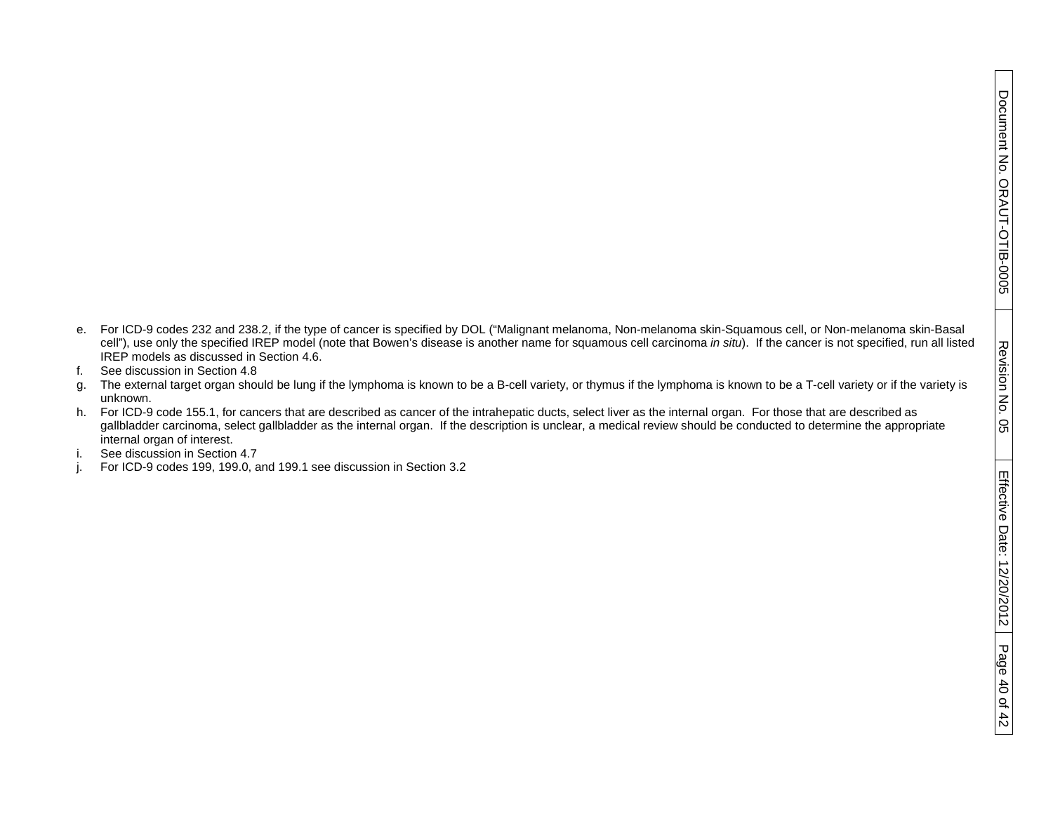e. For ICD-9 codes 232 and 238.2, if the type of cancer is specified by DOL (“Malignant melanoma, Non-melanoma skin-Squamous cell, or Non-melanoma skin-Basal cell”), use only the specified IREP model (note that Bowen’s disease is another name for squamous cell carcinoma *in situ*). If the cancer is not specified, run all listed IREP models as discussed in Section 4.6.
f. See discussion in Section 4.8
g. The external target organ should be lung if the lymphoma is known to be a B-cell variety, or thymus if the lymphoma is known to be a T-cell variety or if the variety is unknown.
h. For ICD-9 code 155.1, for cancers that are described as cancer of the intrahepatic ducts, select liver as the internal organ. For those that are described as gallbladder carcinoma, select gallbladder as the internal organ. If the description is unclear, a medical review should be conducted to determine the appropriate internal organ of interest.
i. See discussion in Section 4.7
j. For ICD-9 codes 199, 199.0, and 199.1 see discussion in Section 3.2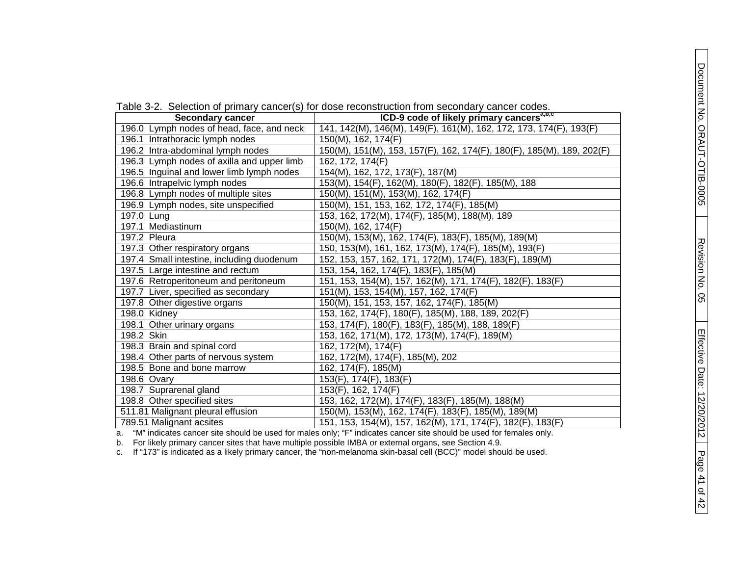Table 3-2. Selection of primary cancer(s) for dose reconstruction from secondary cancer codes.

| Secondary cancer | ICD-9 code of likely primary cancers[a,b,c] |
|---|---|
| 196.0 Lymph nodes of head, face, and neck | 141, 142(M), 146(M), 149(F), 161(M), 162, 172, 173, 174(F), 193(F) |
| 196.1 Intrathoracic lymph nodes | 150(M), 162, 174(F) |
| 196.2 Intra-abdominal lymph nodes | 150(M), 151(M), 153, 157(F), 162, 174(F), 180(F), 185(M), 189, 202(F) |
| 196.3 Lymph nodes of axilla and upper limb | 162, 172, 174(F) |
| 196.5 Inguinal and lower limb lymph nodes | 154(M), 162, 172, 173(F), 187(M) |
| 196.6 Intrapelvic lymph nodes | 153(M), 154(F), 162(M), 180(F), 182(F), 185(M), 188 |
| 196.8 Lymph nodes of multiple sites | 150(M), 151(M), 153(M), 162, 174(F) |
| 196.9 Lymph nodes, site unspecified | 150(M), 151, 153, 162, 172, 174(F), 185(M) |
| 197.0 Lung | 153, 162, 172(M), 174(F), 185(M), 188(M), 189 |
| 197.1 Mediastinum | 150(M), 162, 174(F) |
| 197.2 Pleura | 150(M), 153(M), 162, 174(F), 183(F), 185(M), 189(M) |
| 197.3 Other respiratory organs | 150, 153(M), 161, 162, 173(M), 174(F), 185(M), 193(F) |
| 197.4 Small intestine, including duodenum | 152, 153, 157, 162, 171, 172(M), 174(F), 183(F), 189(M) |
| 197.5 Large intestine and rectum | 153, 154, 162, 174(F), 183(F), 185(M) |
| 197.6 Retroperitoneum and peritoneum | 151, 153, 154(M), 157, 162(M), 171, 174(F), 182(F), 183(F) |
| 197.7 Liver, specified as secondary | 151(M), 153, 154(M), 157, 162, 174(F) |
| 197.8 Other digestive organs | 150(M), 151, 153, 157, 162, 174(F), 185(M) |
| 198.0 Kidney | 153, 162, 174(F), 180(F), 185(M), 188, 189, 202(F) |
| 198.1 Other urinary organs | 153, 174(F), 180(F), 183(F), 185(M), 188, 189(F) |
| 198.2 Skin | 153, 162, 171(M), 172, 173(M), 174(F), 189(M) |
| 198.3 Brain and spinal cord | 162, 172(M), 174(F) |
| 198.4 Other parts of nervous system | 162, 172(M), 174(F), 185(M), 202 |
| 198.5 Bone and bone marrow | 162, 174(F), 185(M) |
| 198.6 Ovary | 153(F), 174(F), 183(F) |
| 198.7 Suprarenal gland | 153(F), 162, 174(F) |
| 198.8 Other specified sites | 153, 162, 172(M), 174(F), 183(F), 185(M), 188(M) |
| 511.81 Malignant pleural effusion | 150(M), 153(M), 162, 174(F), 183(F), 185(M), 189(M) |
| 789.51 Malignant acsites | 151, 153, 154(M), 157, 162(M), 171, 174(F), 182(F), 183(F) |

a. "M" indicates cancer site should be used for males only; "F" indicates cancer site should be used for females only.
b. For likely primary cancer sites that have multiple possible IMBA or external organs, see Section 4.9.
c. If "173" is indicated as a likely primary cancer, the "non-melanoma skin-basal cell (BCC)" model should be used.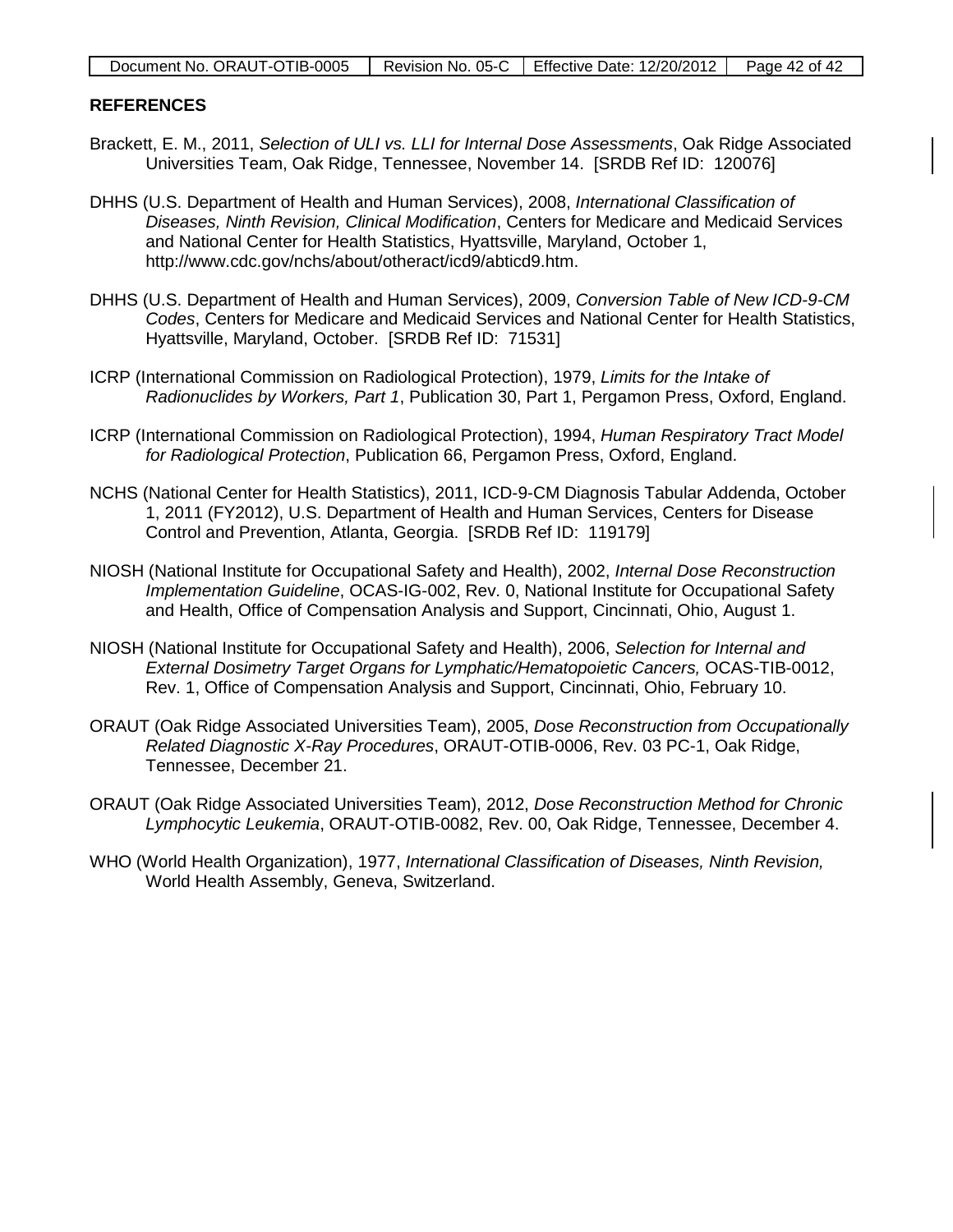## REFERENCES

Brackett, E. M., 2011, *Selection of ULI vs. LLI for Internal Dose Assessments*, Oak Ridge Associated Universities Team, Oak Ridge, Tennessee, November 14. [SRDB Ref ID: 120076]

DHHS (U.S. Department of Health and Human Services), 2008, *International Classification of Diseases, Ninth Revision, Clinical Modification*, Centers for Medicare and Medicaid Services and National Center for Health Statistics, Hyattsville, Maryland, October 1, http://www.cdc.gov/nchs/about/otheract/icd9/abticd9.htm.

DHHS (U.S. Department of Health and Human Services), 2009, *Conversion Table of New ICD-9-CM Codes*, Centers for Medicare and Medicaid Services and National Center for Health Statistics, Hyattsville, Maryland, October. [SRDB Ref ID: 71531]

ICRP (International Commission on Radiological Protection), 1979, *Limits for the Intake of Radionuclides by Workers, Part 1*, Publication 30, Part 1, Pergamon Press, Oxford, England.

ICRP (International Commission on Radiological Protection), 1994, *Human Respiratory Tract Model for Radiological Protection*, Publication 66, Pergamon Press, Oxford, England.

NCHS (National Center for Health Statistics), 2011, ICD-9-CM Diagnosis Tabular Addenda, October 1, 2011 (FY2012), U.S. Department of Health and Human Services, Centers for Disease Control and Prevention, Atlanta, Georgia. [SRDB Ref ID: 119179]

NIOSH (National Institute for Occupational Safety and Health), 2002, *Internal Dose Reconstruction Implementation Guideline*, OCAS-IG-002, Rev. 0, National Institute for Occupational Safety and Health, Office of Compensation Analysis and Support, Cincinnati, Ohio, August 1.

NIOSH (National Institute for Occupational Safety and Health), 2006, *Selection for Internal and External Dosimetry Target Organs for Lymphatic/Hematopoietic Cancers,* OCAS-TIB-0012, Rev. 1, Office of Compensation Analysis and Support, Cincinnati, Ohio, February 10.

ORAUT (Oak Ridge Associated Universities Team), 2005, *Dose Reconstruction from Occupationally Related Diagnostic X-Ray Procedures*, ORAUT-OTIB-0006, Rev. 03 PC-1, Oak Ridge, Tennessee, December 21.

ORAUT (Oak Ridge Associated Universities Team), 2012, *Dose Reconstruction Method for Chronic Lymphocytic Leukemia*, ORAUT-OTIB-0082, Rev. 00, Oak Ridge, Tennessee, December 4.

WHO (World Health Organization), 1977, *International Classification of Diseases, Ninth Revision,* World Health Assembly, Geneva, Switzerland.